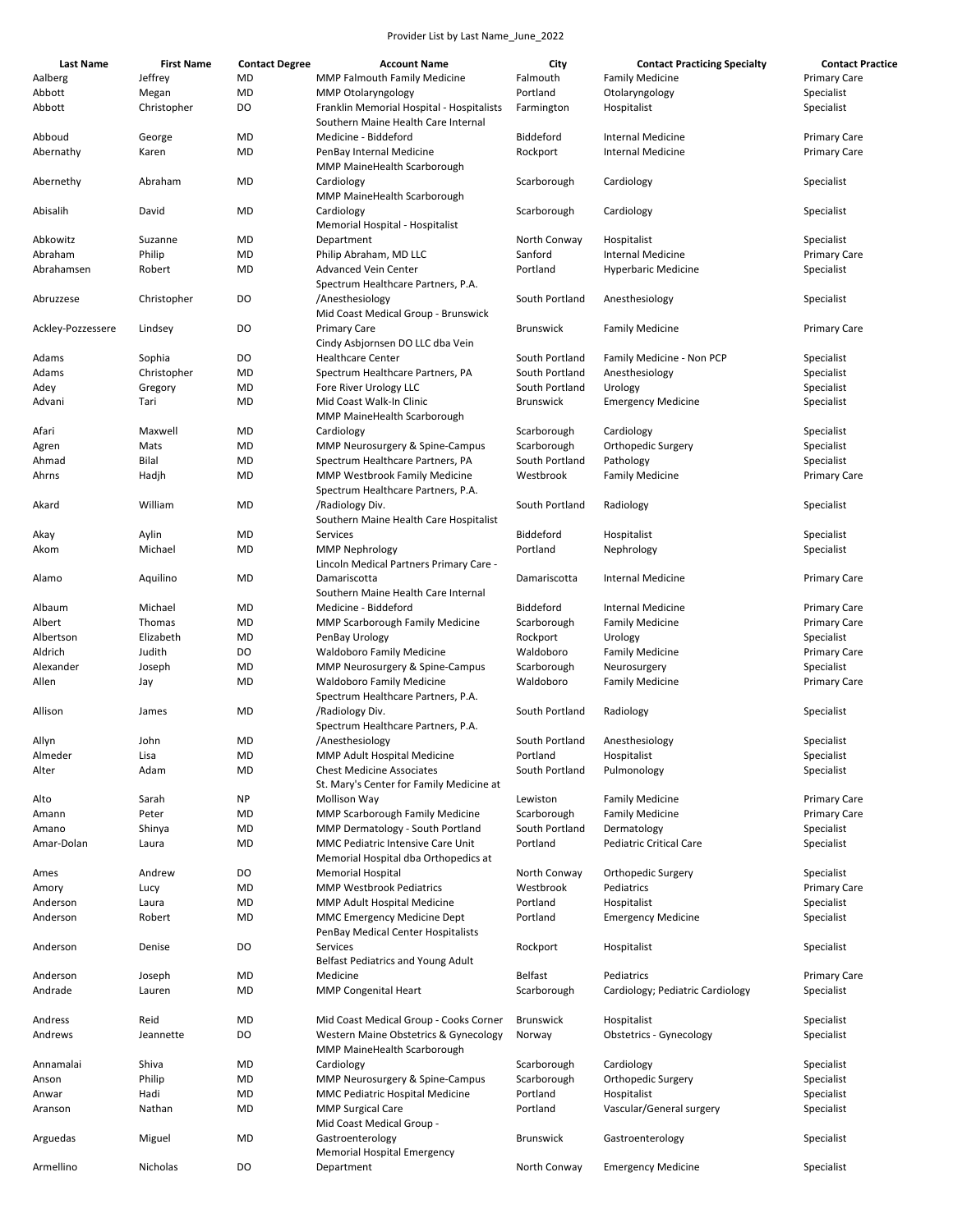Provider List by Last Name_June_2022

| Last Name | First Name | Contact Degree | Account Name | City | Contact Practicing Specialty | Contact Practice |
|---|---|---|---|---|---|---|
| Aalberg | Jeffrey | MD | MMP Falmouth Family Medicine | Falmouth | Family Medicine | Primary Care |
| Abbott | Megan | MD | MMP Otolaryngology | Portland | Otolaryngology | Specialist |
| Abbott | Christopher | DO | Franklin Memorial Hospital - Hospitalists | Farmington | Hospitalist | Specialist |
| Abboud | George | MD | Southern Maine Health Care Internal Medicine - Biddeford | Biddeford | Internal Medicine | Primary Care |
| Abernathy | Karen | MD | PenBay Internal Medicine | Rockport | Internal Medicine | Primary Care |
| Abernethy | Abraham | MD | MMP MaineHealth Scarborough Cardiology | Scarborough | Cardiology | Specialist |
| Abisalih | David | MD | MMP MaineHealth Scarborough Cardiology | Scarborough | Cardiology | Specialist |
| Abkowitz | Suzanne | MD | Memorial Hospital - Hospitalist Department | North Conway | Hospitalist | Specialist |
| Abraham | Philip | MD | Philip Abraham, MD LLC | Sanford | Internal Medicine | Primary Care |
| Abrahamsen | Robert | MD | Advanced Vein Center | Portland | Hyperbaric Medicine | Specialist |
| Abruzzese | Christopher | DO | Spectrum Healthcare Partners, P.A. /Anesthesiology | South Portland | Anesthesiology | Specialist |
| Ackley-Pozzessere | Lindsey | DO | Mid Coast Medical Group - Brunswick Primary Care | Brunswick | Family Medicine | Primary Care |
| Adams | Sophia | DO | Cindy Asbjornsen DO LLC dba Vein Healthcare Center | South Portland | Family Medicine - Non PCP | Specialist |
| Adams | Christopher | MD | Spectrum Healthcare Partners, PA | South Portland | Anesthesiology | Specialist |
| Adey | Gregory | MD | Fore River Urology LLC | South Portland | Urology | Specialist |
| Advani | Tari | MD | Mid Coast Walk-In Clinic | Brunswick | Emergency Medicine | Specialist |
| Afari | Maxwell | MD | MMP MaineHealth Scarborough Cardiology | Scarborough | Cardiology | Specialist |
| Agren | Mats | MD | MMP Neurosurgery & Spine-Campus | Scarborough | Orthopedic Surgery | Specialist |
| Ahmad | Bilal | MD | Spectrum Healthcare Partners, PA | South Portland | Pathology | Specialist |
| Ahrns | Hadjh | MD | MMP Westbrook Family Medicine | Westbrook | Family Medicine | Primary Care |
| Akard | William | MD | Spectrum Healthcare Partners, P.A. /Radiology Div. | South Portland | Radiology | Specialist |
| Akay | Aylin | MD | Southern Maine Health Care Hospitalist Services | Biddeford | Hospitalist | Specialist |
| Akom | Michael | MD | MMP Nephrology | Portland | Nephrology | Specialist |
| Alamo | Aquilino | MD | Lincoln Medical Partners Primary Care - Damariscotta | Damariscotta | Internal Medicine | Primary Care |
| Albaum | Michael | MD | Southern Maine Health Care Internal Medicine - Biddeford | Biddeford | Internal Medicine | Primary Care |
| Albert | Thomas | MD | MMP Scarborough Family Medicine | Scarborough | Family Medicine | Primary Care |
| Albertson | Elizabeth | MD | PenBay Urology | Rockport | Urology | Specialist |
| Aldrich | Judith | DO | Waldoboro Family Medicine | Waldoboro | Family Medicine | Primary Care |
| Alexander | Joseph | MD | MMP Neurosurgery & Spine-Campus | Scarborough | Neurosurgery | Specialist |
| Allen | Jay | MD | Waldoboro Family Medicine | Waldoboro | Family Medicine | Primary Care |
| Allison | James | MD | Spectrum Healthcare Partners, P.A. /Radiology Div. | South Portland | Radiology | Specialist |
| Allyn | John | MD | Spectrum Healthcare Partners, P.A. /Anesthesiology | South Portland | Anesthesiology | Specialist |
| Almeder | Lisa | MD | MMP Adult Hospital Medicine | Portland | Hospitalist | Specialist |
| Alter | Adam | MD | Chest Medicine Associates | South Portland | Pulmonology | Specialist |
| Alto | Sarah | NP | St. Mary's Center for Family Medicine at Mollison Way | Lewiston | Family Medicine | Primary Care |
| Amann | Peter | MD | MMP Scarborough Family Medicine | Scarborough | Family Medicine | Primary Care |
| Amano | Shinya | MD | MMP Dermatology - South Portland | South Portland | Dermatology | Specialist |
| Amar-Dolan | Laura | MD | MMC Pediatric Intensive Care Unit | Portland | Pediatric Critical Care | Specialist |
| Ames | Andrew | DO | Memorial Hospital dba Orthopedics at Memorial Hospital | North Conway | Orthopedic Surgery | Specialist |
| Amory | Lucy | MD | MMP Westbrook Pediatrics | Westbrook | Pediatrics | Primary Care |
| Anderson | Laura | MD | MMP Adult Hospital Medicine | Portland | Hospitalist | Specialist |
| Anderson | Robert | MD | MMC Emergency Medicine Dept | Portland | Emergency Medicine | Specialist |
| Anderson | Denise | DO | PenBay Medical Center Hospitalists Services | Rockport | Hospitalist | Specialist |
| Anderson | Joseph | MD | Belfast Pediatrics and Young Adult Medicine | Belfast | Pediatrics | Primary Care |
| Andrade | Lauren | MD | MMP Congenital Heart | Scarborough | Cardiology; Pediatric Cardiology | Specialist |
| Andress | Reid | MD | Mid Coast Medical Group - Cooks Corner | Brunswick | Hospitalist | Specialist |
| Andrews | Jeannette | DO | Western Maine Obstetrics & Gynecology | Norway | Obstetrics - Gynecology | Specialist |
| Annamalai | Shiva | MD | MMP MaineHealth Scarborough Cardiology | Scarborough | Cardiology | Specialist |
| Anson | Philip | MD | MMP Neurosurgery & Spine-Campus | Scarborough | Orthopedic Surgery | Specialist |
| Anwar | Hadi | MD | MMC Pediatric Hospital Medicine | Portland | Hospitalist | Specialist |
| Aranson | Nathan | MD | MMP Surgical Care | Portland | Vascular/General surgery | Specialist |
| Arguedas | Miguel | MD | Mid Coast Medical Group - Gastroenterology | Brunswick | Gastroenterology | Specialist |
| Armellino | Nicholas | DO | Memorial Hospital Emergency Department | North Conway | Emergency Medicine | Specialist |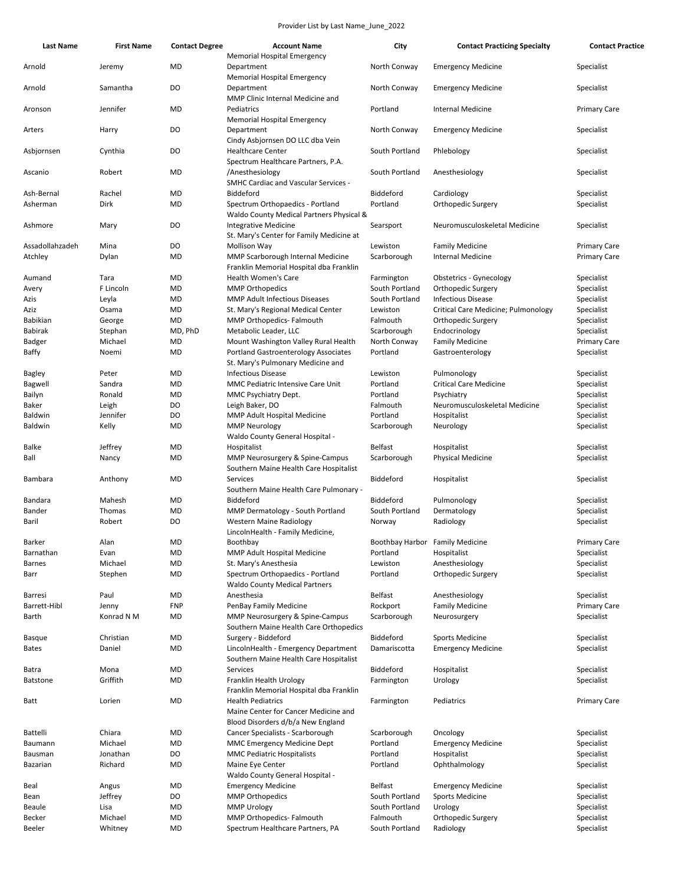Provider List by Last Name_June_2022

| Last Name | First Name | Contact Degree | Account Name | City | Contact Practicing Specialty | Contact Practice |
|---|---|---|---|---|---|---|
| Arnold | Jeremy | MD | Memorial Hospital Emergency Department | North Conway | Emergency Medicine | Specialist |
| Arnold | Samantha | DO | Memorial Hospital Emergency Department | North Conway | Emergency Medicine | Specialist |
| Aronson | Jennifer | MD | MMP Clinic Internal Medicine and Pediatrics | Portland | Internal Medicine | Primary Care |
| Arters | Harry | DO | Memorial Hospital Emergency Department | North Conway | Emergency Medicine | Specialist |
| Asbjornsen | Cynthia | DO | Cindy Asbjornsen DO LLC dba Vein Healthcare Center | South Portland | Phlebology | Specialist |
| Ascanio | Robert | MD | Spectrum Healthcare Partners, P.A. /Anesthesiology | South Portland | Anesthesiology | Specialist |
| Ash-Bernal | Rachel | MD | SMHC Cardiac and Vascular Services - Biddeford | Biddeford | Cardiology | Specialist |
| Asherman | Dirk | MD | Spectrum Orthopaedics - Portland | Portland | Orthopedic Surgery | Specialist |
| Ashmore | Mary | DO | Waldo County Medical Partners Physical & Integrative Medicine | Searsport | Neuromusculoskeletal Medicine | Specialist |
| Assadollahzadeh | Mina | DO | St. Mary's Center for Family Medicine at Mollison Way | Lewiston | Family Medicine | Primary Care |
| Atchley | Dylan | MD | MMP Scarborough Internal Medicine | Scarborough | Internal Medicine | Primary Care |
| Aumand | Tara | MD | Franklin Memorial Hospital dba Franklin Health Women's Care | Farmington | Obstetrics - Gynecology | Specialist |
| Avery | F Lincoln | MD | MMP Orthopedics | South Portland | Orthopedic Surgery | Specialist |
| Azis | Leyla | MD | MMP Adult Infectious Diseases | South Portland | Infectious Disease | Specialist |
| Aziz | Osama | MD | St. Mary's Regional Medical Center | Lewiston | Critical Care Medicine; Pulmonology | Specialist |
| Babikian | George | MD | MMP Orthopedics- Falmouth | Falmouth | Orthopedic Surgery | Specialist |
| Babirak | Stephan | MD, PhD | Metabolic Leader, LLC | Scarborough | Endocrinology | Specialist |
| Badger | Michael | MD | Mount Washington Valley Rural Health | North Conway | Family Medicine | Primary Care |
| Baffy | Noemi | MD | Portland Gastroenterology Associates | Portland | Gastroenterology | Specialist |
| Bagley | Peter | MD | St. Mary's Pulmonary Medicine and Infectious Disease | Lewiston | Pulmonology | Specialist |
| Bagwell | Sandra | MD | MMC Pediatric Intensive Care Unit | Portland | Critical Care Medicine | Specialist |
| Bailyn | Ronald | MD | MMC Psychiatry Dept. | Portland | Psychiatry | Specialist |
| Baker | Leigh | DO | Leigh Baker, DO | Falmouth | Neuromusculoskeletal Medicine | Specialist |
| Baldwin | Jennifer | DO | MMP Adult Hospital Medicine | Portland | Hospitalist | Specialist |
| Baldwin | Kelly | MD | MMP Neurology | Scarborough | Neurology | Specialist |
| Balke | Jeffrey | MD | Waldo County General Hospital - Hospitalist | Belfast | Hospitalist | Specialist |
| Ball | Nancy | MD | MMP Neurosurgery & Spine-Campus | Scarborough | Physical Medicine | Specialist |
| Bambara | Anthony | MD | Southern Maine Health Care Hospitalist Services | Biddeford | Hospitalist | Specialist |
| Bandara | Mahesh | MD | Southern Maine Health Care Pulmonary - Biddeford | Biddeford | Pulmonology | Specialist |
| Bander | Thomas | MD | MMP Dermatology - South Portland | South Portland | Dermatology | Specialist |
| Baril | Robert | DO | Western Maine Radiology | Norway | Radiology | Specialist |
| Barker | Alan | MD | LincolnHealth - Family Medicine, Boothbay | Boothbay Harbor | Family Medicine | Primary Care |
| Barnathan | Evan | MD | MMP Adult Hospital Medicine | Portland | Hospitalist | Specialist |
| Barnes | Michael | MD | St. Mary's Anesthesia | Lewiston | Anesthesiology | Specialist |
| Barr | Stephen | MD | Spectrum Orthopaedics - Portland | Portland | Orthopedic Surgery | Specialist |
| Barresi | Paul | MD | Waldo County Medical Partners Anesthesia | Belfast | Anesthesiology | Specialist |
| Barrett-Hibl | Jenny | FNP | PenBay Family Medicine | Rockport | Family Medicine | Primary Care |
| Barth | Konrad N M | MD | MMP Neurosurgery & Spine-Campus | Scarborough | Neurosurgery | Specialist |
| Basque | Christian | MD | Southern Maine Health Care Orthopedics Surgery - Biddeford | Biddeford | Sports Medicine | Specialist |
| Bates | Daniel | MD | LincolnHealth - Emergency Department | Damariscotta | Emergency Medicine | Specialist |
| Batra | Mona | MD | Southern Maine Health Care Hospitalist Services | Biddeford | Hospitalist | Specialist |
| Batstone | Griffith | MD | Franklin Health Urology | Farmington | Urology | Specialist |
| Batt | Lorien | MD | Franklin Memorial Hospital dba Franklin Health Pediatrics | Farmington | Pediatrics | Primary Care |
| Battelli | Chiara | MD | Maine Center for Cancer Medicine and Blood Disorders d/b/a New England Cancer Specialists - Scarborough | Scarborough | Oncology | Specialist |
| Baumann | Michael | MD | MMC Emergency Medicine Dept | Portland | Emergency Medicine | Specialist |
| Bausman | Jonathan | DO | MMC Pediatric Hospitalists | Portland | Hospitalist | Specialist |
| Bazarian | Richard | MD | Maine Eye Center | Portland | Ophthalmology | Specialist |
| Beal | Angus | MD | Waldo County General Hospital - Emergency Medicine | Belfast | Emergency Medicine | Specialist |
| Bean | Jeffrey | DO | MMP Orthopedics | South Portland | Sports Medicine | Specialist |
| Beaule | Lisa | MD | MMP Urology | South Portland | Urology | Specialist |
| Becker | Michael | MD | MMP Orthopedics- Falmouth | Falmouth | Orthopedic Surgery | Specialist |
| Beeler | Whitney | MD | Spectrum Healthcare Partners, PA | South Portland | Radiology | Specialist |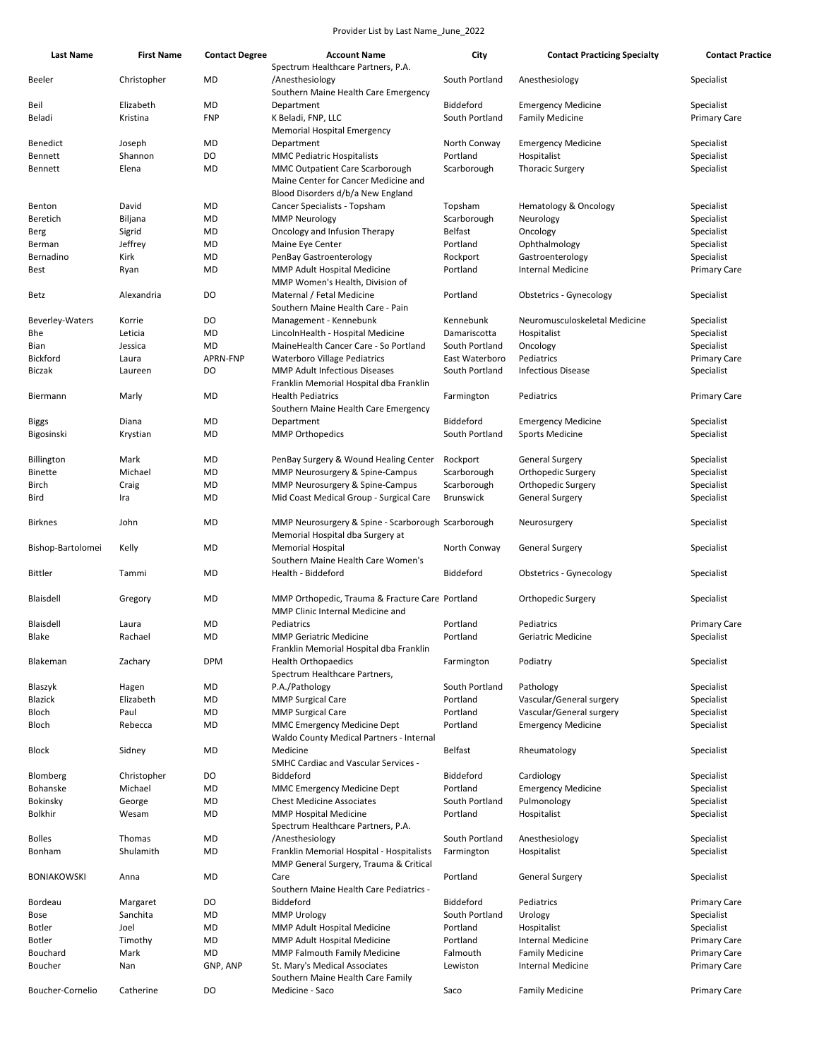Provider List by Last Name_June_2022

| Last Name | First Name | Contact Degree | Account Name | City | Contact Practicing Specialty | Contact Practice |
|---|---|---|---|---|---|---|
| Beeler | Christopher | MD | Spectrum Healthcare Partners, P.A. /Anesthesiology | South Portland | Anesthesiology | Specialist |
| Beil | Elizabeth | MD | Southern Maine Health Care Emergency Department | Biddeford | Emergency Medicine | Specialist |
| Beladi | Kristina | FNP | K Beladi, FNP, LLC | South Portland | Family Medicine | Primary Care |
| Benedict | Joseph | MD | Memorial Hospital Emergency Department | North Conway | Emergency Medicine | Specialist |
| Bennett | Shannon | DO | MMC Pediatric Hospitalists | Portland | Hospitalist | Specialist |
| Bennett | Elena | MD | MMC Outpatient Care Scarborough | Scarborough | Thoracic Surgery | Specialist |
| Benton | David | MD | Maine Center for Cancer Medicine and Blood Disorders d/b/a New England Cancer Specialists - Topsham | Topsham | Hematology & Oncology | Specialist |
| Beretich | Biljana | MD | MMP Neurology | Scarborough | Neurology | Specialist |
| Berg | Sigrid | MD | Oncology and Infusion Therapy | Belfast | Oncology | Specialist |
| Berman | Jeffrey | MD | Maine Eye Center | Portland | Ophthalmology | Specialist |
| Bernadino | Kirk | MD | PenBay Gastroenterology | Rockport | Gastroenterology | Specialist |
| Best | Ryan | MD | MMP Adult Hospital Medicine | Portland | Internal Medicine | Primary Care |
| Betz | Alexandria | DO | MMP Women's Health, Division of Maternal / Fetal Medicine | Portland | Obstetrics - Gynecology | Specialist |
| Beverley-Waters | Korrie | DO | Southern Maine Health Care - Pain Management - Kennebunk | Kennebunk | Neuromusculoskeletal Medicine | Specialist |
| Bhe | Leticia | MD | LincolnHealth - Hospital Medicine | Damariscotta | Hospitalist | Specialist |
| Bian | Jessica | MD | MaineHealth Cancer Care - So Portland | South Portland | Oncology | Specialist |
| Bickford | Laura | APRN-FNP | Waterboro Village Pediatrics | East Waterboro | Pediatrics | Primary Care |
| Biczak | Laureen | DO | MMP Adult Infectious Diseases | South Portland | Infectious Disease | Specialist |
| Biermann | Marly | MD | Franklin Memorial Hospital dba Franklin Health Pediatrics | Farmington | Pediatrics | Primary Care |
| Biggs | Diana | MD | Southern Maine Health Care Emergency Department | Biddeford | Emergency Medicine | Specialist |
| Bigosinski | Krystian | MD | MMP Orthopedics | South Portland | Sports Medicine | Specialist |
| Billington | Mark | MD | PenBay Surgery & Wound Healing Center | Rockport | General Surgery | Specialist |
| Binette | Michael | MD | MMP Neurosurgery & Spine-Campus | Scarborough | Orthopedic Surgery | Specialist |
| Birch | Craig | MD | MMP Neurosurgery & Spine-Campus | Scarborough | Orthopedic Surgery | Specialist |
| Bird | Ira | MD | Mid Coast Medical Group - Surgical Care | Brunswick | General Surgery | Specialist |
| Birknes | John | MD | MMP Neurosurgery & Spine - Scarborough | Scarborough | Neurosurgery | Specialist |
| Bishop-Bartolomei | Kelly | MD | Memorial Hospital dba Surgery at Memorial Hospital | North Conway | General Surgery | Specialist |
| Bittler | Tammi | MD | Southern Maine Health Care Women's Health - Biddeford | Biddeford | Obstetrics - Gynecology | Specialist |
| Blaisdell | Gregory | MD | MMP Orthopedic, Trauma & Fracture Care | Portland | Orthopedic Surgery | Specialist |
| Blaisdell | Laura | MD | MMP Clinic Internal Medicine and Pediatrics | Portland | Pediatrics | Primary Care |
| Blake | Rachael | MD | MMP Geriatric Medicine | Portland | Geriatric Medicine | Specialist |
| Blakeman | Zachary | DPM | Franklin Memorial Hospital dba Franklin Health Orthopaedics | Farmington | Podiatry | Specialist |
| Blaszyk | Hagen | MD | Spectrum Healthcare Partners, P.A./Pathology | South Portland | Pathology | Specialist |
| Blazick | Elizabeth | MD | MMP Surgical Care | Portland | Vascular/General surgery | Specialist |
| Bloch | Paul | MD | MMP Surgical Care | Portland | Vascular/General surgery | Specialist |
| Bloch | Rebecca | MD | MMC Emergency Medicine Dept | Portland | Emergency Medicine | Specialist |
| Block | Sidney | MD | Waldo County Medical Partners - Internal Medicine | Belfast | Rheumatology | Specialist |
| Blomberg | Christopher | DO | SMHC Cardiac and Vascular Services - Biddeford | Biddeford | Cardiology | Specialist |
| Bohanske | Michael | MD | MMC Emergency Medicine Dept | Portland | Emergency Medicine | Specialist |
| Bokinsky | George | MD | Chest Medicine Associates | South Portland | Pulmonology | Specialist |
| Bolkhir | Wesam | MD | MMP Hospital Medicine | Portland | Hospitalist | Specialist |
| Bolles | Thomas | MD | Spectrum Healthcare Partners, P.A. /Anesthesiology | South Portland | Anesthesiology | Specialist |
| Bonham | Shulamith | MD | Franklin Memorial Hospital - Hospitalists | Farmington | Hospitalist | Specialist |
| BONIAKOWSKI | Anna | MD | MMP General Surgery, Trauma & Critical Care | Portland | General Surgery | Specialist |
| Bordeau | Margaret | DO | Southern Maine Health Care Pediatrics - Biddeford | Biddeford | Pediatrics | Primary Care |
| Bose | Sanchita | MD | MMP Urology | South Portland | Urology | Specialist |
| Botler | Joel | MD | MMP Adult Hospital Medicine | Portland | Hospitalist | Specialist |
| Botler | Timothy | MD | MMP Adult Hospital Medicine | Portland | Internal Medicine | Primary Care |
| Bouchard | Mark | MD | MMP Falmouth Family Medicine | Falmouth | Family Medicine | Primary Care |
| Boucher | Nan | GNP, ANP | St. Mary's Medical Associates | Lewiston | Internal Medicine | Primary Care |
| Boucher-Cornelio | Catherine | DO | Southern Maine Health Care Family Medicine - Saco | Saco | Family Medicine | Primary Care |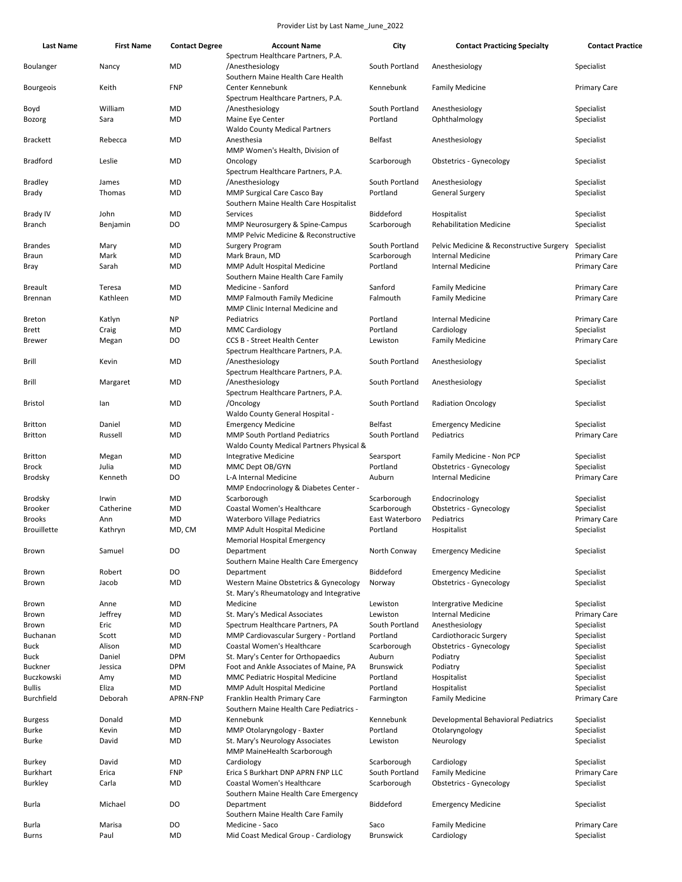Provider List by Last Name_June_2022

| Last Name | First Name | Contact Degree | Account Name | City | Contact Practicing Specialty | Contact Practice |
|---|---|---|---|---|---|---|
| Boulanger | Nancy | MD | Spectrum Healthcare Partners, P.A. /Anesthesiology | South Portland | Anesthesiology | Specialist |
| Bourgeois | Keith | FNP | Southern Maine Health Care Health Center Kennebunk | Kennebunk | Family Medicine | Primary Care |
| Boyd | William | MD | Spectrum Healthcare Partners, P.A. /Anesthesiology | South Portland | Anesthesiology | Specialist |
| Bozorg | Sara | MD | Maine Eye Center | Portland | Ophthalmology | Specialist |
| Brackett | Rebecca | MD | Waldo County Medical Partners Anesthesia | Belfast | Anesthesiology | Specialist |
| Bradford | Leslie | MD | MMP Women's Health, Division of Oncology | Scarborough | Obstetrics - Gynecology | Specialist |
| Bradley | James | MD | Spectrum Healthcare Partners, P.A. /Anesthesiology | South Portland | Anesthesiology | Specialist |
| Brady | Thomas | MD | MMP Surgical Care Casco Bay | Portland | General Surgery | Specialist |
| Brady IV | John | MD | Southern Maine Health Care Hospitalist Services | Biddeford | Hospitalist | Specialist |
| Branch | Benjamin | DO | MMP Neurosurgery & Spine-Campus | Scarborough | Rehabilitation Medicine | Specialist |
| Brandes | Mary | MD | MMP Pelvic Medicine & Reconstructive Surgery Program | South Portland | Pelvic Medicine & Reconstructive Surgery | Specialist |
| Braun | Mark | MD | Mark Braun, MD | Scarborough | Internal Medicine | Primary Care |
| Bray | Sarah | MD | MMP Adult Hospital Medicine | Portland | Internal Medicine | Primary Care |
| Breault | Teresa | MD | Southern Maine Health Care Family Medicine - Sanford | Sanford | Family Medicine | Primary Care |
| Brennan | Kathleen | MD | MMP Falmouth Family Medicine | Falmouth | Family Medicine | Primary Care |
| Breton | Katlyn | NP | MMP Clinic Internal Medicine and Pediatrics | Portland | Internal Medicine | Primary Care |
| Brett | Craig | MD | MMC Cardiology | Portland | Cardiology | Specialist |
| Brewer | Megan | DO | CCS B - Street Health Center | Lewiston | Family Medicine | Primary Care |
| Brill | Kevin | MD | Spectrum Healthcare Partners, P.A. /Anesthesiology | South Portland | Anesthesiology | Specialist |
| Brill | Margaret | MD | Spectrum Healthcare Partners, P.A. /Anesthesiology | South Portland | Anesthesiology | Specialist |
| Bristol | Ian | MD | Spectrum Healthcare Partners, P.A. /Oncology | South Portland | Radiation Oncology | Specialist |
| Britton | Daniel | MD | Waldo County General Hospital - Emergency Medicine | Belfast | Emergency Medicine | Specialist |
| Britton | Russell | MD | MMP South Portland Pediatrics | South Portland | Pediatrics | Primary Care |
| Britton | Megan | MD | Waldo County Medical Partners Physical & Integrative Medicine | Searsport | Family Medicine - Non PCP | Specialist |
| Brock | Julia | MD | MMC Dept OB/GYN | Portland | Obstetrics - Gynecology | Specialist |
| Brodsky | Kenneth | DO | L-A Internal Medicine | Auburn | Internal Medicine | Primary Care |
| Brodsky | Irwin | MD | MMP Endocrinology & Diabetes Center - Scarborough | Scarborough | Endocrinology | Specialist |
| Brooker | Catherine | MD | Coastal Women's Healthcare | Scarborough | Obstetrics - Gynecology | Specialist |
| Brooks | Ann | MD | Waterboro Village Pediatrics | East Waterboro | Pediatrics | Primary Care |
| Brouillette | Kathryn | MD, CM | MMP Adult Hospital Medicine | Portland | Hospitalist | Specialist |
| Brown | Samuel | DO | Memorial Hospital Emergency Department | North Conway | Emergency Medicine | Specialist |
| Brown | Robert | DO | Southern Maine Health Care Emergency Department | Biddeford | Emergency Medicine | Specialist |
| Brown | Jacob | MD | Western Maine Obstetrics & Gynecology | Norway | Obstetrics - Gynecology | Specialist |
| Brown | Anne | MD | St. Mary's Rheumatology and Integrative Medicine | Lewiston | Intergrative Medicine | Specialist |
| Brown | Jeffrey | MD | St. Mary's Medical Associates | Lewiston | Internal Medicine | Primary Care |
| Brown | Eric | MD | Spectrum Healthcare Partners, PA | South Portland | Anesthesiology | Specialist |
| Buchanan | Scott | MD | MMP Cardiovascular Surgery - Portland | Portland | Cardiothoracic Surgery | Specialist |
| Buck | Alison | MD | Coastal Women's Healthcare | Scarborough | Obstetrics - Gynecology | Specialist |
| Buck | Daniel | DPM | St. Mary's Center for Orthopaedics | Auburn | Podiatry | Specialist |
| Buckner | Jessica | DPM | Foot and Ankle Associates of Maine, PA | Brunswick | Podiatry | Specialist |
| Buczkowski | Amy | MD | MMC Pediatric Hospital Medicine | Portland | Hospitalist | Specialist |
| Bullis | Eliza | MD | MMP Adult Hospital Medicine | Portland | Hospitalist | Specialist |
| Burchfield | Deborah | APRN-FNP | Franklin Health Primary Care | Farmington | Family Medicine | Primary Care |
| Burgess | Donald | MD | Southern Maine Health Care Pediatrics - Kennebunk | Kennebunk | Developmental Behavioral Pediatrics | Specialist |
| Burke | Kevin | MD | MMP Otolaryngology - Baxter | Portland | Otolaryngology | Specialist |
| Burke | David | MD | St. Mary's Neurology Associates | Lewiston | Neurology | Specialist |
| Burkey | David | MD | MMP MaineHealth Scarborough Cardiology | Scarborough | Cardiology | Specialist |
| Burkhart | Erica | FNP | Erica S Burkhart DNP APRN FNP LLC | South Portland | Family Medicine | Primary Care |
| Burkley | Carla | MD | Coastal Women's Healthcare | Scarborough | Obstetrics - Gynecology | Specialist |
| Burla | Michael | DO | Southern Maine Health Care Emergency Department | Biddeford | Emergency Medicine | Specialist |
| Burla | Marisa | DO | Southern Maine Health Care Family Medicine - Saco | Saco | Family Medicine | Primary Care |
| Burns | Paul | MD | Mid Coast Medical Group - Cardiology | Brunswick | Cardiology | Specialist |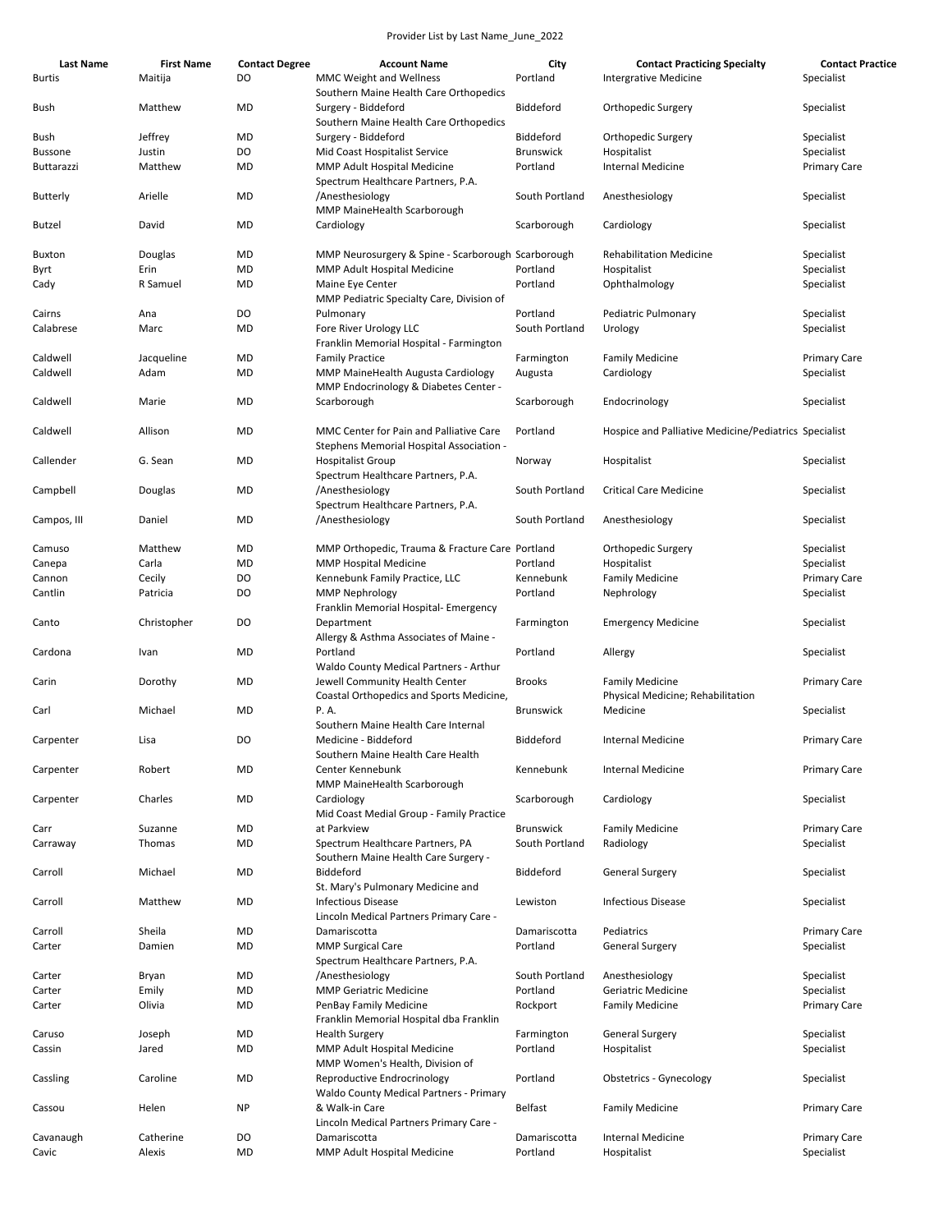Provider List by Last Name_June_2022

| Last Name | First Name | Contact Degree | Account Name | City | Contact Practicing Specialty | Contact Practice |
|---|---|---|---|---|---|---|
| Burtis | Maitija | DO | MMC Weight and Wellness | Portland | Intergrative Medicine | Specialist |
| Bush | Matthew | MD | Southern Maine Health Care Orthopedics Surgery - Biddeford | Biddeford | Orthopedic Surgery | Specialist |
| Bush | Jeffrey | MD | Southern Maine Health Care Orthopedics Surgery - Biddeford | Biddeford | Orthopedic Surgery | Specialist |
| Bussone | Justin | DO | Mid Coast Hospitalist Service | Brunswick | Hospitalist | Specialist |
| Buttarazzi | Matthew | MD | MMP Adult Hospital Medicine | Portland | Internal Medicine | Primary Care |
| Butterly | Arielle | MD | Spectrum Healthcare Partners, P.A. /Anesthesiology | South Portland | Anesthesiology | Specialist |
| Butzel | David | MD | MMP MaineHealth Scarborough Cardiology | Scarborough | Cardiology | Specialist |
| Buxton | Douglas | MD | MMP Neurosurgery & Spine - Scarborough | Scarborough | Rehabilitation Medicine | Specialist |
| Byrt | Erin | MD | MMP Adult Hospital Medicine | Portland | Hospitalist | Specialist |
| Cady | R Samuel | MD | Maine Eye Center | Portland | Ophthalmology | Specialist |
| Cairns | Ana | DO | MMP Pediatric Specialty Care, Division of Pulmonary | Portland | Pediatric Pulmonary | Specialist |
| Calabrese | Marc | MD | Fore River Urology LLC | South Portland | Urology | Specialist |
| Caldwell | Jacqueline | MD | Franklin Memorial Hospital - Farmington Family Practice | Farmington | Family Medicine | Primary Care |
| Caldwell | Adam | MD | MMP MaineHealth Augusta Cardiology | Augusta | Cardiology | Specialist |
| Caldwell | Marie | MD | MMP Endocrinology & Diabetes Center - Scarborough | Scarborough | Endocrinology | Specialist |
| Caldwell | Allison | MD | MMC Center for Pain and Palliative Care | Portland | Hospice and Palliative Medicine/Pediatrics | Specialist |
| Callender | G. Sean | MD | Stephens Memorial Hospital Association - Hospitalist Group | Norway | Hospitalist | Specialist |
| Campbell | Douglas | MD | Spectrum Healthcare Partners, P.A. /Anesthesiology | South Portland | Critical Care Medicine | Specialist |
| Campos, III | Daniel | MD | Spectrum Healthcare Partners, P.A. /Anesthesiology | South Portland | Anesthesiology | Specialist |
| Camuso | Matthew | MD | MMP Orthopedic, Trauma & Fracture Care | Portland | Orthopedic Surgery | Specialist |
| Canepa | Carla | MD | MMP Hospital Medicine | Portland | Hospitalist | Specialist |
| Cannon | Cecily | DO | Kennebunk Family Practice, LLC | Kennebunk | Family Medicine | Primary Care |
| Cantlin | Patricia | DO | MMP Nephrology | Portland | Nephrology | Specialist |
| Canto | Christopher | DO | Franklin Memorial Hospital- Emergency Department | Farmington | Emergency Medicine | Specialist |
| Cardona | Ivan | MD | Allergy & Asthma Associates of Maine - Portland | Portland | Allergy | Specialist |
| Carin | Dorothy | MD | Waldo County Medical Partners - Arthur Jewell Community Health Center | Brooks | Family Medicine | Primary Care |
| Carl | Michael | MD | Coastal Orthopedics and Sports Medicine, P. A. | Brunswick | Physical Medicine; Rehabilitation Medicine | Specialist |
| Carpenter | Lisa | DO | Southern Maine Health Care Internal Medicine - Biddeford | Biddeford | Internal Medicine | Primary Care |
| Carpenter | Robert | MD | Southern Maine Health Care Health Center Kennebunk | Kennebunk | Internal Medicine | Primary Care |
| Carpenter | Charles | MD | MMP MaineHealth Scarborough Cardiology | Scarborough | Cardiology | Specialist |
| Carr | Suzanne | MD | Mid Coast Medial Group - Family Practice at Parkview | Brunswick | Family Medicine | Primary Care |
| Carraway | Thomas | MD | Spectrum Healthcare Partners, PA | South Portland | Radiology | Specialist |
| Carroll | Michael | MD | Southern Maine Health Care Surgery - Biddeford | Biddeford | General Surgery | Specialist |
| Carroll | Matthew | MD | St. Mary's Pulmonary Medicine and Infectious Disease | Lewiston | Infectious Disease | Specialist |
| Carroll | Sheila | MD | Lincoln Medical Partners Primary Care - Damariscotta | Damariscotta | Pediatrics | Primary Care |
| Carter | Damien | MD | MMP Surgical Care | Portland | General Surgery | Specialist |
| Carter | Bryan | MD | Spectrum Healthcare Partners, P.A. /Anesthesiology | South Portland | Anesthesiology | Specialist |
| Carter | Emily | MD | MMP Geriatric Medicine | Portland | Geriatric Medicine | Specialist |
| Carter | Olivia | MD | PenBay Family Medicine | Rockport | Family Medicine | Primary Care |
| Caruso | Joseph | MD | Franklin Memorial Hospital dba Franklin Health Surgery | Farmington | General Surgery | Specialist |
| Cassin | Jared | MD | MMP Adult Hospital Medicine | Portland | Hospitalist | Specialist |
| Cassling | Caroline | MD | MMP Women's Health, Division of Reproductive Endrocrinology | Portland | Obstetrics - Gynecology | Specialist |
| Cassou | Helen | NP | Waldo County Medical Partners - Primary & Walk-in Care | Belfast | Family Medicine | Primary Care |
| Cavanaugh | Catherine | DO | Lincoln Medical Partners Primary Care - Damariscotta | Damariscotta | Internal Medicine | Primary Care |
| Cavic | Alexis | MD | MMP Adult Hospital Medicine | Portland | Hospitalist | Specialist |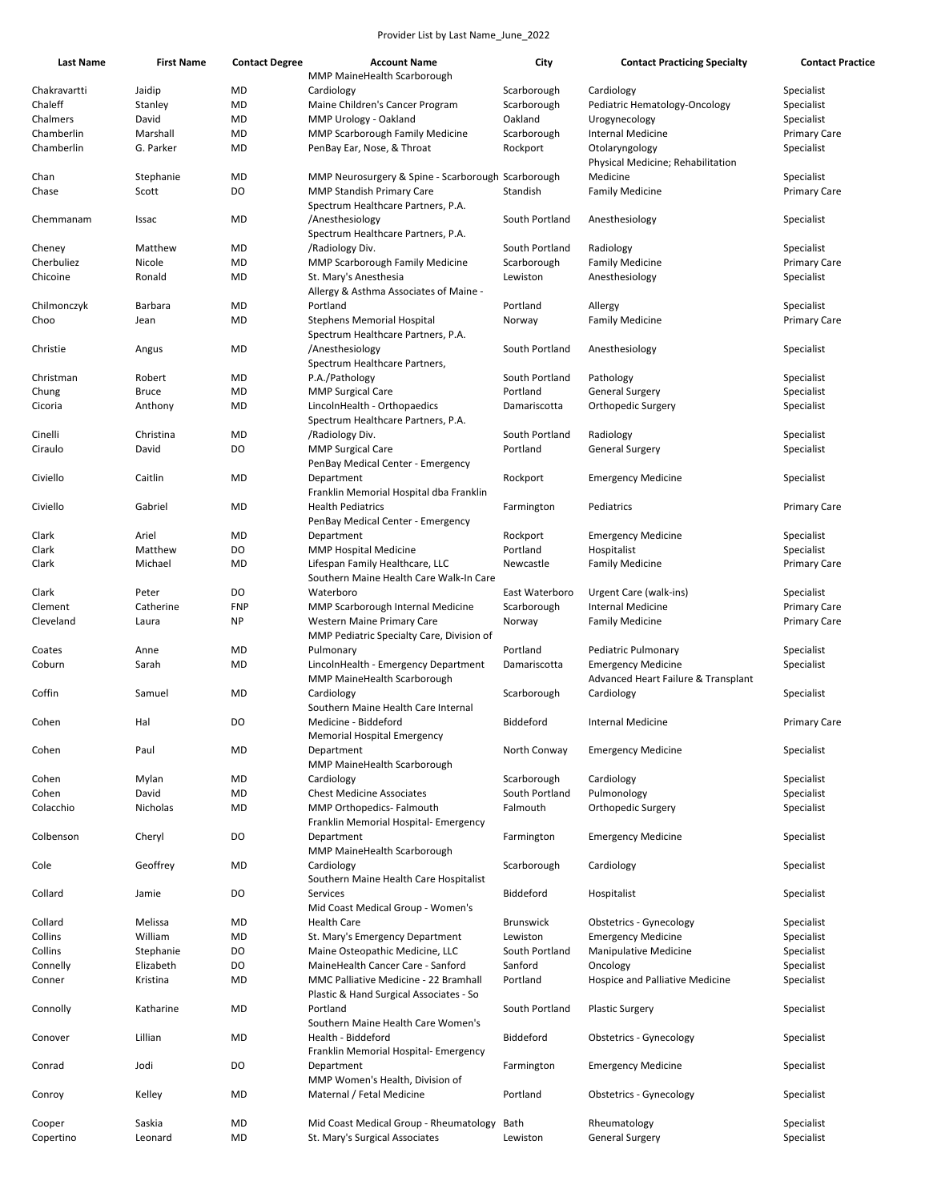Provider List by Last Name_June_2022

| Last Name | First Name | Contact Degree | Account Name | City | Contact Practicing Specialty | Contact Practice |
|---|---|---|---|---|---|---|
| Chakravartti | Jaidip | MD | MMP MaineHealth Scarborough Cardiology | Scarborough | Cardiology | Specialist |
| Chaleff | Stanley | MD | Maine Children's Cancer Program | Scarborough | Pediatric Hematology-Oncology | Specialist |
| Chalmers | David | MD | MMP Urology - Oakland | Oakland | Urogynecology | Specialist |
| Chamberlin | Marshall | MD | MMP Scarborough Family Medicine | Scarborough | Internal Medicine | Primary Care |
| Chamberlin | G. Parker | MD | PenBay Ear, Nose, & Throat | Rockport | Otolaryngology | Specialist |
| Chan | Stephanie | MD | MMP Neurosurgery & Spine - Scarborough | Scarborough | Physical Medicine; Rehabilitation Medicine | Specialist |
| Chase | Scott | DO | MMP Standish Primary Care | Standish | Family Medicine | Primary Care |
| Chemmanam | Issac | MD | Spectrum Healthcare Partners, P.A. /Anesthesiology | South Portland | Anesthesiology | Specialist |
| Cheney | Matthew | MD | Spectrum Healthcare Partners, P.A. /Radiology Div. | South Portland | Radiology | Specialist |
| Cherbuliez | Nicole | MD | MMP Scarborough Family Medicine | Scarborough | Family Medicine | Primary Care |
| Chicoine | Ronald | MD | St. Mary's Anesthesia | Lewiston | Anesthesiology | Specialist |
| Chilmonczyk | Barbara | MD | Allergy & Asthma Associates of Maine - Portland | Portland | Allergy | Specialist |
| Choo | Jean | MD | Stephens Memorial Hospital | Norway | Family Medicine | Primary Care |
| Christie | Angus | MD | Spectrum Healthcare Partners, P.A. /Anesthesiology | South Portland | Anesthesiology | Specialist |
| Christman | Robert | MD | Spectrum Healthcare Partners, P.A./Pathology | South Portland | Pathology | Specialist |
| Chung | Bruce | MD | MMP Surgical Care | Portland | General Surgery | Specialist |
| Cicoria | Anthony | MD | LincolnHealth - Orthopaedics | Damariscotta | Orthopedic Surgery | Specialist |
| Cinelli | Christina | MD | Spectrum Healthcare Partners, P.A. /Radiology Div. | South Portland | Radiology | Specialist |
| Ciraulo | David | DO | MMP Surgical Care | Portland | General Surgery | Specialist |
| Civiello | Caitlin | MD | PenBay Medical Center - Emergency Department | Rockport | Emergency Medicine | Specialist |
| Civiello | Gabriel | MD | Franklin Memorial Hospital dba Franklin Health Pediatrics | Farmington | Pediatrics | Primary Care |
| Clark | Ariel | MD | PenBay Medical Center - Emergency Department | Rockport | Emergency Medicine | Specialist |
| Clark | Matthew | DO | MMP Hospital Medicine | Portland | Hospitalist | Specialist |
| Clark | Michael | MD | Lifespan Family Healthcare, LLC | Newcastle | Family Medicine | Primary Care |
| Clark | Peter | DO | Southern Maine Health Care Walk-In Care Waterboro | East Waterboro | Urgent Care (walk-ins) | Specialist |
| Clement | Catherine | FNP | MMP Scarborough Internal Medicine | Scarborough | Internal Medicine | Primary Care |
| Cleveland | Laura | NP | Western Maine Primary Care | Norway | Family Medicine | Primary Care |
| Coates | Anne | MD | MMP Pediatric Specialty Care, Division of Pulmonary | Portland | Pediatric Pulmonary | Specialist |
| Coburn | Sarah | MD | LincolnHealth - Emergency Department | Damariscotta | Emergency Medicine | Specialist |
| Coffin | Samuel | MD | MMP MaineHealth Scarborough Cardiology | Scarborough | Advanced Heart Failure & Transplant Cardiology | Specialist |
| Cohen | Hal | DO | Southern Maine Health Care Internal Medicine - Biddeford | Biddeford | Internal Medicine | Primary Care |
| Cohen | Paul | MD | Memorial Hospital Emergency Department | North Conway | Emergency Medicine | Specialist |
| Cohen | Mylan | MD | MMP MaineHealth Scarborough Cardiology | Scarborough | Cardiology | Specialist |
| Cohen | David | MD | Chest Medicine Associates | South Portland | Pulmonology | Specialist |
| Colacchio | Nicholas | MD | MMP Orthopedics- Falmouth | Falmouth | Orthopedic Surgery | Specialist |
| Colbenson | Cheryl | DO | Franklin Memorial Hospital- Emergency Department | Farmington | Emergency Medicine | Specialist |
| Cole | Geoffrey | MD | MMP MaineHealth Scarborough Cardiology | Scarborough | Cardiology | Specialist |
| Collard | Jamie | DO | Southern Maine Health Care Hospitalist Services | Biddeford | Hospitalist | Specialist |
| Collard | Melissa | MD | Mid Coast Medical Group - Women's Health Care | Brunswick | Obstetrics - Gynecology | Specialist |
| Collins | William | MD | St. Mary's Emergency Department | Lewiston | Emergency Medicine | Specialist |
| Collins | Stephanie | DO | Maine Osteopathic Medicine, LLC | South Portland | Manipulative Medicine | Specialist |
| Connelly | Elizabeth | DO | MaineHealth Cancer Care - Sanford | Sanford | Oncology | Specialist |
| Conner | Kristina | MD | MMC Palliative Medicine - 22 Bramhall | Portland | Hospice and Palliative Medicine | Specialist |
| Connolly | Katharine | MD | Plastic & Hand Surgical Associates - So Portland | South Portland | Plastic Surgery | Specialist |
| Conover | Lillian | MD | Southern Maine Health Care Women's Health - Biddeford | Biddeford | Obstetrics - Gynecology | Specialist |
| Conrad | Jodi | DO | Franklin Memorial Hospital- Emergency Department | Farmington | Emergency Medicine | Specialist |
| Conroy | Kelley | MD | MMP Women's Health, Division of Maternal / Fetal Medicine | Portland | Obstetrics - Gynecology | Specialist |
| Cooper | Saskia | MD | Mid Coast Medical Group - Rheumatology | Bath | Rheumatology | Specialist |
| Copertino | Leonard | MD | St. Mary's Surgical Associates | Lewiston | General Surgery | Specialist |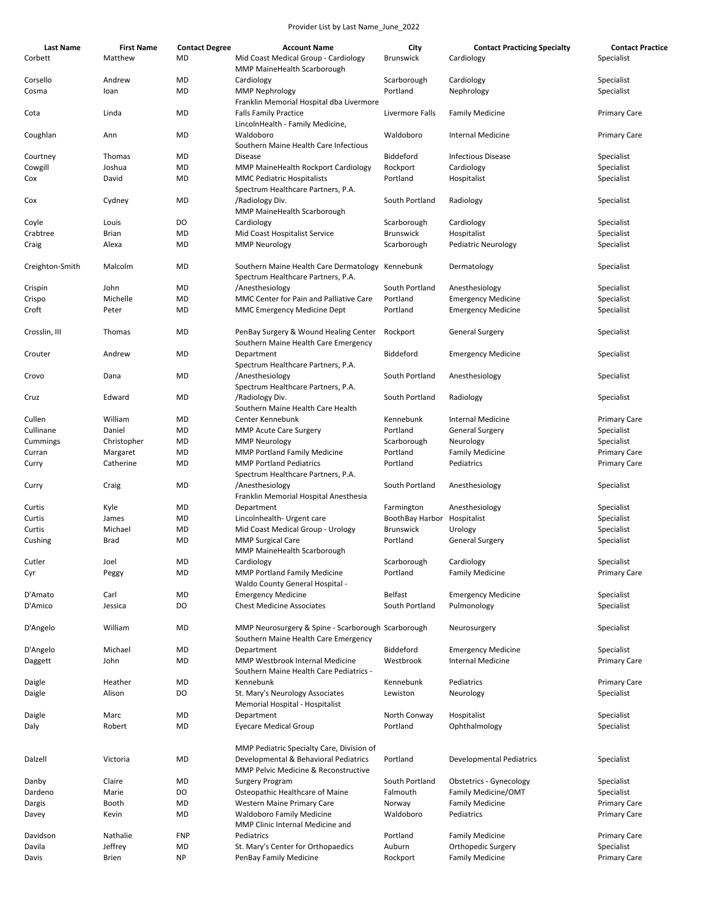Provider List by Last Name_June_2022

| Last Name | First Name | Contact Degree | Account Name | City | Contact Practicing Specialty | Contact Practice |
|---|---|---|---|---|---|---|
| Corbett | Matthew | MD | Mid Coast Medical Group - Cardiology | Brunswick | Cardiology | Specialist |
| Corsello | Andrew | MD | MMP MaineHealth Scarborough Cardiology | Scarborough | Cardiology | Specialist |
| Cosma | Ioan | MD | MMP Nephrology | Portland | Nephrology | Specialist |
| Cota | Linda | MD | Franklin Memorial Hospital dba Livermore Falls Family Practice | Livermore Falls | Family Medicine | Primary Care |
| Coughlan | Ann | MD | LincolnHealth - Family Medicine, Waldoboro | Waldoboro | Internal Medicine | Primary Care |
| Courtney | Thomas | MD | Southern Maine Health Care Infectious Disease | Biddeford | Infectious Disease | Specialist |
| Cowgill | Joshua | MD | MMP MaineHealth Rockport Cardiology | Rockport | Cardiology | Specialist |
| Cox | David | MD | MMC Pediatric Hospitalists | Portland | Hospitalist | Specialist |
| Cox | Cydney | MD | Spectrum Healthcare Partners, P.A. /Radiology Div. | South Portland | Radiology | Specialist |
| Coyle | Louis | DO | MMP MaineHealth Scarborough Cardiology | Scarborough | Cardiology | Specialist |
| Crabtree | Brian | MD | Mid Coast Hospitalist Service | Brunswick | Hospitalist | Specialist |
| Craig | Alexa | MD | MMP Neurology | Scarborough | Pediatric Neurology | Specialist |
| Creighton-Smith | Malcolm | MD | Southern Maine Health Care Dermatology | Kennebunk | Dermatology | Specialist |
| Crispin | John | MD | Spectrum Healthcare Partners, P.A. /Anesthesiology | South Portland | Anesthesiology | Specialist |
| Crispo | Michelle | MD | MMC Center for Pain and Palliative Care | Portland | Emergency Medicine | Specialist |
| Croft | Peter | MD | MMC Emergency Medicine Dept | Portland | Emergency Medicine | Specialist |
| Crosslin, III | Thomas | MD | PenBay Surgery & Wound Healing Center | Rockport | General Surgery | Specialist |
| Crouter | Andrew | MD | Southern Maine Health Care Emergency Department | Biddeford | Emergency Medicine | Specialist |
| Crovo | Dana | MD | Spectrum Healthcare Partners, P.A. /Anesthesiology | South Portland | Anesthesiology | Specialist |
| Cruz | Edward | MD | Spectrum Healthcare Partners, P.A. /Radiology Div. | South Portland | Radiology | Specialist |
| Cullen | William | MD | Southern Maine Health Care Health Center Kennebunk | Kennebunk | Internal Medicine | Primary Care |
| Cullinane | Daniel | MD | MMP Acute Care Surgery | Portland | General Surgery | Specialist |
| Cummings | Christopher | MD | MMP Neurology | Scarborough | Neurology | Specialist |
| Curran | Margaret | MD | MMP Portland Family Medicine | Portland | Family Medicine | Primary Care |
| Curry | Catherine | MD | MMP Portland Pediatrics | Portland | Pediatrics | Primary Care |
| Curry | Craig | MD | Spectrum Healthcare Partners, P.A. /Anesthesiology | South Portland | Anesthesiology | Specialist |
| Curtis | Kyle | MD | Franklin Memorial Hospital Anesthesia Department | Farmington | Anesthesiology | Specialist |
| Curtis | James | MD | Lincolnhealth- Urgent care | BoothBay Harbor | Hospitalist | Specialist |
| Curtis | Michael | MD | Mid Coast Medical Group - Urology | Brunswick | Urology | Specialist |
| Cushing | Brad | MD | MMP Surgical Care | Portland | General Surgery | Specialist |
| Cutler | Joel | MD | MMP MaineHealth Scarborough Cardiology | Scarborough | Cardiology | Specialist |
| Cyr | Peggy | MD | MMP Portland Family Medicine | Portland | Family Medicine | Primary Care |
| D'Amato | Carl | MD | Waldo County General Hospital - Emergency Medicine | Belfast | Emergency Medicine | Specialist |
| D'Amico | Jessica | DO | Chest Medicine Associates | South Portland | Pulmonology | Specialist |
| D'Angelo | William | MD | MMP Neurosurgery & Spine - Scarborough | Scarborough | Neurosurgery | Specialist |
| D'Angelo | Michael | MD | Southern Maine Health Care Emergency Department | Biddeford | Emergency Medicine | Specialist |
| Daggett | John | MD | MMP Westbrook Internal Medicine | Westbrook | Internal Medicine | Primary Care |
| Daigle | Heather | MD | Southern Maine Health Care Pediatrics - Kennebunk | Kennebunk | Pediatrics | Primary Care |
| Daigle | Alison | DO | St. Mary's Neurology Associates | Lewiston | Neurology | Specialist |
| Daigle | Marc | MD | Memorial Hospital - Hospitalist Department | North Conway | Hospitalist | Specialist |
| Daly | Robert | MD | Eyecare Medical Group | Portland | Ophthalmology | Specialist |
| Dalzell | Victoria | MD | MMP Pediatric Specialty Care, Division of Developmental & Behavioral Pediatrics | Portland | Developmental Pediatrics | Specialist |
| Danby | Claire | MD | MMP Pelvic Medicine & Reconstructive Surgery Program | South Portland | Obstetrics - Gynecology | Specialist |
| Dardeno | Marie | DO | Osteopathic Healthcare of Maine | Falmouth | Family Medicine/OMT | Specialist |
| Dargis | Booth | MD | Western Maine Primary Care | Norway | Family Medicine | Primary Care |
| Davey | Kevin | MD | Waldoboro Family Medicine | Waldoboro | Pediatrics | Primary Care |
| Davidson | Nathalie | FNP | MMP Clinic Internal Medicine and Pediatrics | Portland | Family Medicine | Primary Care |
| Davila | Jeffrey | MD | St. Mary's Center for Orthopaedics | Auburn | Orthopedic Surgery | Specialist |
| Davis | Brien | NP | PenBay Family Medicine | Rockport | Family Medicine | Primary Care |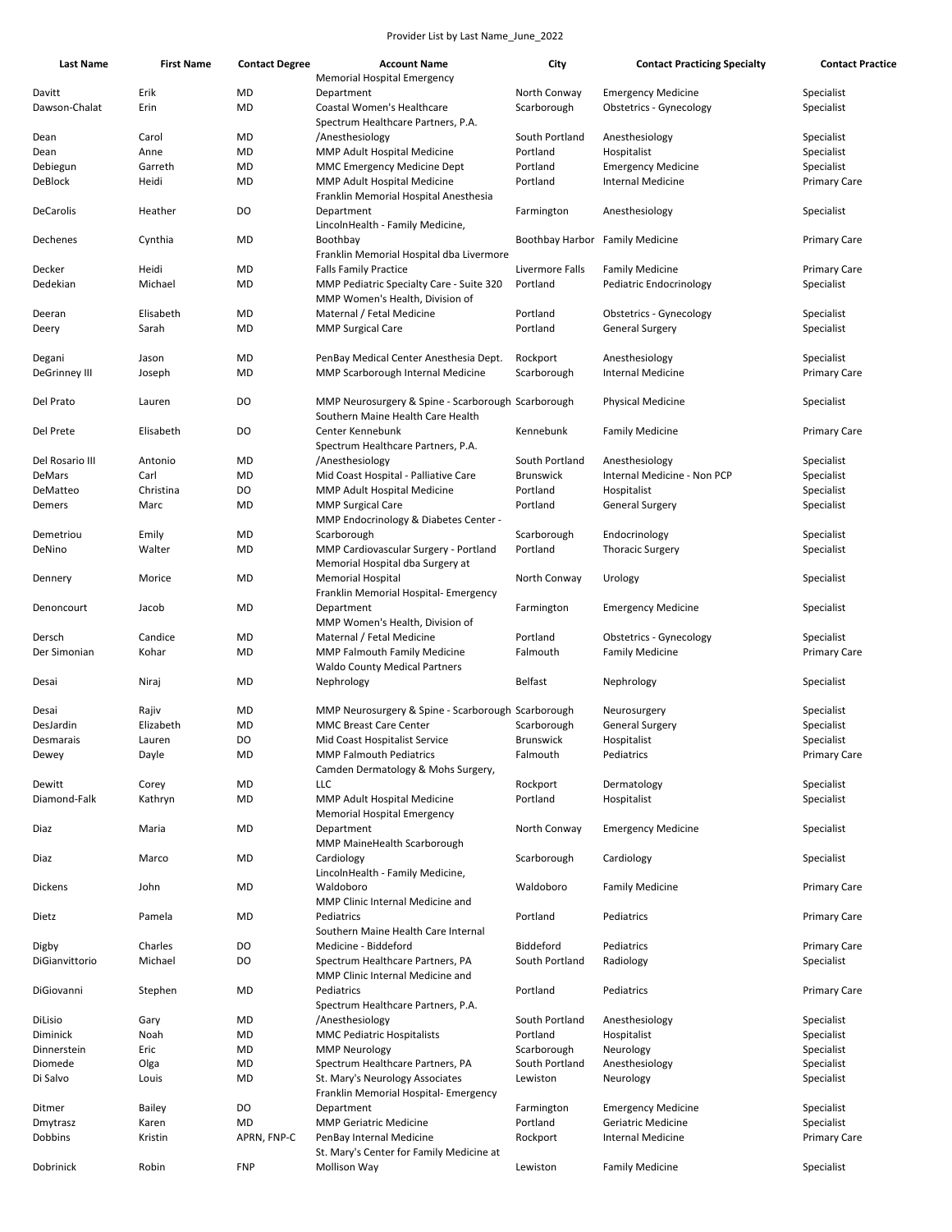Provider List by Last Name_June_2022

| Last Name | First Name | Contact Degree | Account Name | City | Contact Practicing Specialty | Contact Practice |
|---|---|---|---|---|---|---|
| Davitt | Erik | MD | Memorial Hospital Emergency Department | North Conway | Emergency Medicine | Specialist |
| Dawson-Chalat | Erin | MD | Coastal Women's Healthcare | Scarborough | Obstetrics - Gynecology | Specialist |
| Dean | Carol | MD | Spectrum Healthcare Partners, P.A. /Anesthesiology | South Portland | Anesthesiology | Specialist |
| Dean | Anne | MD | MMP Adult Hospital Medicine | Portland | Hospitalist | Specialist |
| Debiegun | Garreth | MD | MMC Emergency Medicine Dept | Portland | Emergency Medicine | Specialist |
| DeBlock | Heidi | MD | MMP Adult Hospital Medicine | Portland | Internal Medicine | Primary Care |
| DeCarolis | Heather | DO | Franklin Memorial Hospital Anesthesia Department | Farmington | Anesthesiology | Specialist |
| Dechenes | Cynthia | MD | LincolnHealth - Family Medicine, Boothbay | Boothbay Harbor | Family Medicine | Primary Care |
| Decker | Heidi | MD | Franklin Memorial Hospital dba Livermore Falls Family Practice | Livermore Falls | Family Medicine | Primary Care |
| Dedekian | Michael | MD | MMP Pediatric Specialty Care - Suite 320 | Portland | Pediatric Endocrinology | Specialist |
| Deeran | Elisabeth | MD | MMP Women's Health, Division of Maternal / Fetal Medicine | Portland | Obstetrics - Gynecology | Specialist |
| Deery | Sarah | MD | MMP Surgical Care | Portland | General Surgery | Specialist |
| Degani | Jason | MD | PenBay Medical Center Anesthesia Dept. | Rockport | Anesthesiology | Specialist |
| DeGrinney III | Joseph | MD | MMP Scarborough Internal Medicine | Scarborough | Internal Medicine | Primary Care |
| Del Prato | Lauren | DO | MMP Neurosurgery & Spine - Scarborough | Scarborough | Physical Medicine | Specialist |
| Del Prete | Elisabeth | DO | Southern Maine Health Care Health Center Kennebunk | Kennebunk | Family Medicine | Primary Care |
| Del Rosario III | Antonio | MD | Spectrum Healthcare Partners, P.A. /Anesthesiology | South Portland | Anesthesiology | Specialist |
| DeMars | Carl | MD | Mid Coast Hospital - Palliative Care | Brunswick | Internal Medicine - Non PCP | Specialist |
| DeMatteo | Christina | DO | MMP Adult Hospital Medicine | Portland | Hospitalist | Specialist |
| Demers | Marc | MD | MMP Surgical Care | Portland | General Surgery | Specialist |
| Demetriou | Emily | MD | MMP Endocrinology & Diabetes Center - Scarborough | Scarborough | Endocrinology | Specialist |
| DeNino | Walter | MD | MMP Cardiovascular Surgery - Portland | Portland | Thoracic Surgery | Specialist |
| Dennery | Morice | MD | Memorial Hospital dba Surgery at Memorial Hospital | North Conway | Urology | Specialist |
| Denoncourt | Jacob | MD | Franklin Memorial Hospital- Emergency Department | Farmington | Emergency Medicine | Specialist |
| Dersch | Candice | MD | MMP Women's Health, Division of Maternal / Fetal Medicine | Portland | Obstetrics - Gynecology | Specialist |
| Der Simonian | Kohar | MD | MMP Falmouth Family Medicine | Falmouth | Family Medicine | Primary Care |
| Desai | Niraj | MD | Waldo County Medical Partners Nephrology | Belfast | Nephrology | Specialist |
| Desai | Rajiv | MD | MMP Neurosurgery & Spine - Scarborough | Scarborough | Neurosurgery | Specialist |
| DesJardin | Elizabeth | MD | MMC Breast Care Center | Scarborough | General Surgery | Specialist |
| Desmarais | Lauren | DO | Mid Coast Hospitalist Service | Brunswick | Hospitalist | Specialist |
| Dewey | Dayle | MD | MMP Falmouth Pediatrics | Falmouth | Pediatrics | Primary Care |
| Dewitt | Corey | MD | Camden Dermatology & Mohs Surgery, LLC | Rockport | Dermatology | Specialist |
| Diamond-Falk | Kathryn | MD | MMP Adult Hospital Medicine | Portland | Hospitalist | Specialist |
| Diaz | Maria | MD | Memorial Hospital Emergency Department | North Conway | Emergency Medicine | Specialist |
| Diaz | Marco | MD | MMP MaineHealth Scarborough Cardiology | Scarborough | Cardiology | Specialist |
| Dickens | John | MD | LincolnHealth - Family Medicine, Waldoboro | Waldoboro | Family Medicine | Primary Care |
| Dietz | Pamela | MD | MMP Clinic Internal Medicine and Pediatrics | Portland | Pediatrics | Primary Care |
| Digby | Charles | DO | Southern Maine Health Care Internal Medicine - Biddeford | Biddeford | Pediatrics | Primary Care |
| DiGianvittorio | Michael | DO | Spectrum Healthcare Partners, PA | South Portland | Radiology | Specialist |
| DiGiovanni | Stephen | MD | MMP Clinic Internal Medicine and Pediatrics | Portland | Pediatrics | Primary Care |
| DiLisio | Gary | MD | Spectrum Healthcare Partners, P.A. /Anesthesiology | South Portland | Anesthesiology | Specialist |
| Diminick | Noah | MD | MMC Pediatric Hospitalists | Portland | Hospitalist | Specialist |
| Dinnerstein | Eric | MD | MMP Neurology | Scarborough | Neurology | Specialist |
| Diomede | Olga | MD | Spectrum Healthcare Partners, PA | South Portland | Anesthesiology | Specialist |
| Di Salvo | Louis | MD | St. Mary's Neurology Associates | Lewiston | Neurology | Specialist |
| Ditmer | Bailey | DO | Franklin Memorial Hospital- Emergency Department | Farmington | Emergency Medicine | Specialist |
| Dmytrasz | Karen | MD | MMP Geriatric Medicine | Portland | Geriatric Medicine | Specialist |
| Dobbins | Kristin | APRN, FNP-C | PenBay Internal Medicine | Rockport | Internal Medicine | Primary Care |
| Dobrinick | Robin | FNP | St. Mary's Center for Family Medicine at Mollison Way | Lewiston | Family Medicine | Specialist |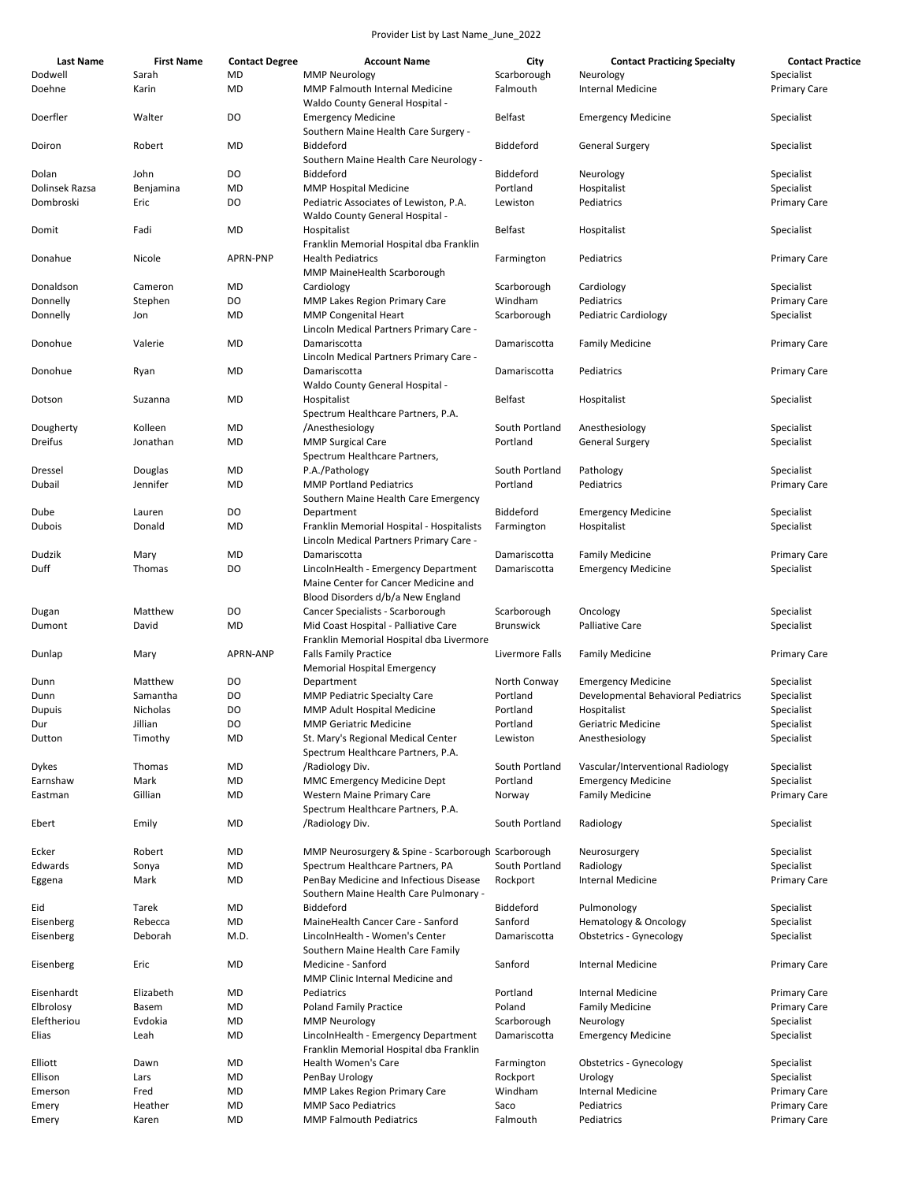Provider List by Last Name_June_2022

| Last Name | First Name | Contact Degree | Account Name | City | Contact Practicing Specialty | Contact Practice |
|---|---|---|---|---|---|---|
| Dodwell | Sarah | MD | MMP Neurology | Scarborough | Neurology | Specialist |
| Doehne | Karin | MD | MMP Falmouth Internal Medicine | Falmouth | Internal Medicine | Primary Care |
| Doerfler | Walter | DO | Waldo County General Hospital - Emergency Medicine | Belfast | Emergency Medicine | Specialist |
| Doiron | Robert | MD | Southern Maine Health Care Surgery - Biddeford | Biddeford | General Surgery | Specialist |
| Dolan | John | DO | Southern Maine Health Care Neurology - Biddeford | Biddeford | Neurology | Specialist |
| Dolinsek Razsa | Benjamina | MD | MMP Hospital Medicine | Portland | Hospitalist | Specialist |
| Dombroski | Eric | DO | Pediatric Associates of Lewiston, P.A. | Lewiston | Pediatrics | Primary Care |
| Domit | Fadi | MD | Waldo County General Hospital - Hospitalist | Belfast | Hospitalist | Specialist |
| Donahue | Nicole | APRN-PNP | Franklin Memorial Hospital dba Franklin Health Pediatrics | Farmington | Pediatrics | Primary Care |
| Donaldson | Cameron | MD | MMP MaineHealth Scarborough Cardiology | Scarborough | Cardiology | Specialist |
| Donnelly | Stephen | DO | MMP Lakes Region Primary Care | Windham | Pediatrics | Primary Care |
| Donnelly | Jon | MD | MMP Congenital Heart | Scarborough | Pediatric Cardiology | Specialist |
| Donohue | Valerie | MD | Lincoln Medical Partners Primary Care - Damariscotta | Damariscotta | Family Medicine | Primary Care |
| Donohue | Ryan | MD | Lincoln Medical Partners Primary Care - Damariscotta | Damariscotta | Pediatrics | Primary Care |
| Dotson | Suzanna | MD | Waldo County General Hospital - Hospitalist | Belfast | Hospitalist | Specialist |
| Dougherty | Kolleen | MD | Spectrum Healthcare Partners, P.A. /Anesthesiology | South Portland | Anesthesiology | Specialist |
| Dreifus | Jonathan | MD | MMP Surgical Care | Portland | General Surgery | Specialist |
| Dressel | Douglas | MD | Spectrum Healthcare Partners, P.A./Pathology | South Portland | Pathology | Specialist |
| Dubail | Jennifer | MD | MMP Portland Pediatrics | Portland | Pediatrics | Primary Care |
| Dube | Lauren | DO | Southern Maine Health Care Emergency Department | Biddeford | Emergency Medicine | Specialist |
| Dubois | Donald | MD | Franklin Memorial Hospital - Hospitalists | Farmington | Hospitalist | Specialist |
| Dudzik | Mary | MD | Lincoln Medical Partners Primary Care - Damariscotta | Damariscotta | Family Medicine | Primary Care |
| Duff | Thomas | DO | LincolnHealth - Emergency Department | Damariscotta | Emergency Medicine | Specialist |
| Dugan | Matthew | DO | Maine Center for Cancer Medicine and Blood Disorders d/b/a New England Cancer Specialists - Scarborough | Scarborough | Oncology | Specialist |
| Dumont | David | MD | Mid Coast Hospital - Palliative Care | Brunswick | Palliative Care | Specialist |
| Dunlap | Mary | APRN-ANP | Franklin Memorial Hospital dba Livermore Falls Family Practice | Livermore Falls | Family Medicine | Primary Care |
| Dunn | Matthew | DO | Memorial Hospital Emergency Department | North Conway | Emergency Medicine | Specialist |
| Dunn | Samantha | DO | MMP Pediatric Specialty Care | Portland | Developmental Behavioral Pediatrics | Specialist |
| Dupuis | Nicholas | DO | MMP Adult Hospital Medicine | Portland | Hospitalist | Specialist |
| Dur | Jillian | DO | MMP Geriatric Medicine | Portland | Geriatric Medicine | Specialist |
| Dutton | Timothy | MD | St. Mary's Regional Medical Center | Lewiston | Anesthesiology | Specialist |
| Dykes | Thomas | MD | Spectrum Healthcare Partners, P.A. /Radiology Div. | South Portland | Vascular/Interventional Radiology | Specialist |
| Earnshaw | Mark | MD | MMC Emergency Medicine Dept | Portland | Emergency Medicine | Specialist |
| Eastman | Gillian | MD | Western Maine Primary Care | Norway | Family Medicine | Primary Care |
| Ebert | Emily | MD | Spectrum Healthcare Partners, P.A. /Radiology Div. | South Portland | Radiology | Specialist |
| Ecker | Robert | MD | MMP Neurosurgery & Spine - Scarborough | Scarborough | Neurosurgery | Specialist |
| Edwards | Sonya | MD | Spectrum Healthcare Partners, PA | South Portland | Radiology | Specialist |
| Eggena | Mark | MD | PenBay Medicine and Infectious Disease | Rockport | Internal Medicine | Primary Care |
| Eid | Tarek | MD | Southern Maine Health Care Pulmonary - Biddeford | Biddeford | Pulmonology | Specialist |
| Eisenberg | Rebecca | MD | MaineHealth Cancer Care - Sanford | Sanford | Hematology & Oncology | Specialist |
| Eisenberg | Deborah | M.D. | LincolnHealth - Women's Center | Damariscotta | Obstetrics - Gynecology | Specialist |
| Eisenberg | Eric | MD | Southern Maine Health Care Family Medicine - Sanford | Sanford | Internal Medicine | Primary Care |
| Eisenhardt | Elizabeth | MD | MMP Clinic Internal Medicine and Pediatrics | Portland | Internal Medicine | Primary Care |
| Elbrolosy | Basem | MD | Poland Family Practice | Poland | Family Medicine | Primary Care |
| Eleftheriou | Evdokia | MD | MMP Neurology | Scarborough | Neurology | Specialist |
| Elias | Leah | MD | LincolnHealth - Emergency Department | Damariscotta | Emergency Medicine | Specialist |
| Elliott | Dawn | MD | Franklin Memorial Hospital dba Franklin Health Women's Care | Farmington | Obstetrics - Gynecology | Specialist |
| Ellison | Lars | MD | PenBay Urology | Rockport | Urology | Specialist |
| Emerson | Fred | MD | MMP Lakes Region Primary Care | Windham | Internal Medicine | Primary Care |
| Emery | Heather | MD | MMP Saco Pediatrics | Saco | Pediatrics | Primary Care |
| Emery | Karen | MD | MMP Falmouth Pediatrics | Falmouth | Pediatrics | Primary Care |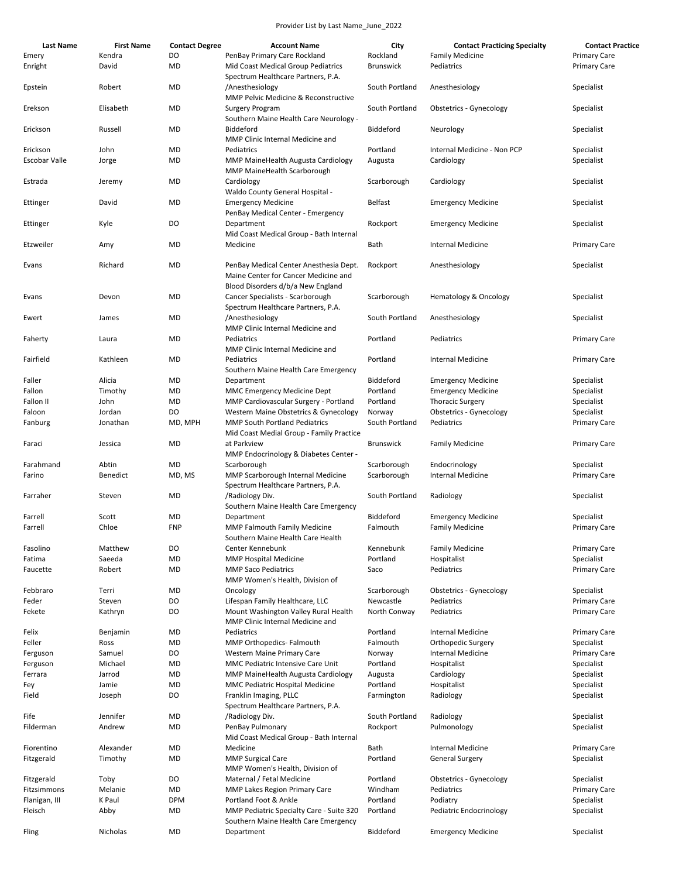Provider List by Last Name_June_2022

| Last Name | First Name | Contact Degree | Account Name | City | Contact Practicing Specialty | Contact Practice |
|---|---|---|---|---|---|---|
| Emery | Kendra | DO | PenBay Primary Care Rockland | Rockland | Family Medicine | Primary Care |
| Enright | David | MD | Mid Coast Medical Group Pediatrics | Brunswick | Pediatrics | Primary Care |
| Epstein | Robert | MD | Spectrum Healthcare Partners, P.A. /Anesthesiology | South Portland | Anesthesiology | Specialist |
| Erekson | Elisabeth | MD | MMP Pelvic Medicine & Reconstructive Surgery Program | South Portland | Obstetrics - Gynecology | Specialist |
| Erickson | Russell | MD | Southern Maine Health Care Neurology - Biddeford | Biddeford | Neurology | Specialist |
| Erickson | John | MD | MMP Clinic Internal Medicine and Pediatrics | Portland | Internal Medicine - Non PCP | Specialist |
| Escobar Valle | Jorge | MD | MMP MaineHealth Augusta Cardiology | Augusta | Cardiology | Specialist |
| Estrada | Jeremy | MD | MMP MaineHealth Scarborough Cardiology | Scarborough | Cardiology | Specialist |
| Ettinger | David | MD | Waldo County General Hospital - Emergency Medicine | Belfast | Emergency Medicine | Specialist |
| Ettinger | Kyle | DO | PenBay Medical Center - Emergency Department | Rockport | Emergency Medicine | Specialist |
| Etzweiler | Amy | MD | Mid Coast Medical Group - Bath Internal Medicine | Bath | Internal Medicine | Primary Care |
| Evans | Richard | MD | PenBay Medical Center Anesthesia Dept. | Rockport | Anesthesiology | Specialist |
| Evans | Devon | MD | Maine Center for Cancer Medicine and Blood Disorders d/b/a New England Cancer Specialists - Scarborough | Scarborough | Hematology & Oncology | Specialist |
| Ewert | James | MD | Spectrum Healthcare Partners, P.A. /Anesthesiology | South Portland | Anesthesiology | Specialist |
| Faherty | Laura | MD | MMP Clinic Internal Medicine and Pediatrics | Portland | Pediatrics | Primary Care |
| Fairfield | Kathleen | MD | MMP Clinic Internal Medicine and Pediatrics | Portland | Internal Medicine | Primary Care |
| Faller | Alicia | MD | Southern Maine Health Care Emergency Department | Biddeford | Emergency Medicine | Specialist |
| Fallon | Timothy | MD | MMC Emergency Medicine Dept | Portland | Emergency Medicine | Specialist |
| Fallon II | John | MD | MMP Cardiovascular Surgery - Portland | Portland | Thoracic Surgery | Specialist |
| Faloon | Jordan | DO | Western Maine Obstetrics & Gynecology | Norway | Obstetrics - Gynecology | Specialist |
| Fanburg | Jonathan | MD, MPH | MMP South Portland Pediatrics | South Portland | Pediatrics | Primary Care |
| Faraci | Jessica | MD | Mid Coast Medial Group - Family Practice at Parkview | Brunswick | Family Medicine | Primary Care |
| Farahmand | Abtin | MD | MMP Endocrinology & Diabetes Center - Scarborough | Scarborough | Endocrinology | Specialist |
| Farino | Benedict | MD, MS | MMP Scarborough Internal Medicine | Scarborough | Internal Medicine | Primary Care |
| Farraher | Steven | MD | Spectrum Healthcare Partners, P.A. /Radiology Div. | South Portland | Radiology | Specialist |
| Farrell | Scott | MD | Southern Maine Health Care Emergency Department | Biddeford | Emergency Medicine | Specialist |
| Farrell | Chloe | FNP | MMP Falmouth Family Medicine | Falmouth | Family Medicine | Primary Care |
| Fasolino | Matthew | DO | Southern Maine Health Care Health Center Kennebunk | Kennebunk | Family Medicine | Primary Care |
| Fatima | Saeeda | MD | MMP Hospital Medicine | Portland | Hospitalist | Specialist |
| Faucette | Robert | MD | MMP Saco Pediatrics | Saco | Pediatrics | Primary Care |
| Febbraro | Terri | MD | MMP Women's Health, Division of Oncology | Scarborough | Obstetrics - Gynecology | Specialist |
| Feder | Steven | DO | Lifespan Family Healthcare, LLC | Newcastle | Pediatrics | Primary Care |
| Fekete | Kathryn | DO | Mount Washington Valley Rural Health | North Conway | Pediatrics | Primary Care |
| Felix | Benjamin | MD | MMP Clinic Internal Medicine and Pediatrics | Portland | Internal Medicine | Primary Care |
| Feller | Ross | MD | MMP Orthopedics- Falmouth | Falmouth | Orthopedic Surgery | Specialist |
| Ferguson | Samuel | DO | Western Maine Primary Care | Norway | Internal Medicine | Primary Care |
| Ferguson | Michael | MD | MMC Pediatric Intensive Care Unit | Portland | Hospitalist | Specialist |
| Ferrara | Jarrod | MD | MMP MaineHealth Augusta Cardiology | Augusta | Cardiology | Specialist |
| Fey | Jamie | MD | MMC Pediatric Hospital Medicine | Portland | Hospitalist | Specialist |
| Field | Joseph | DO | Franklin Imaging, PLLC | Farmington | Radiology | Specialist |
| Fife | Jennifer | MD | Spectrum Healthcare Partners, P.A. /Radiology Div. | South Portland | Radiology | Specialist |
| Filderman | Andrew | MD | PenBay Pulmonary | Rockport | Pulmonology | Specialist |
| Fiorentino | Alexander | MD | Mid Coast Medical Group - Bath Internal Medicine | Bath | Internal Medicine | Primary Care |
| Fitzgerald | Timothy | MD | MMP Surgical Care | Portland | General Surgery | Specialist |
| Fitzgerald | Toby | DO | MMP Women's Health, Division of Maternal / Fetal Medicine | Portland | Obstetrics - Gynecology | Specialist |
| Fitzsimmons | Melanie | MD | MMP Lakes Region Primary Care | Windham | Pediatrics | Primary Care |
| Flanigan, III | K Paul | DPM | Portland Foot & Ankle | Portland | Podiatry | Specialist |
| Fleisch | Abby | MD | MMP Pediatric Specialty Care - Suite 320 | Portland | Pediatric Endocrinology | Specialist |
| Fling | Nicholas | MD | Southern Maine Health Care Emergency Department | Biddeford | Emergency Medicine | Specialist |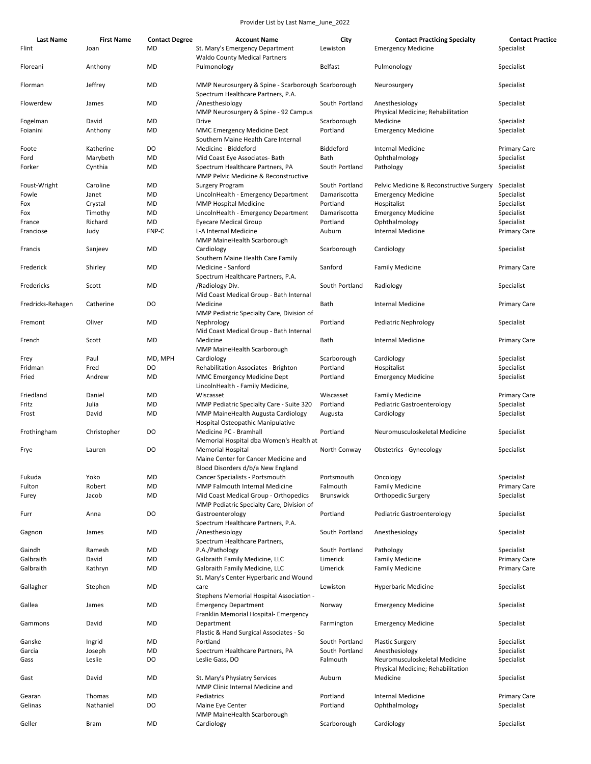Provider List by Last Name_June_2022

| Last Name | First Name | Contact Degree | Account Name | City | Contact Practicing Specialty | Contact Practice |
|---|---|---|---|---|---|---|
| Flint | Joan | MD | St. Mary's Emergency Department | Lewiston | Emergency Medicine | Specialist |
| Floreani | Anthony | MD | Waldo County Medical Partners Pulmonology | Belfast | Pulmonology | Specialist |
| Florman | Jeffrey | MD | MMP Neurosurgery & Spine - Scarborough | Scarborough | Neurosurgery | Specialist |
| Flowerdew | James | MD | Spectrum Healthcare Partners, P.A. /Anesthesiology | South Portland | Anesthesiology | Specialist |
| Fogelman | David | MD | MMP Neurosurgery & Spine - 92 Campus Drive | Scarborough | Physical Medicine; Rehabilitation Medicine | Specialist |
| Foianini | Anthony | MD | MMC Emergency Medicine Dept | Portland | Emergency Medicine | Specialist |
| Foote | Katherine | DO | Southern Maine Health Care Internal Medicine - Biddeford | Biddeford | Internal Medicine | Primary Care |
| Ford | Marybeth | MD | Mid Coast Eye Associates- Bath | Bath | Ophthalmology | Specialist |
| Forker | Cynthia | MD | Spectrum Healthcare Partners, PA | South Portland | Pathology | Specialist |
| Foust-Wright | Caroline | MD | MMP Pelvic Medicine & Reconstructive Surgery Program | South Portland | Pelvic Medicine & Reconstructive Surgery | Specialist |
| Fowle | Janet | MD | LincolnHealth - Emergency Department | Damariscotta | Emergency Medicine | Specialist |
| Fox | Crystal | MD | MMP Hospital Medicine | Portland | Hospitalist | Specialist |
| Fox | Timothy | MD | LincolnHealth - Emergency Department | Damariscotta | Emergency Medicine | Specialist |
| France | Richard | MD | Eyecare Medical Group | Portland | Ophthalmology | Specialist |
| Franciose | Judy | FNP-C | L-A Internal Medicine | Auburn | Internal Medicine | Primary Care |
| Francis | Sanjeev | MD | MMP MaineHealth Scarborough Cardiology | Scarborough | Cardiology | Specialist |
| Frederick | Shirley | MD | Southern Maine Health Care Family Medicine - Sanford | Sanford | Family Medicine | Primary Care |
| Fredericks | Scott | MD | Spectrum Healthcare Partners, P.A. /Radiology Div. | South Portland | Radiology | Specialist |
| Fredricks-Rehagen | Catherine | DO | Mid Coast Medical Group - Bath Internal Medicine | Bath | Internal Medicine | Primary Care |
| Fremont | Oliver | MD | MMP Pediatric Specialty Care, Division of Nephrology | Portland | Pediatric Nephrology | Specialist |
| French | Scott | MD | Mid Coast Medical Group - Bath Internal Medicine | Bath | Internal Medicine | Primary Care |
| Frey | Paul | MD, MPH | MMP MaineHealth Scarborough Cardiology | Scarborough | Cardiology | Specialist |
| Fridman | Fred | DO | Rehabilitation Associates - Brighton | Portland | Hospitalist | Specialist |
| Fried | Andrew | MD | MMC Emergency Medicine Dept | Portland | Emergency Medicine | Specialist |
| Friedland | Daniel | MD | LincolnHealth - Family Medicine, Wiscasset | Wiscasset | Family Medicine | Primary Care |
| Fritz | Julia | MD | MMP Pediatric Specialty Care - Suite 320 | Portland | Pediatric Gastroenterology | Specialist |
| Frost | David | MD | MMP MaineHealth Augusta Cardiology | Augusta | Cardiology | Specialist |
| Frothingham | Christopher | DO | Hospital Osteopathic Manipulative Medicine PC - Bramhall | Portland | Neuromusculoskeletal Medicine | Specialist |
| Frye | Lauren | DO | Memorial Hospital dba Women's Health at Memorial Hospital | North Conway | Obstetrics - Gynecology | Specialist |
| Fukuda | Yoko | MD | Maine Center for Cancer Medicine and Blood Disorders d/b/a New England Cancer Specialists - Portsmouth | Portsmouth | Oncology | Specialist |
| Fulton | Robert | MD | MMP Falmouth Internal Medicine | Falmouth | Family Medicine | Primary Care |
| Furey | Jacob | MD | Mid Coast Medical Group - Orthopedics | Brunswick | Orthopedic Surgery | Specialist |
| Furr | Anna | DO | MMP Pediatric Specialty Care, Division of Gastroenterology | Portland | Pediatric Gastroenterology | Specialist |
| Gagnon | James | MD | Spectrum Healthcare Partners, P.A. /Anesthesiology | South Portland | Anesthesiology | Specialist |
| Gaindh | Ramesh | MD | Spectrum Healthcare Partners, P.A./Pathology | South Portland | Pathology | Specialist |
| Galbraith | David | MD | Galbraith Family Medicine, LLC | Limerick | Family Medicine | Primary Care |
| Galbraith | Kathryn | MD | Galbraith Family Medicine, LLC | Limerick | Family Medicine | Primary Care |
| Gallagher | Stephen | MD | St. Mary's Center Hyperbaric and Wound care | Lewiston | Hyperbaric Medicine | Specialist |
| Gallea | James | MD | Stephens Memorial Hospital Association - Emergency Department | Norway | Emergency Medicine | Specialist |
| Gammons | David | MD | Franklin Memorial Hospital- Emergency Department | Farmington | Emergency Medicine | Specialist |
| Ganske | Ingrid | MD | Plastic & Hand Surgical Associates - So Portland | South Portland | Plastic Surgery | Specialist |
| Garcia | Joseph | MD | Spectrum Healthcare Partners, PA | South Portland | Anesthesiology | Specialist |
| Gass | Leslie | DO | Leslie Gass, DO | Falmouth | Neuromusculoskeletal Medicine | Specialist |
| Gast | David | MD | St. Mary's Physiatry Services | Auburn | Physical Medicine; Rehabilitation Medicine | Specialist |
| Gearan | Thomas | MD | MMP Clinic Internal Medicine and Pediatrics | Portland | Internal Medicine | Primary Care |
| Gelinas | Nathaniel | DO | Maine Eye Center | Portland | Ophthalmology | Specialist |
| Geller | Bram | MD | MMP MaineHealth Scarborough Cardiology | Scarborough | Cardiology | Specialist |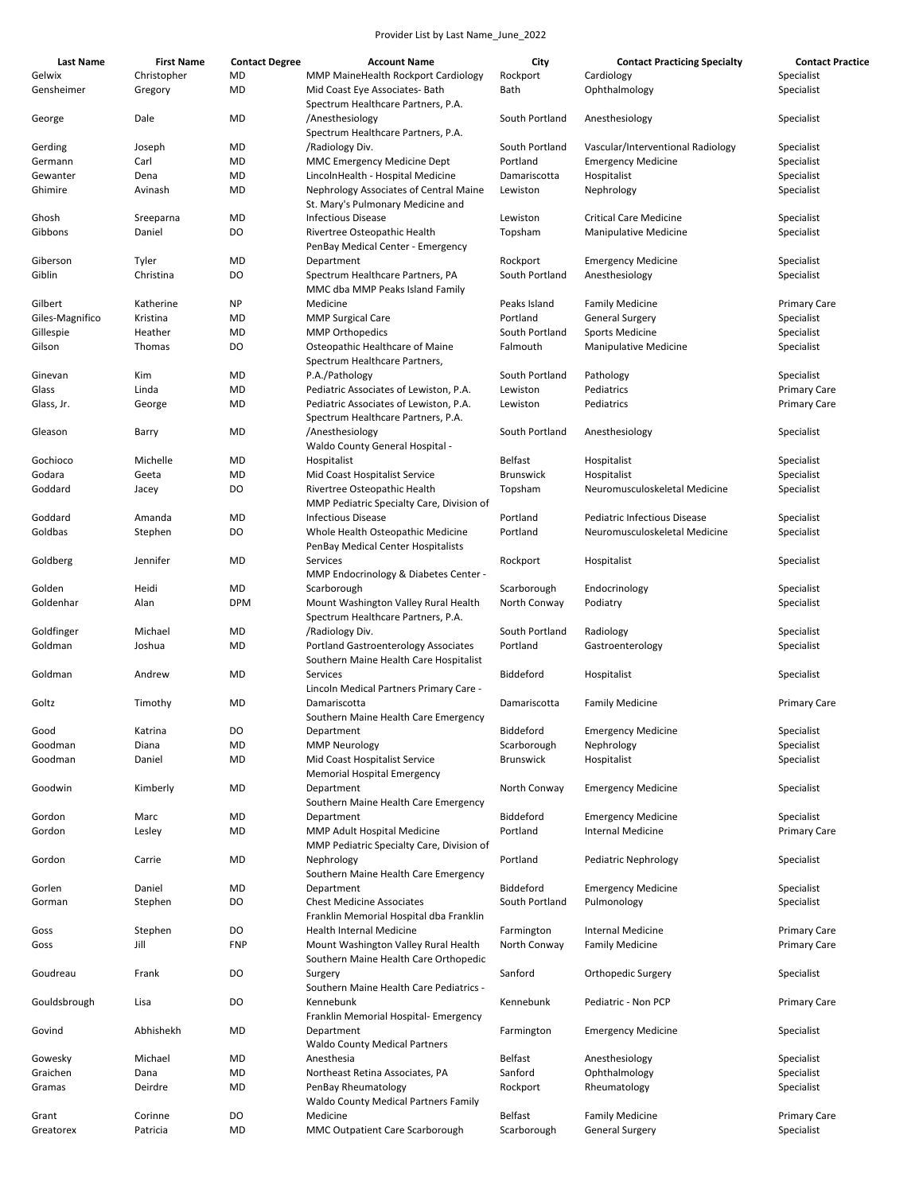Provider List by Last Name_June_2022

| Last Name | First Name | Contact Degree | Account Name | City | Contact Practicing Specialty | Contact Practice |
|---|---|---|---|---|---|---|
| Gelwix | Christopher | MD | MMP MaineHealth Rockport Cardiology | Rockport | Cardiology | Specialist |
| Gensheimer | Gregory | MD | Mid Coast Eye Associates- Bath | Bath | Ophthalmology | Specialist |
| George | Dale | MD | Spectrum Healthcare Partners, P.A. /Anesthesiology | South Portland | Anesthesiology | Specialist |
| Gerding | Joseph | MD | Spectrum Healthcare Partners, P.A. /Radiology Div. | South Portland | Vascular/Interventional Radiology | Specialist |
| Germann | Carl | MD | MMC Emergency Medicine Dept | Portland | Emergency Medicine | Specialist |
| Gewanter | Dena | MD | LincolnHealth - Hospital Medicine | Damariscotta | Hospitalist | Specialist |
| Ghimire | Avinash | MD | Nephrology Associates of Central Maine | Lewiston | Nephrology | Specialist |
| Ghosh | Sreeparna | MD | St. Mary's Pulmonary Medicine and Infectious Disease | Lewiston | Critical Care Medicine | Specialist |
| Gibbons | Daniel | DO | Rivertree Osteopathic Health | Topsham | Manipulative Medicine | Specialist |
| Giberson | Tyler | MD | PenBay Medical Center - Emergency Department | Rockport | Emergency Medicine | Specialist |
| Giblin | Christina | DO | Spectrum Healthcare Partners, PA | South Portland | Anesthesiology | Specialist |
| Gilbert | Katherine | NP | MMC dba MMP Peaks Island Family Medicine | Peaks Island | Family Medicine | Primary Care |
| Giles-Magnifico | Kristina | MD | MMP Surgical Care | Portland | General Surgery | Specialist |
| Gillespie | Heather | MD | MMP Orthopedics | South Portland | Sports Medicine | Specialist |
| Gilson | Thomas | DO | Osteopathic Healthcare of Maine | Falmouth | Manipulative Medicine | Specialist |
| Ginevan | Kim | MD | Spectrum Healthcare Partners, P.A./Pathology | South Portland | Pathology | Specialist |
| Glass | Linda | MD | Pediatric Associates of Lewiston, P.A. | Lewiston | Pediatrics | Primary Care |
| Glass, Jr. | George | MD | Pediatric Associates of Lewiston, P.A. | Lewiston | Pediatrics | Primary Care |
| Gleason | Barry | MD | Spectrum Healthcare Partners, P.A. /Anesthesiology | South Portland | Anesthesiology | Specialist |
| Gochioco | Michelle | MD | Waldo County General Hospital - Hospitalist | Belfast | Hospitalist | Specialist |
| Godara | Geeta | MD | Mid Coast Hospitalist Service | Brunswick | Hospitalist | Specialist |
| Goddard | Jacey | DO | Rivertree Osteopathic Health | Topsham | Neuromusculoskeletal Medicine | Specialist |
| Goddard | Amanda | MD | MMP Pediatric Specialty Care, Division of Infectious Disease | Portland | Pediatric Infectious Disease | Specialist |
| Goldbas | Stephen | DO | Whole Health Osteopathic Medicine | Portland | Neuromusculoskeletal Medicine | Specialist |
| Goldberg | Jennifer | MD | PenBay Medical Center Hospitalists Services | Rockport | Hospitalist | Specialist |
| Golden | Heidi | MD | MMP Endocrinology & Diabetes Center - Scarborough | Scarborough | Endocrinology | Specialist |
| Goldenhar | Alan | DPM | Mount Washington Valley Rural Health | North Conway | Podiatry | Specialist |
| Goldfinger | Michael | MD | Spectrum Healthcare Partners, P.A. /Radiology Div. | South Portland | Radiology | Specialist |
| Goldman | Joshua | MD | Portland Gastroenterology Associates | Portland | Gastroenterology | Specialist |
| Goldman | Andrew | MD | Southern Maine Health Care Hospitalist Services | Biddeford | Hospitalist | Specialist |
| Goltz | Timothy | MD | Lincoln Medical Partners Primary Care - Damariscotta | Damariscotta | Family Medicine | Primary Care |
| Good | Katrina | DO | Southern Maine Health Care Emergency Department | Biddeford | Emergency Medicine | Specialist |
| Goodman | Diana | MD | MMP Neurology | Scarborough | Nephrology | Specialist |
| Goodman | Daniel | MD | Mid Coast Hospitalist Service | Brunswick | Hospitalist | Specialist |
| Goodwin | Kimberly | MD | Memorial Hospital Emergency Department | North Conway | Emergency Medicine | Specialist |
| Gordon | Marc | MD | Southern Maine Health Care Emergency Department | Biddeford | Emergency Medicine | Specialist |
| Gordon | Lesley | MD | MMP Adult Hospital Medicine | Portland | Internal Medicine | Primary Care |
| Gordon | Carrie | MD | MMP Pediatric Specialty Care, Division of Nephrology | Portland | Pediatric Nephrology | Specialist |
| Gorlen | Daniel | MD | Southern Maine Health Care Emergency Department | Biddeford | Emergency Medicine | Specialist |
| Gorman | Stephen | DO | Chest Medicine Associates | South Portland | Pulmonology | Specialist |
| Goss | Stephen | DO | Franklin Memorial Hospital dba Franklin Health Internal Medicine | Farmington | Internal Medicine | Primary Care |
| Goss | Jill | FNP | Mount Washington Valley Rural Health | North Conway | Family Medicine | Primary Care |
| Goudreau | Frank | DO | Southern Maine Health Care Orthopedic Surgery | Sanford | Orthopedic Surgery | Specialist |
| Gouldsbrough | Lisa | DO | Southern Maine Health Care Pediatrics - Kennebunk | Kennebunk | Pediatric - Non PCP | Primary Care |
| Govind | Abhishekh | MD | Franklin Memorial Hospital- Emergency Department | Farmington | Emergency Medicine | Specialist |
| Gowesky | Michael | MD | Waldo County Medical Partners Anesthesia | Belfast | Anesthesiology | Specialist |
| Graichen | Dana | MD | Northeast Retina Associates, PA | Sanford | Ophthalmology | Specialist |
| Gramas | Deirdre | MD | PenBay Rheumatology | Rockport | Rheumatology | Specialist |
| Grant | Corinne | DO | Waldo County Medical Partners Family Medicine | Belfast | Family Medicine | Primary Care |
| Greatorex | Patricia | MD | MMC Outpatient Care Scarborough | Scarborough | General Surgery | Specialist |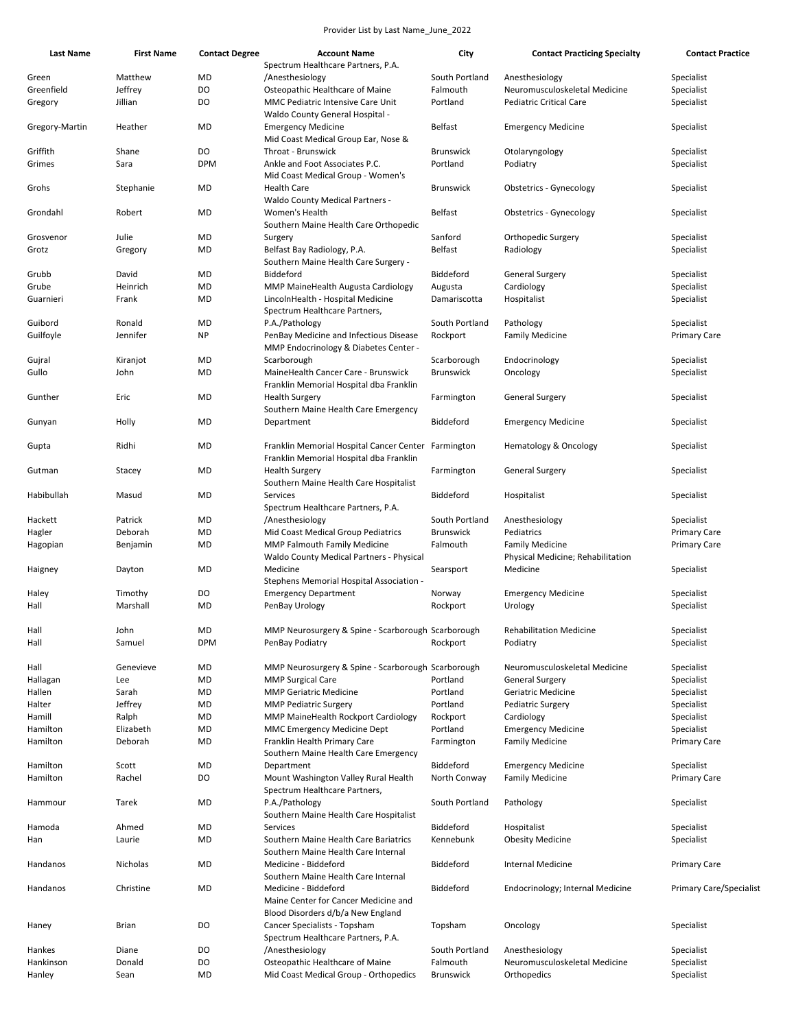Provider List by Last Name_June_2022

| Last Name | First Name | Contact Degree | Account Name | City | Contact Practicing Specialty | Contact Practice |
|---|---|---|---|---|---|---|
| Green | Matthew | MD | Spectrum Healthcare Partners, P.A. /Anesthesiology | South Portland | Anesthesiology | Specialist |
| Greenfield | Jeffrey | DO | Osteopathic Healthcare of Maine | Falmouth | Neuromusculoskeletal Medicine | Specialist |
| Gregory | Jillian | DO | MMC Pediatric Intensive Care Unit | Portland | Pediatric Critical Care | Specialist |
| Gregory-Martin | Heather | MD | Waldo County General Hospital - Emergency Medicine | Belfast | Emergency Medicine | Specialist |
| Griffith | Shane | DO | Mid Coast Medical Group Ear, Nose & Throat - Brunswick | Brunswick | Otolaryngology | Specialist |
| Grimes | Sara | DPM | Ankle and Foot Associates P.C. | Portland | Podiatry | Specialist |
| Grohs | Stephanie | MD | Mid Coast Medical Group - Women's Health Care | Brunswick | Obstetrics - Gynecology | Specialist |
| Grondahl | Robert | MD | Waldo County Medical Partners - Women's Health | Belfast | Obstetrics - Gynecology | Specialist |
| Grosvenor | Julie | MD | Southern Maine Health Care Orthopedic Surgery | Sanford | Orthopedic Surgery | Specialist |
| Grotz | Gregory | MD | Belfast Bay Radiology, P.A. | Belfast | Radiology | Specialist |
| Grubb | David | MD | Southern Maine Health Care Surgery - Biddeford | Biddeford | General Surgery | Specialist |
| Grube | Heinrich | MD | MMP MaineHealth Augusta Cardiology | Augusta | Cardiology | Specialist |
| Guarnieri | Frank | MD | LincolnHealth - Hospital Medicine | Damariscotta | Hospitalist | Specialist |
| Guibord | Ronald | MD | Spectrum Healthcare Partners, P.A./Pathology | South Portland | Pathology | Specialist |
| Guilfoyle | Jennifer | NP | PenBay Medicine and Infectious Disease | Rockport | Family Medicine | Primary Care |
| Gujral | Kiranjot | MD | MMP Endocrinology & Diabetes Center - Scarborough | Scarborough | Endocrinology | Specialist |
| Gullo | John | MD | MaineHealth Cancer Care - Brunswick | Brunswick | Oncology | Specialist |
| Gunther | Eric | MD | Franklin Memorial Hospital dba Franklin Health Surgery | Farmington | General Surgery | Specialist |
| Gunyan | Holly | MD | Southern Maine Health Care Emergency Department | Biddeford | Emergency Medicine | Specialist |
| Gupta | Ridhi | MD | Franklin Memorial Hospital Cancer Center | Farmington | Hematology & Oncology | Specialist |
| Gutman | Stacey | MD | Franklin Memorial Hospital dba Franklin Health Surgery | Farmington | General Surgery | Specialist |
| Habibullah | Masud | MD | Southern Maine Health Care Hospitalist Services | Biddeford | Hospitalist | Specialist |
| Hackett | Patrick | MD | Spectrum Healthcare Partners, P.A. /Anesthesiology | South Portland | Anesthesiology | Specialist |
| Hagler | Deborah | MD | Mid Coast Medical Group Pediatrics | Brunswick | Pediatrics | Primary Care |
| Hagopian | Benjamin | MD | MMP Falmouth Family Medicine | Falmouth | Family Medicine | Primary Care |
| Haigney | Dayton | MD | Waldo County Medical Partners - Physical Medicine | Searsport | Physical Medicine; Rehabilitation Medicine | Specialist |
| Haley | Timothy | DO | Stephens Memorial Hospital Association - Emergency Department | Norway | Emergency Medicine | Specialist |
| Hall | Marshall | MD | PenBay Urology | Rockport | Urology | Specialist |
| Hall | John | MD | MMP Neurosurgery & Spine - Scarborough | Scarborough | Rehabilitation Medicine | Specialist |
| Hall | Samuel | DPM | PenBay Podiatry | Rockport | Podiatry | Specialist |
| Hall | Genevieve | MD | MMP Neurosurgery & Spine - Scarborough | Scarborough | Neuromusculoskeletal Medicine | Specialist |
| Hallagan | Lee | MD | MMP Surgical Care | Portland | General Surgery | Specialist |
| Hallen | Sarah | MD | MMP Geriatric Medicine | Portland | Geriatric Medicine | Specialist |
| Halter | Jeffrey | MD | MMP Pediatric Surgery | Portland | Pediatric Surgery | Specialist |
| Hamill | Ralph | MD | MMP MaineHealth Rockport Cardiology | Rockport | Cardiology | Specialist |
| Hamilton | Elizabeth | MD | MMC Emergency Medicine Dept | Portland | Emergency Medicine | Specialist |
| Hamilton | Deborah | MD | Franklin Health Primary Care | Farmington | Family Medicine | Primary Care |
| Hamilton | Scott | MD | Southern Maine Health Care Emergency Department | Biddeford | Emergency Medicine | Specialist |
| Hamilton | Rachel | DO | Mount Washington Valley Rural Health | North Conway | Family Medicine | Primary Care |
| Hammour | Tarek | MD | Spectrum Healthcare Partners, P.A./Pathology | South Portland | Pathology | Specialist |
| Hamoda | Ahmed | MD | Southern Maine Health Care Hospitalist Services | Biddeford | Hospitalist | Specialist |
| Han | Laurie | MD | Southern Maine Health Care Bariatrics | Kennebunk | Obesity Medicine | Specialist |
| Handanos | Nicholas | MD | Southern Maine Health Care Internal Medicine - Biddeford | Biddeford | Internal Medicine | Primary Care |
| Handanos | Christine | MD | Southern Maine Health Care Internal Medicine - Biddeford | Biddeford | Endocrinology; Internal Medicine | Primary Care/Specialist |
| Haney | Brian | DO | Maine Center for Cancer Medicine and Blood Disorders d/b/a New England Cancer Specialists - Topsham | Topsham | Oncology | Specialist |
| Hankes | Diane | DO | Spectrum Healthcare Partners, P.A. /Anesthesiology | South Portland | Anesthesiology | Specialist |
| Hankinson | Donald | DO | Osteopathic Healthcare of Maine | Falmouth | Neuromusculoskeletal Medicine | Specialist |
| Hanley | Sean | MD | Mid Coast Medical Group - Orthopedics | Brunswick | Orthopedics | Specialist |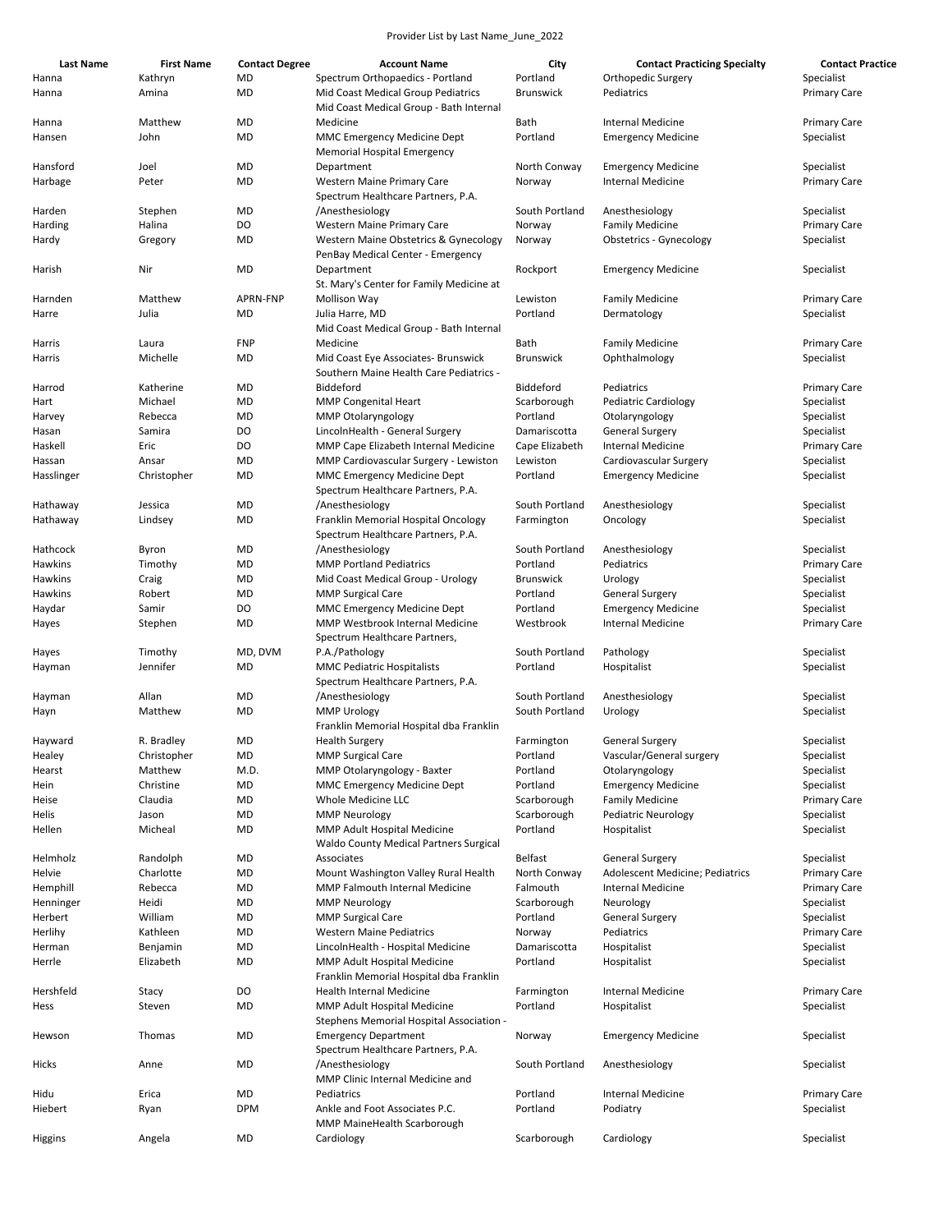Provider List by Last Name_June_2022

| Last Name | First Name | Contact Degree | Account Name | City | Contact Practicing Specialty | Contact Practice |
|---|---|---|---|---|---|---|
| Hanna | Kathryn | MD | Spectrum Orthopaedics - Portland | Portland | Orthopedic Surgery | Specialist |
| Hanna | Amina | MD | Mid Coast Medical Group Pediatrics | Brunswick | Pediatrics | Primary Care |
| Hanna | Matthew | MD | Mid Coast Medical Group - Bath Internal Medicine | Bath | Internal Medicine | Primary Care |
| Hansen | John | MD | MMC Emergency Medicine Dept | Portland | Emergency Medicine | Specialist |
| Hansford | Joel | MD | Memorial Hospital Emergency Department | North Conway | Emergency Medicine | Specialist |
| Harbage | Peter | MD | Western Maine Primary Care | Norway | Internal Medicine | Primary Care |
| Harden | Stephen | MD | Spectrum Healthcare Partners, P.A. /Anesthesiology | South Portland | Anesthesiology | Specialist |
| Harding | Halina | DO | Western Maine Primary Care | Norway | Family Medicine | Primary Care |
| Hardy | Gregory | MD | Western Maine Obstetrics & Gynecology | Norway | Obstetrics - Gynecology | Specialist |
| Harish | Nir | MD | PenBay Medical Center - Emergency Department | Rockport | Emergency Medicine | Specialist |
| Harnden | Matthew | APRN-FNP | St. Mary's Center for Family Medicine at Mollison Way | Lewiston | Family Medicine | Primary Care |
| Harre | Julia | MD | Julia Harre, MD | Portland | Dermatology | Specialist |
| Harris | Laura | FNP | Mid Coast Medical Group - Bath Internal Medicine | Bath | Family Medicine | Primary Care |
| Harris | Michelle | MD | Mid Coast Eye Associates- Brunswick | Brunswick | Ophthalmology | Specialist |
| Harrod | Katherine | MD | Southern Maine Health Care Pediatrics - Biddeford | Biddeford | Pediatrics | Primary Care |
| Hart | Michael | MD | MMP Congenital Heart | Scarborough | Pediatric Cardiology | Specialist |
| Harvey | Rebecca | MD | MMP Otolaryngology | Portland | Otolaryngology | Specialist |
| Hasan | Samira | DO | LincolnHealth - General Surgery | Damariscotta | General Surgery | Specialist |
| Haskell | Eric | DO | MMP Cape Elizabeth Internal Medicine | Cape Elizabeth | Internal Medicine | Primary Care |
| Hassan | Ansar | MD | MMP Cardiovascular Surgery - Lewiston | Lewiston | Cardiovascular Surgery | Specialist |
| Hasslinger | Christopher | MD | MMC Emergency Medicine Dept | Portland | Emergency Medicine | Specialist |
| Hathaway | Jessica | MD | Spectrum Healthcare Partners, P.A. /Anesthesiology | South Portland | Anesthesiology | Specialist |
| Hathaway | Lindsey | MD | Franklin Memorial Hospital Oncology | Farmington | Oncology | Specialist |
| Hathcock | Byron | MD | Spectrum Healthcare Partners, P.A. /Anesthesiology | South Portland | Anesthesiology | Specialist |
| Hawkins | Timothy | MD | MMP Portland Pediatrics | Portland | Pediatrics | Primary Care |
| Hawkins | Craig | MD | Mid Coast Medical Group - Urology | Brunswick | Urology | Specialist |
| Hawkins | Robert | MD | MMP Surgical Care | Portland | General Surgery | Specialist |
| Haydar | Samir | DO | MMC Emergency Medicine Dept | Portland | Emergency Medicine | Specialist |
| Hayes | Stephen | MD | MMP Westbrook Internal Medicine | Westbrook | Internal Medicine | Primary Care |
| Hayes | Timothy | MD, DVM | Spectrum Healthcare Partners, P.A./Pathology | South Portland | Pathology | Specialist |
| Hayman | Jennifer | MD | MMC Pediatric Hospitalists | Portland | Hospitalist | Specialist |
| Hayman | Allan | MD | Spectrum Healthcare Partners, P.A. /Anesthesiology | South Portland | Anesthesiology | Specialist |
| Hayn | Matthew | MD | MMP Urology | South Portland | Urology | Specialist |
| Hayward | R. Bradley | MD | Franklin Memorial Hospital dba Franklin Health Surgery | Farmington | General Surgery | Specialist |
| Healey | Christopher | MD | MMP Surgical Care | Portland | Vascular/General surgery | Specialist |
| Hearst | Matthew | M.D. | MMP Otolaryngology - Baxter | Portland | Otolaryngology | Specialist |
| Hein | Christine | MD | MMC Emergency Medicine Dept | Portland | Emergency Medicine | Specialist |
| Heise | Claudia | MD | Whole Medicine LLC | Scarborough | Family Medicine | Primary Care |
| Helis | Jason | MD | MMP Neurology | Scarborough | Pediatric Neurology | Specialist |
| Hellen | Micheal | MD | MMP Adult Hospital Medicine | Portland | Hospitalist | Specialist |
| Helmholz | Randolph | MD | Waldo County Medical Partners Surgical Associates | Belfast | General Surgery | Specialist |
| Helvie | Charlotte | MD | Mount Washington Valley Rural Health | North Conway | Adolescent Medicine; Pediatrics | Primary Care |
| Hemphill | Rebecca | MD | MMP Falmouth Internal Medicine | Falmouth | Internal Medicine | Primary Care |
| Henninger | Heidi | MD | MMP Neurology | Scarborough | Neurology | Specialist |
| Herbert | William | MD | MMP Surgical Care | Portland | General Surgery | Specialist |
| Herlihy | Kathleen | MD | Western Maine Pediatrics | Norway | Pediatrics | Primary Care |
| Herman | Benjamin | MD | LincolnHealth - Hospital Medicine | Damariscotta | Hospitalist | Specialist |
| Herrle | Elizabeth | MD | MMP Adult Hospital Medicine | Portland | Hospitalist | Specialist |
| Hershfeld | Stacy | DO | Franklin Memorial Hospital dba Franklin Health Internal Medicine | Farmington | Internal Medicine | Primary Care |
| Hess | Steven | MD | MMP Adult Hospital Medicine | Portland | Hospitalist | Specialist |
| Hewson | Thomas | MD | Stephens Memorial Hospital Association - Emergency Department | Norway | Emergency Medicine | Specialist |
| Hicks | Anne | MD | Spectrum Healthcare Partners, P.A. /Anesthesiology | South Portland | Anesthesiology | Specialist |
| Hidu | Erica | MD | MMP Clinic Internal Medicine and Pediatrics | Portland | Internal Medicine | Primary Care |
| Hiebert | Ryan | DPM | Ankle and Foot Associates P.C. | Portland | Podiatry | Specialist |
| Higgins | Angela | MD | MMP MaineHealth Scarborough Cardiology | Scarborough | Cardiology | Specialist |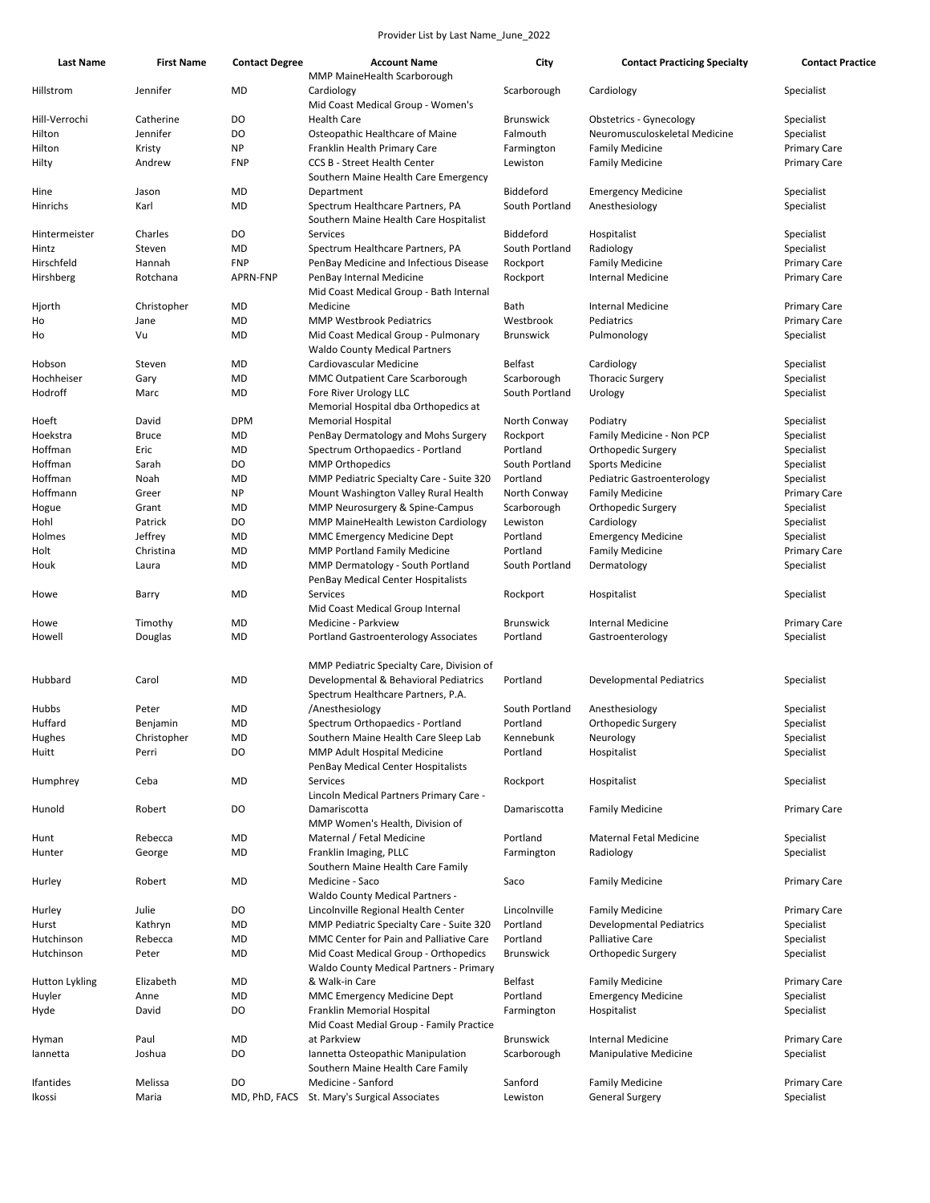Provider List by Last Name_June_2022

| Last Name | First Name | Contact Degree | Account Name | City | Contact Practicing Specialty | Contact Practice |
|---|---|---|---|---|---|---|
| Hillstrom | Jennifer | MD | MMP MaineHealth Scarborough Cardiology | Scarborough | Cardiology | Specialist |
| Hill-Verrochi | Catherine | DO | Mid Coast Medical Group - Women's Health Care | Brunswick | Obstetrics - Gynecology | Specialist |
| Hilton | Jennifer | DO | Osteopathic Healthcare of Maine | Falmouth | Neuromusculoskeletal Medicine | Specialist |
| Hilton | Kristy | NP | Franklin Health Primary Care | Farmington | Family Medicine | Primary Care |
| Hilty | Andrew | FNP | CCS B - Street Health Center | Lewiston | Family Medicine | Primary Care |
| Hine | Jason | MD | Southern Maine Health Care Emergency Department | Biddeford | Emergency Medicine | Specialist |
| Hinrichs | Karl | MD | Spectrum Healthcare Partners, PA | South Portland | Anesthesiology | Specialist |
| Hintermeister | Charles | DO | Southern Maine Health Care Hospitalist Services | Biddeford | Hospitalist | Specialist |
| Hintz | Steven | MD | Spectrum Healthcare Partners, PA | South Portland | Radiology | Specialist |
| Hirschfeld | Hannah | FNP | PenBay Medicine and Infectious Disease | Rockport | Family Medicine | Primary Care |
| Hirshberg | Rotchana | APRN-FNP | PenBay Internal Medicine | Rockport | Internal Medicine | Primary Care |
| Hjorth | Christopher | MD | Mid Coast Medical Group - Bath Internal Medicine | Bath | Internal Medicine | Primary Care |
| Ho | Jane | MD | MMP Westbrook Pediatrics | Westbrook | Pediatrics | Primary Care |
| Ho | Vu | MD | Mid Coast Medical Group - Pulmonary | Brunswick | Pulmonology | Specialist |
| Hobson | Steven | MD | Waldo County Medical Partners Cardiovascular Medicine | Belfast | Cardiology | Specialist |
| Hochheiser | Gary | MD | MMC Outpatient Care Scarborough | Scarborough | Thoracic Surgery | Specialist |
| Hodroff | Marc | MD | Fore River Urology LLC | South Portland | Urology | Specialist |
| Hoeft | David | DPM | Memorial Hospital dba Orthopedics at Memorial Hospital | North Conway | Podiatry | Specialist |
| Hoekstra | Bruce | MD | PenBay Dermatology and Mohs Surgery | Rockport | Family Medicine - Non PCP | Specialist |
| Hoffman | Eric | MD | Spectrum Orthopaedics - Portland | Portland | Orthopedic Surgery | Specialist |
| Hoffman | Sarah | DO | MMP Orthopedics | South Portland | Sports Medicine | Specialist |
| Hoffman | Noah | MD | MMP Pediatric Specialty Care - Suite 320 | Portland | Pediatric Gastroenterology | Specialist |
| Hoffmann | Greer | NP | Mount Washington Valley Rural Health | North Conway | Family Medicine | Primary Care |
| Hogue | Grant | MD | MMP Neurosurgery & Spine-Campus | Scarborough | Orthopedic Surgery | Specialist |
| Hohl | Patrick | DO | MMP MaineHealth Lewiston Cardiology | Lewiston | Cardiology | Specialist |
| Holmes | Jeffrey | MD | MMC Emergency Medicine Dept | Portland | Emergency Medicine | Specialist |
| Holt | Christina | MD | MMP Portland Family Medicine | Portland | Family Medicine | Primary Care |
| Houk | Laura | MD | MMP Dermatology - South Portland | South Portland | Dermatology | Specialist |
| Howe | Barry | MD | PenBay Medical Center Hospitalists Services | Rockport | Hospitalist | Specialist |
| Howe | Timothy | MD | Mid Coast Medical Group Internal Medicine - Parkview | Brunswick | Internal Medicine | Primary Care |
| Howell | Douglas | MD | Portland Gastroenterology Associates | Portland | Gastroenterology | Specialist |
| Hubbard | Carol | MD | MMP Pediatric Specialty Care, Division of Developmental & Behavioral Pediatrics | Portland | Developmental Pediatrics | Specialist |
| Hubbs | Peter | MD | Spectrum Healthcare Partners, P.A. /Anesthesiology | South Portland | Anesthesiology | Specialist |
| Huffard | Benjamin | MD | Spectrum Orthopaedics - Portland | Portland | Orthopedic Surgery | Specialist |
| Hughes | Christopher | MD | Southern Maine Health Care Sleep Lab | Kennebunk | Neurology | Specialist |
| Huitt | Perri | DO | MMP Adult Hospital Medicine | Portland | Hospitalist | Specialist |
| Humphrey | Ceba | MD | PenBay Medical Center Hospitalists Services | Rockport | Hospitalist | Specialist |
| Hunold | Robert | DO | Lincoln Medical Partners Primary Care - Damariscotta | Damariscotta | Family Medicine | Primary Care |
| Hunt | Rebecca | MD | MMP Women's Health, Division of Maternal / Fetal Medicine | Portland | Maternal Fetal Medicine | Specialist |
| Hunter | George | MD | Franklin Imaging, PLLC | Farmington | Radiology | Specialist |
| Hurley | Robert | MD | Southern Maine Health Care Family Medicine - Saco | Saco | Family Medicine | Primary Care |
| Hurley | Julie | DO | Waldo County Medical Partners - Lincolnville Regional Health Center | Lincolnville | Family Medicine | Primary Care |
| Hurst | Kathryn | MD | MMP Pediatric Specialty Care - Suite 320 | Portland | Developmental Pediatrics | Specialist |
| Hutchinson | Rebecca | MD | MMC Center for Pain and Palliative Care | Portland | Palliative Care | Specialist |
| Hutchinson | Peter | MD | Mid Coast Medical Group - Orthopedics | Brunswick | Orthopedic Surgery | Specialist |
| Hutton Lykling | Elizabeth | MD | Waldo County Medical Partners - Primary & Walk-in Care | Belfast | Family Medicine | Primary Care |
| Huyler | Anne | MD | MMC Emergency Medicine Dept | Portland | Emergency Medicine | Specialist |
| Hyde | David | DO | Franklin Memorial Hospital | Farmington | Hospitalist | Specialist |
| Hyman | Paul | MD | Mid Coast Medial Group - Family Practice at Parkview | Brunswick | Internal Medicine | Primary Care |
| Iannetta | Joshua | DO | Iannetta Osteopathic Manipulation | Scarborough | Manipulative Medicine | Specialist |
| Ifantides | Melissa | DO | Southern Maine Health Care Family Medicine - Sanford | Sanford | Family Medicine | Primary Care |
| Ikossi | Maria | MD, PhD, FACS | St. Mary's Surgical Associates | Lewiston | General Surgery | Specialist |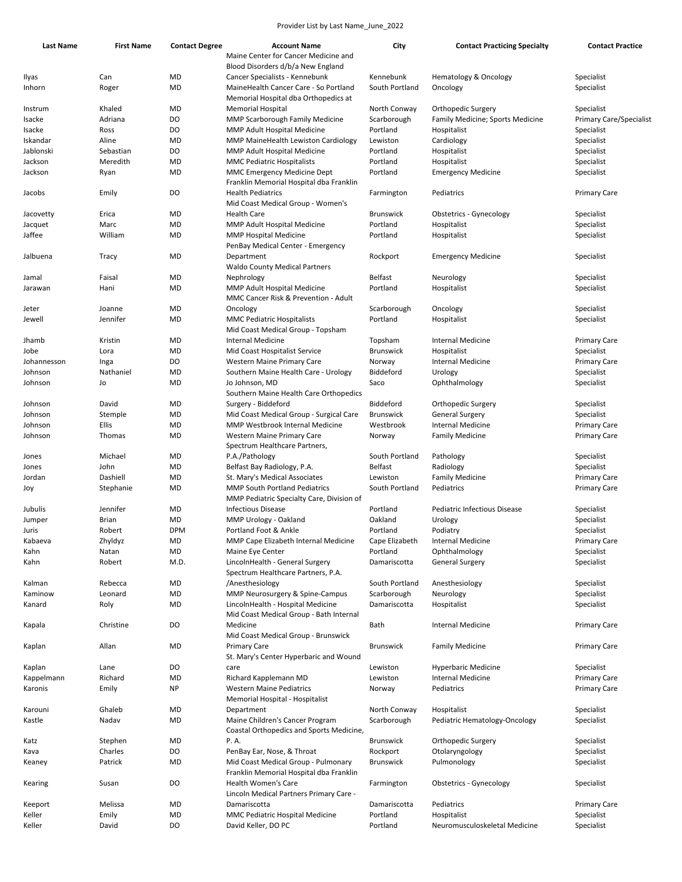Provider List by Last Name_June_2022

| Last Name | First Name | Contact Degree | Account Name | City | Contact Practicing Specialty | Contact Practice |
|---|---|---|---|---|---|---|
| Ilyas | Can | MD | Maine Center for Cancer Medicine and Blood Disorders d/b/a New England Cancer Specialists - Kennebunk | Kennebunk | Hematology & Oncology | Specialist |
| Inhorn | Roger | MD | MaineHealth Cancer Care - So Portland | South Portland | Oncology | Specialist |
| Instrum | Khaled | MD | Memorial Hospital dba Orthopedics at Memorial Hospital | North Conway | Orthopedic Surgery | Specialist |
| Isacke | Adriana | DO | MMP Scarborough Family Medicine | Scarborough | Family Medicine; Sports Medicine | Primary Care/Specialist |
| Isacke | Ross | DO | MMP Adult Hospital Medicine | Portland | Hospitalist | Specialist |
| Iskandar | Aline | MD | MMP MaineHealth Lewiston Cardiology | Lewiston | Cardiology | Specialist |
| Jablonski | Sebastian | DO | MMP Adult Hospital Medicine | Portland | Hospitalist | Specialist |
| Jackson | Meredith | MD | MMC Pediatric Hospitalists | Portland | Hospitalist | Specialist |
| Jackson | Ryan | MD | MMC Emergency Medicine Dept | Portland | Emergency Medicine | Specialist |
| Jacobs | Emily | DO | Franklin Memorial Hospital dba Franklin Health Pediatrics | Farmington | Pediatrics | Primary Care |
| Jacovetty | Erica | MD | Mid Coast Medical Group - Women's Health Care | Brunswick | Obstetrics - Gynecology | Specialist |
| Jacquet | Marc | MD | MMP Adult Hospital Medicine | Portland | Hospitalist | Specialist |
| Jaffee | William | MD | MMP Hospital Medicine | Portland | Hospitalist | Specialist |
| Jalbuena | Tracy | MD | PenBay Medical Center - Emergency Department | Rockport | Emergency Medicine | Specialist |
| Jamal | Faisal | MD | Waldo County Medical Partners Nephrology | Belfast | Neurology | Specialist |
| Jarawan | Hani | MD | MMP Adult Hospital Medicine | Portland | Hospitalist | Specialist |
| Jeter | Joanne | MD | MMC Cancer Risk & Prevention - Adult Oncology | Scarborough | Oncology | Specialist |
| Jewell | Jennifer | MD | MMC Pediatric Hospitalists | Portland | Hospitalist | Specialist |
| Jhamb | Kristin | MD | Mid Coast Medical Group - Topsham Internal Medicine | Topsham | Internal Medicine | Primary Care |
| Jobe | Lora | MD | Mid Coast Hospitalist Service | Brunswick | Hospitalist | Specialist |
| Johannesson | Inga | DO | Western Maine Primary Care | Norway | Internal Medicine | Primary Care |
| Johnson | Nathaniel | MD | Southern Maine Health Care - Urology | Biddeford | Urology | Specialist |
| Johnson | Jo | MD | Jo Johnson, MD | Saco | Ophthalmology | Specialist |
| Johnson | David | MD | Southern Maine Health Care Orthopedics Surgery - Biddeford | Biddeford | Orthopedic Surgery | Specialist |
| Johnson | Stemple | MD | Mid Coast Medical Group - Surgical Care | Brunswick | General Surgery | Specialist |
| Johnson | Ellis | MD | MMP Westbrook Internal Medicine | Westbrook | Internal Medicine | Primary Care |
| Johnson | Thomas | MD | Western Maine Primary Care | Norway | Family Medicine | Primary Care |
| Jones | Michael | MD | Spectrum Healthcare Partners, P.A./Pathology | South Portland | Pathology | Specialist |
| Jones | John | MD | Belfast Bay Radiology, P.A. | Belfast | Radiology | Specialist |
| Jordan | Dashiell | MD | St. Mary's Medical Associates | Lewiston | Family Medicine | Primary Care |
| Joy | Stephanie | MD | MMP South Portland Pediatrics | South Portland | Pediatrics | Primary Care |
| Jubulis | Jennifer | MD | MMP Pediatric Specialty Care, Division of Infectious Disease | Portland | Pediatric Infectious Disease | Specialist |
| Jumper | Brian | MD | MMP Urology - Oakland | Oakland | Urology | Specialist |
| Juris | Robert | DPM | Portland Foot & Ankle | Portland | Podiatry | Specialist |
| Kabaeva | Zhyldyz | MD | MMP Cape Elizabeth Internal Medicine | Cape Elizabeth | Internal Medicine | Primary Care |
| Kahn | Natan | MD | Maine Eye Center | Portland | Ophthalmology | Specialist |
| Kahn | Robert | M.D. | LincolnHealth - General Surgery | Damariscotta | General Surgery | Specialist |
| Kalman | Rebecca | MD | Spectrum Healthcare Partners, P.A. /Anesthesiology | South Portland | Anesthesiology | Specialist |
| Kaminow | Leonard | MD | MMP Neurosurgery & Spine-Campus | Scarborough | Neurology | Specialist |
| Kanard | Roly | MD | LincolnHealth - Hospital Medicine | Damariscotta | Hospitalist | Specialist |
| Kapala | Christine | DO | Mid Coast Medical Group - Bath Internal Medicine | Bath | Internal Medicine | Primary Care |
| Kaplan | Allan | MD | Mid Coast Medical Group - Brunswick Primary Care | Brunswick | Family Medicine | Primary Care |
| Kaplan | Lane | DO | St. Mary's Center Hyperbaric and Wound care | Lewiston | Hyperbaric Medicine | Specialist |
| Kappelmann | Richard | MD | Richard Kapplemann MD | Lewiston | Internal Medicine | Primary Care |
| Karonis | Emily | NP | Western Maine Pediatrics | Norway | Pediatrics | Primary Care |
| Karouni | Ghaleb | MD | Memorial Hospital - Hospitalist Department | North Conway | Hospitalist | Specialist |
| Kastle | Nadav | MD | Maine Children's Cancer Program | Scarborough | Pediatric Hematology-Oncology | Specialist |
| Katz | Stephen | MD | Coastal Orthopedics and Sports Medicine, P. A. | Brunswick | Orthopedic Surgery | Specialist |
| Kava | Charles | DO | PenBay Ear, Nose, & Throat | Rockport | Otolaryngology | Specialist |
| Keaney | Patrick | MD | Mid Coast Medical Group - Pulmonary | Brunswick | Pulmonology | Specialist |
| Kearing | Susan | DO | Franklin Memorial Hospital dba Franklin Health Women's Care | Farmington | Obstetrics - Gynecology | Specialist |
| Keeport | Melissa | MD | Lincoln Medical Partners Primary Care - Damariscotta | Damariscotta | Pediatrics | Primary Care |
| Keller | Emily | MD | MMC Pediatric Hospital Medicine | Portland | Hospitalist | Specialist |
| Keller | David | DO | David Keller, DO PC | Portland | Neuromusculoskeletal Medicine | Specialist |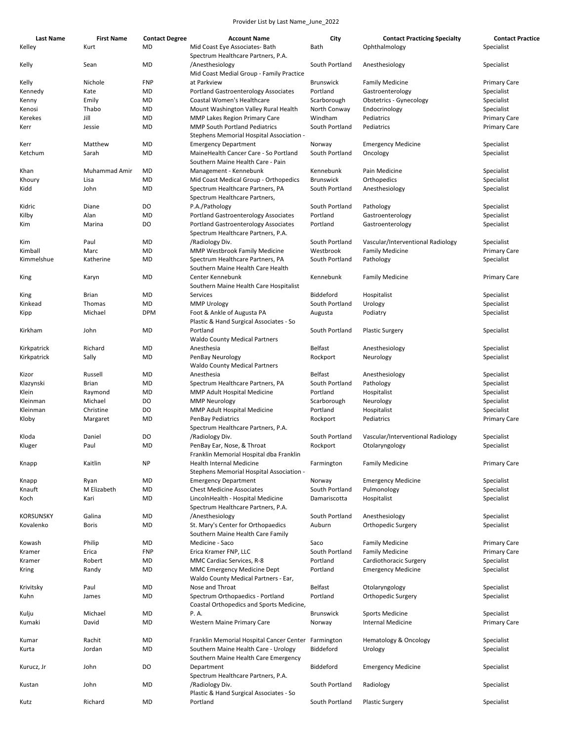Provider List by Last Name_June_2022

| Last Name | First Name | Contact Degree | Account Name | City | Contact Practicing Specialty | Contact Practice |
|---|---|---|---|---|---|---|
| Kelley | Kurt | MD | Mid Coast Eye Associates- Bath | Bath | Ophthalmology | Specialist |
| Kelly | Sean | MD | Spectrum Healthcare Partners, P.A. /Anesthesiology | South Portland | Anesthesiology | Specialist |
| Kelly | Nichole | FNP | Mid Coast Medial Group - Family Practice at Parkview | Brunswick | Family Medicine | Primary Care |
| Kennedy | Kate | MD | Portland Gastroenterology Associates | Portland | Gastroenterology | Specialist |
| Kenny | Emily | MD | Coastal Women's Healthcare | Scarborough | Obstetrics - Gynecology | Specialist |
| Kenosi | Thabo | MD | Mount Washington Valley Rural Health | North Conway | Endocrinology | Specialist |
| Kerekes | Jill | MD | MMP Lakes Region Primary Care | Windham | Pediatrics | Primary Care |
| Kerr | Jessie | MD | MMP South Portland Pediatrics | South Portland | Pediatrics | Primary Care |
| Kerr | Matthew | MD | Stephens Memorial Hospital Association - Emergency Department | Norway | Emergency Medicine | Specialist |
| Ketchum | Sarah | MD | MaineHealth Cancer Care - So Portland | South Portland | Oncology | Specialist |
| Khan | Muhammad Amir | MD | Southern Maine Health Care - Pain Management - Kennebunk | Kennebunk | Pain Medicine | Specialist |
| Khoury | Lisa | MD | Mid Coast Medical Group - Orthopedics | Brunswick | Orthopedics | Specialist |
| Kidd | John | MD | Spectrum Healthcare Partners, PA | South Portland | Anesthesiology | Specialist |
| Kidric | Diane | DO | Spectrum Healthcare Partners, P.A./Pathology | South Portland | Pathology | Specialist |
| Kilby | Alan | MD | Portland Gastroenterology Associates | Portland | Gastroenterology | Specialist |
| Kim | Marina | DO | Portland Gastroenterology Associates | Portland | Gastroenterology | Specialist |
| Kim | Paul | MD | Spectrum Healthcare Partners, P.A. /Radiology Div. | South Portland | Vascular/Interventional Radiology | Specialist |
| Kimball | Marc | MD | MMP Westbrook Family Medicine | Westbrook | Family Medicine | Primary Care |
| Kimmelshue | Katherine | MD | Spectrum Healthcare Partners, PA | South Portland | Pathology | Specialist |
| King | Karyn | MD | Southern Maine Health Care Health Center Kennebunk | Kennebunk | Family Medicine | Primary Care |
| King | Brian | MD | Southern Maine Health Care Hospitalist Services | Biddeford | Hospitalist | Specialist |
| Kinkead | Thomas | MD | MMP Urology | South Portland | Urology | Specialist |
| Kipp | Michael | DPM | Foot & Ankle of Augusta PA | Augusta | Podiatry | Specialist |
| Kirkham | John | MD | Plastic & Hand Surgical Associates - So Portland | South Portland | Plastic Surgery | Specialist |
| Kirkpatrick | Richard | MD | Waldo County Medical Partners Anesthesia | Belfast | Anesthesiology | Specialist |
| Kirkpatrick | Sally | MD | PenBay Neurology | Rockport | Neurology | Specialist |
| Kizor | Russell | MD | Waldo County Medical Partners Anesthesia | Belfast | Anesthesiology | Specialist |
| Klazynski | Brian | MD | Spectrum Healthcare Partners, PA | South Portland | Pathology | Specialist |
| Klein | Raymond | MD | MMP Adult Hospital Medicine | Portland | Hospitalist | Specialist |
| Kleinman | Michael | DO | MMP Neurology | Scarborough | Neurology | Specialist |
| Kleinman | Christine | DO | MMP Adult Hospital Medicine | Portland | Hospitalist | Specialist |
| Kloby | Margaret | MD | PenBay Pediatrics | Rockport | Pediatrics | Primary Care |
| Kloda | Daniel | DO | Spectrum Healthcare Partners, P.A. /Radiology Div. | South Portland | Vascular/Interventional Radiology | Specialist |
| Kluger | Paul | MD | PenBay Ear, Nose, & Throat | Rockport | Otolaryngology | Specialist |
| Knapp | Kaitlin | NP | Franklin Memorial Hospital dba Franklin Health Internal Medicine | Farmington | Family Medicine | Primary Care |
| Knapp | Ryan | MD | Stephens Memorial Hospital Association - Emergency Department | Norway | Emergency Medicine | Specialist |
| Knauft | M Elizabeth | MD | Chest Medicine Associates | South Portland | Pulmonology | Specialist |
| Koch | Kari | MD | LincolnHealth - Hospital Medicine | Damariscotta | Hospitalist | Specialist |
| KORSUNSKY | Galina | MD | Spectrum Healthcare Partners, P.A. /Anesthesiology | South Portland | Anesthesiology | Specialist |
| Kovalenko | Boris | MD | St. Mary's Center for Orthopaedics | Auburn | Orthopedic Surgery | Specialist |
| Kowash | Philip | MD | Southern Maine Health Care Family Medicine - Saco | Saco | Family Medicine | Primary Care |
| Kramer | Erica | FNP | Erica Kramer FNP, LLC | South Portland | Family Medicine | Primary Care |
| Kramer | Robert | MD | MMC Cardiac Services, R-8 | Portland | Cardiothoracic Surgery | Specialist |
| Kring | Randy | MD | MMC Emergency Medicine Dept | Portland | Emergency Medicine | Specialist |
| Krivitsky | Paul | MD | Waldo County Medical Partners - Ear, Nose and Throat | Belfast | Otolaryngology | Specialist |
| Kuhn | James | MD | Spectrum Orthopaedics - Portland | Portland | Orthopedic Surgery | Specialist |
| Kulju | Michael | MD | Coastal Orthopedics and Sports Medicine, P. A. | Brunswick | Sports Medicine | Specialist |
| Kumaki | David | MD | Western Maine Primary Care | Norway | Internal Medicine | Primary Care |
| Kumar | Rachit | MD | Franklin Memorial Hospital Cancer Center | Farmington | Hematology & Oncology | Specialist |
| Kurta | Jordan | MD | Southern Maine Health Care - Urology | Biddeford | Urology | Specialist |
| Kurucz, Jr | John | DO | Southern Maine Health Care Emergency Department | Biddeford | Emergency Medicine | Specialist |
| Kustan | John | MD | Spectrum Healthcare Partners, P.A. /Radiology Div. | South Portland | Radiology | Specialist |
| Kutz | Richard | MD | Plastic & Hand Surgical Associates - So Portland | South Portland | Plastic Surgery | Specialist |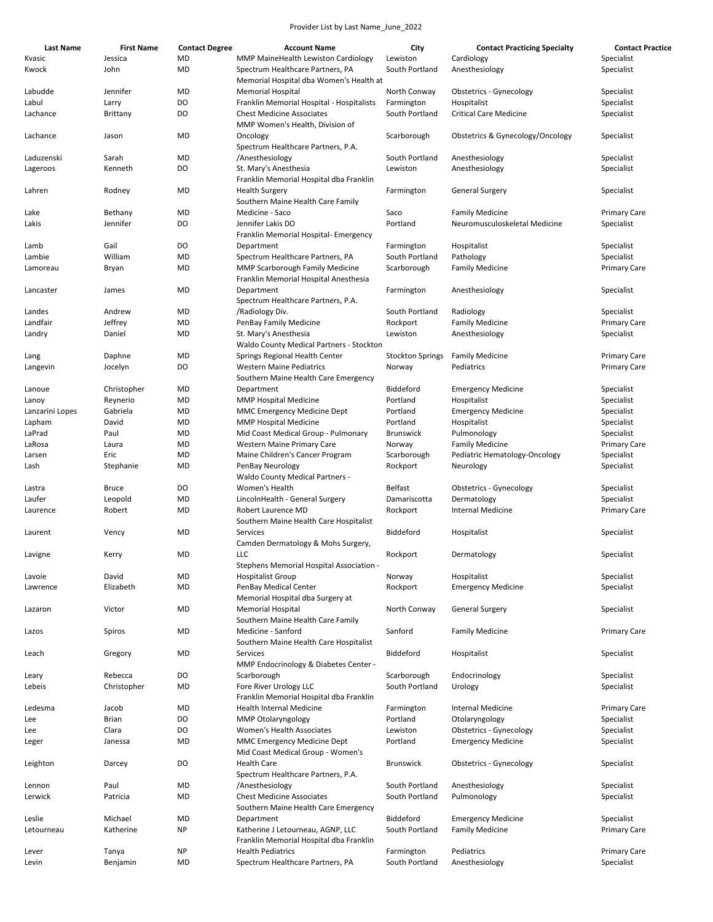Provider List by Last Name_June_2022

| Last Name | First Name | Contact Degree | Account Name | City | Contact Practicing Specialty | Contact Practice |
|---|---|---|---|---|---|---|
| Kvasic | Jessica | MD | MMP MaineHealth Lewiston Cardiology | Lewiston | Cardiology | Specialist |
| Kwock | John | MD | Spectrum Healthcare Partners, PA | South Portland | Anesthesiology | Specialist |
| Labudde | Jennifer | MD | Memorial Hospital dba Women's Health at Memorial Hospital | North Conway | Obstetrics - Gynecology | Specialist |
| Labul | Larry | DO | Franklin Memorial Hospital - Hospitalists | Farmington | Hospitalist | Specialist |
| Lachance | Brittany | DO | Chest Medicine Associates | South Portland | Critical Care Medicine | Specialist |
| Lachance | Jason | MD | MMP Women's Health, Division of Oncology | Scarborough | Obstetrics & Gynecology/Oncology | Specialist |
| Laduzenski | Sarah | MD | Spectrum Healthcare Partners, P.A. /Anesthesiology | South Portland | Anesthesiology | Specialist |
| Lageroos | Kenneth | DO | St. Mary's Anesthesia | Lewiston | Anesthesiology | Specialist |
| Lahren | Rodney | MD | Franklin Memorial Hospital dba Franklin Health Surgery | Farmington | General Surgery | Specialist |
| Lake | Bethany | MD | Southern Maine Health Care Family Medicine - Saco | Saco | Family Medicine | Primary Care |
| Lakis | Jennifer | DO | Jennifer Lakis DO | Portland | Neuromusculoskeletal Medicine | Specialist |
| Lamb | Gail | DO | Franklin Memorial Hospital- Emergency Department | Farmington | Hospitalist | Specialist |
| Lambie | William | MD | Spectrum Healthcare Partners, PA | South Portland | Pathology | Specialist |
| Lamoreau | Bryan | MD | MMP Scarborough Family Medicine | Scarborough | Family Medicine | Primary Care |
| Lancaster | James | MD | Franklin Memorial Hospital Anesthesia Department | Farmington | Anesthesiology | Specialist |
| Landes | Andrew | MD | Spectrum Healthcare Partners, P.A. /Radiology Div. | South Portland | Radiology | Specialist |
| Landfair | Jeffrey | MD | PenBay Family Medicine | Rockport | Family Medicine | Primary Care |
| Landry | Daniel | MD | St. Mary's Anesthesia | Lewiston | Anesthesiology | Specialist |
| Lang | Daphne | MD | Waldo County Medical Partners - Stockton Springs Regional Health Center | Stockton Springs | Family Medicine | Primary Care |
| Langevin | Jocelyn | DO | Western Maine Pediatrics | Norway | Pediatrics | Primary Care |
| Lanoue | Christopher | MD | Southern Maine Health Care Emergency Department | Biddeford | Emergency Medicine | Specialist |
| Lanoy | Reynerio | MD | MMP Hospital Medicine | Portland | Hospitalist | Specialist |
| Lanzarini Lopes | Gabriela | MD | MMC Emergency Medicine Dept | Portland | Emergency Medicine | Specialist |
| Lapham | David | MD | MMP Hospital Medicine | Portland | Hospitalist | Specialist |
| LaPrad | Paul | MD | Mid Coast Medical Group - Pulmonary | Brunswick | Pulmonology | Specialist |
| LaRosa | Laura | MD | Western Maine Primary Care | Norway | Family Medicine | Primary Care |
| Larsen | Eric | MD | Maine Children's Cancer Program | Scarborough | Pediatric Hematology-Oncology | Specialist |
| Lash | Stephanie | MD | PenBay Neurology | Rockport | Neurology | Specialist |
| Lastra | Bruce | DO | Waldo County Medical Partners - Women's Health | Belfast | Obstetrics - Gynecology | Specialist |
| Laufer | Leopold | MD | LincolnHealth - General Surgery | Damariscotta | Dermatology | Specialist |
| Laurence | Robert | MD | Robert Laurence MD | Rockport | Internal Medicine | Primary Care |
| Laurent | Vency | MD | Southern Maine Health Care Hospitalist Services | Biddeford | Hospitalist | Specialist |
| Lavigne | Kerry | MD | Camden Dermatology & Mohs Surgery, LLC | Rockport | Dermatology | Specialist |
| Lavoie | David | MD | Stephens Memorial Hospital Association - Hospitalist Group | Norway | Hospitalist | Specialist |
| Lawrence | Elizabeth | MD | PenBay Medical Center | Rockport | Emergency Medicine | Specialist |
| Lazaron | Victor | MD | Memorial Hospital dba Surgery at Memorial Hospital | North Conway | General Surgery | Specialist |
| Lazos | Spiros | MD | Southern Maine Health Care Family Medicine - Sanford | Sanford | Family Medicine | Primary Care |
| Leach | Gregory | MD | Southern Maine Health Care Hospitalist Services | Biddeford | Hospitalist | Specialist |
| Leary | Rebecca | DO | MMP Endocrinology & Diabetes Center - Scarborough | Scarborough | Endocrinology | Specialist |
| Lebeis | Christopher | MD | Fore River Urology LLC | South Portland | Urology | Specialist |
| Ledesma | Jacob | MD | Franklin Memorial Hospital dba Franklin Health Internal Medicine | Farmington | Internal Medicine | Primary Care |
| Lee | Brian | DO | MMP Otolaryngology | Portland | Otolaryngology | Specialist |
| Lee | Clara | DO | Women's Health Associates | Lewiston | Obstetrics - Gynecology | Specialist |
| Leger | Janessa | MD | MMC Emergency Medicine Dept | Portland | Emergency Medicine | Specialist |
| Leighton | Darcey | DO | Mid Coast Medical Group - Women's Health Care | Brunswick | Obstetrics - Gynecology | Specialist |
| Lennon | Paul | MD | Spectrum Healthcare Partners, P.A. /Anesthesiology | South Portland | Anesthesiology | Specialist |
| Lerwick | Patricia | MD | Chest Medicine Associates | South Portland | Pulmonology | Specialist |
| Leslie | Michael | MD | Southern Maine Health Care Emergency Department | Biddeford | Emergency Medicine | Specialist |
| Letourneau | Katherine | NP | Katherine J Letourneau, AGNP, LLC | South Portland | Family Medicine | Primary Care |
| Lever | Tanya | NP | Franklin Memorial Hospital dba Franklin Health Pediatrics | Farmington | Pediatrics | Primary Care |
| Levin | Benjamin | MD | Spectrum Healthcare Partners, PA | South Portland | Anesthesiology | Specialist |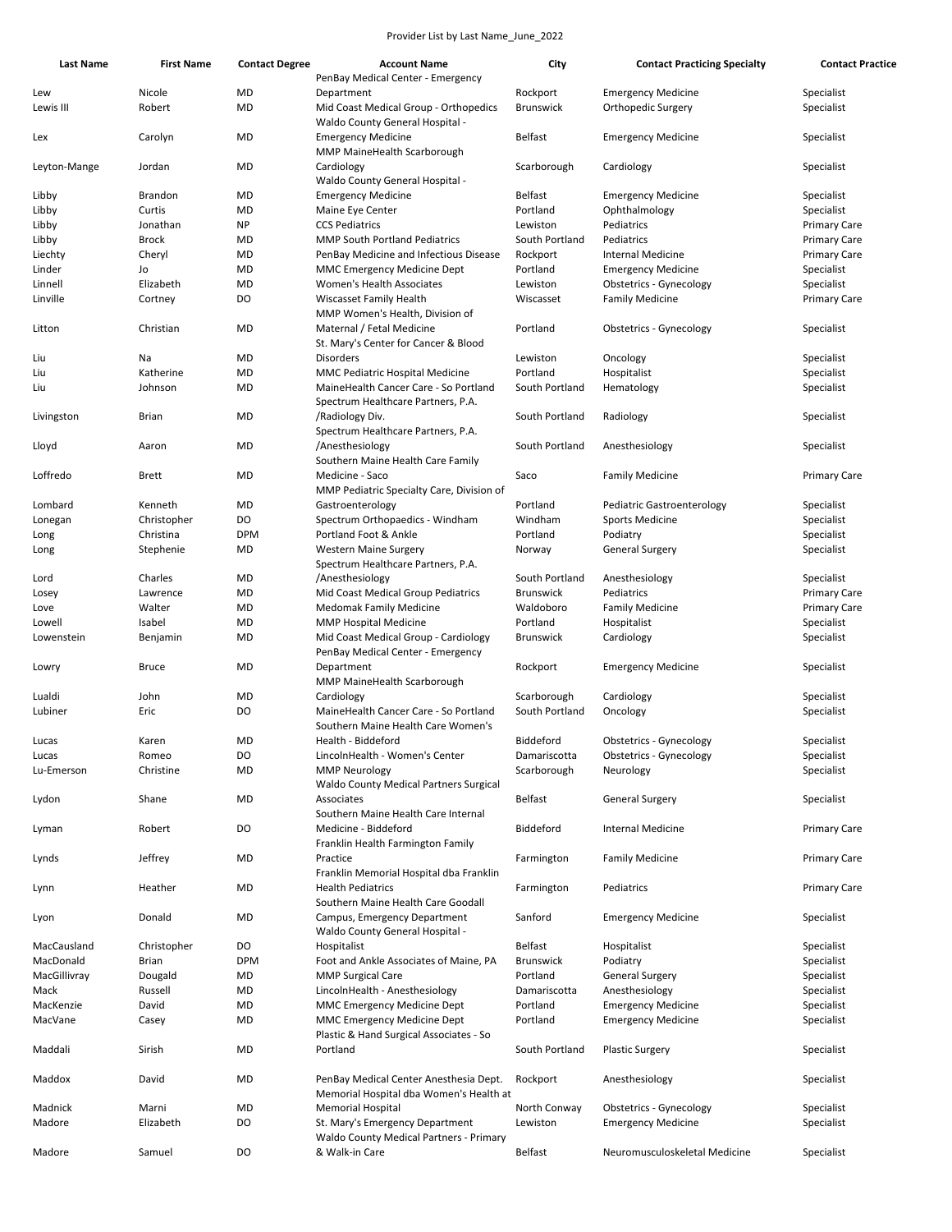Provider List by Last Name_June_2022

| Last Name | First Name | Contact Degree | Account Name | City | Contact Practicing Specialty | Contact Practice |
|---|---|---|---|---|---|---|
| Lew | Nicole | MD | PenBay Medical Center - Emergency Department | Rockport | Emergency Medicine | Specialist |
| Lewis III | Robert | MD | Mid Coast Medical Group - Orthopedics | Brunswick | Orthopedic Surgery | Specialist |
| Lex | Carolyn | MD | Waldo County General Hospital - Emergency Medicine | Belfast | Emergency Medicine | Specialist |
| Leyton-Mange | Jordan | MD | MMP MaineHealth Scarborough Cardiology | Scarborough | Cardiology | Specialist |
| Libby | Brandon | MD | Waldo County General Hospital - Emergency Medicine | Belfast | Emergency Medicine | Specialist |
| Libby | Curtis | MD | Maine Eye Center | Portland | Ophthalmology | Specialist |
| Libby | Jonathan | NP | CCS Pediatrics | Lewiston | Pediatrics | Primary Care |
| Libby | Brock | MD | MMP South Portland Pediatrics | South Portland | Pediatrics | Primary Care |
| Liechty | Cheryl | MD | PenBay Medicine and Infectious Disease | Rockport | Internal Medicine | Primary Care |
| Linder | Jo | MD | MMC Emergency Medicine Dept | Portland | Emergency Medicine | Specialist |
| Linnell | Elizabeth | MD | Women's Health Associates | Lewiston | Obstetrics - Gynecology | Specialist |
| Linville | Cortney | DO | Wiscasset Family Health | Wiscasset | Family Medicine | Primary Care |
| Litton | Christian | MD | MMP Women's Health, Division of Maternal / Fetal Medicine | Portland | Obstetrics - Gynecology | Specialist |
| Liu | Na | MD | St. Mary's Center for Cancer & Blood Disorders | Lewiston | Oncology | Specialist |
| Liu | Katherine | MD | MMC Pediatric Hospital Medicine | Portland | Hospitalist | Specialist |
| Liu | Johnson | MD | MaineHealth Cancer Care - So Portland | South Portland | Hematology | Specialist |
| Livingston | Brian | MD | Spectrum Healthcare Partners, P.A. /Radiology Div. | South Portland | Radiology | Specialist |
| Lloyd | Aaron | MD | Spectrum Healthcare Partners, P.A. /Anesthesiology | South Portland | Anesthesiology | Specialist |
| Loffredo | Brett | MD | Southern Maine Health Care Family Medicine - Saco | Saco | Family Medicine | Primary Care |
| Lombard | Kenneth | MD | MMP Pediatric Specialty Care, Division of Gastroenterology | Portland | Pediatric Gastroenterology | Specialist |
| Lonegan | Christopher | DO | Spectrum Orthopaedics - Windham | Windham | Sports Medicine | Specialist |
| Long | Christina | DPM | Portland Foot & Ankle | Portland | Podiatry | Specialist |
| Long | Stephenie | MD | Western Maine Surgery | Norway | General Surgery | Specialist |
| Lord | Charles | MD | Spectrum Healthcare Partners, P.A. /Anesthesiology | South Portland | Anesthesiology | Specialist |
| Losey | Lawrence | MD | Mid Coast Medical Group Pediatrics | Brunswick | Pediatrics | Primary Care |
| Love | Walter | MD | Medomak Family Medicine | Waldoboro | Family Medicine | Primary Care |
| Lowell | Isabel | MD | MMP Hospital Medicine | Portland | Hospitalist | Specialist |
| Lowenstein | Benjamin | MD | Mid Coast Medical Group - Cardiology | Brunswick | Cardiology | Specialist |
| Lowry | Bruce | MD | PenBay Medical Center - Emergency Department | Rockport | Emergency Medicine | Specialist |
| Lualdi | John | MD | MMP MaineHealth Scarborough Cardiology | Scarborough | Cardiology | Specialist |
| Lubiner | Eric | DO | MaineHealth Cancer Care - So Portland | South Portland | Oncology | Specialist |
| Lucas | Karen | MD | Southern Maine Health Care Women's Health - Biddeford | Biddeford | Obstetrics - Gynecology | Specialist |
| Lucas | Romeo | DO | LincolnHealth - Women's Center | Damariscotta | Obstetrics - Gynecology | Specialist |
| Lu-Emerson | Christine | MD | MMP Neurology | Scarborough | Neurology | Specialist |
| Lydon | Shane | MD | Waldo County Medical Partners Surgical Associates | Belfast | General Surgery | Specialist |
| Lyman | Robert | DO | Southern Maine Health Care Internal Medicine - Biddeford | Biddeford | Internal Medicine | Primary Care |
| Lynds | Jeffrey | MD | Franklin Health Farmington Family Practice | Farmington | Family Medicine | Primary Care |
| Lynn | Heather | MD | Franklin Memorial Hospital dba Franklin Health Pediatrics | Farmington | Pediatrics | Primary Care |
| Lyon | Donald | MD | Southern Maine Health Care Goodall Campus, Emergency Department | Sanford | Emergency Medicine | Specialist |
| MacCausland | Christopher | DO | Waldo County General Hospital - Hospitalist | Belfast | Hospitalist | Specialist |
| MacDonald | Brian | DPM | Foot and Ankle Associates of Maine, PA | Brunswick | Podiatry | Specialist |
| MacGillivray | Dougald | MD | MMP Surgical Care | Portland | General Surgery | Specialist |
| Mack | Russell | MD | LincolnHealth - Anesthesiology | Damariscotta | Anesthesiology | Specialist |
| MacKenzie | David | MD | MMC Emergency Medicine Dept | Portland | Emergency Medicine | Specialist |
| MacVane | Casey | MD | MMC Emergency Medicine Dept | Portland | Emergency Medicine | Specialist |
| Maddali | Sirish | MD | Plastic & Hand Surgical Associates - So Portland | South Portland | Plastic Surgery | Specialist |
| Maddox | David | MD | PenBay Medical Center Anesthesia Dept. | Rockport | Anesthesiology | Specialist |
| Madnick | Marni | MD | Memorial Hospital dba Women's Health at Memorial Hospital | North Conway | Obstetrics - Gynecology | Specialist |
| Madore | Elizabeth | DO | St. Mary's Emergency Department | Lewiston | Emergency Medicine | Specialist |
| Madore | Samuel | DO | Waldo County Medical Partners - Primary & Walk-in Care | Belfast | Neuromusculoskeletal Medicine | Specialist |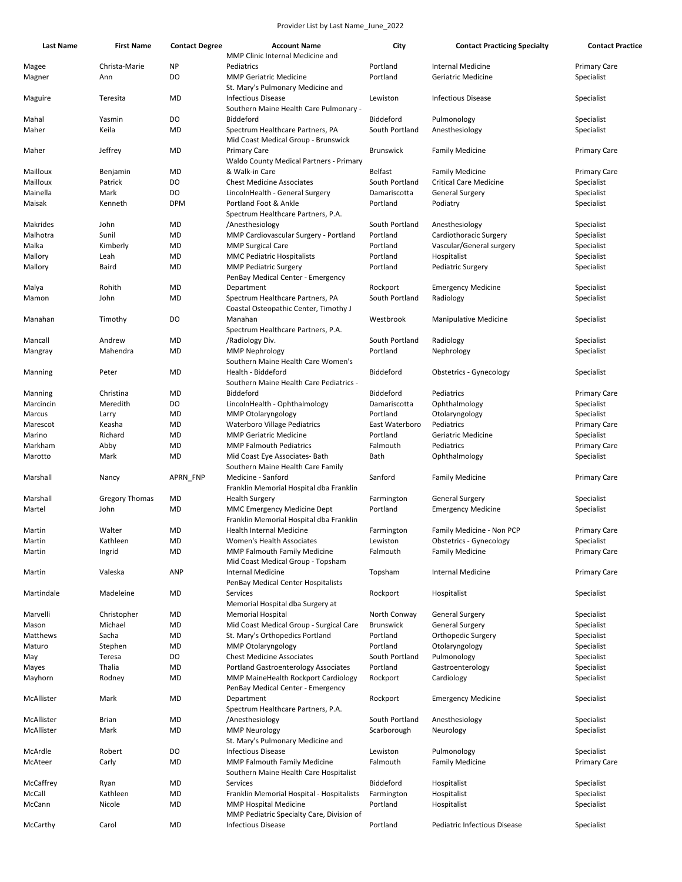Provider List by Last Name_June_2022

| Last Name | First Name | Contact Degree | Account Name | City | Contact Practicing Specialty | Contact Practice |
|---|---|---|---|---|---|---|
| Magee | Christa-Marie | NP | MMP Clinic Internal Medicine and Pediatrics | Portland | Internal Medicine | Primary Care |
| Magner | Ann | DO | MMP Geriatric Medicine | Portland | Geriatric Medicine | Specialist |
| Maguire | Teresita | MD | St. Mary's Pulmonary Medicine and Infectious Disease | Lewiston | Infectious Disease | Specialist |
| Mahal | Yasmin | DO | Southern Maine Health Care Pulmonary - Biddeford | Biddeford | Pulmonology | Specialist |
| Maher | Keila | MD | Spectrum Healthcare Partners, PA | South Portland | Anesthesiology | Specialist |
| Maher | Jeffrey | MD | Mid Coast Medical Group - Brunswick Primary Care | Brunswick | Family Medicine | Primary Care |
| Mailloux | Benjamin | MD | Waldo County Medical Partners - Primary & Walk-in Care | Belfast | Family Medicine | Primary Care |
| Mailloux | Patrick | DO | Chest Medicine Associates | South Portland | Critical Care Medicine | Specialist |
| Mainella | Mark | DO | LincolnHealth - General Surgery | Damariscotta | General Surgery | Specialist |
| Maisak | Kenneth | DPM | Portland Foot & Ankle | Portland | Podiatry | Specialist |
| Makrides | John | MD | Spectrum Healthcare Partners, P.A. /Anesthesiology | South Portland | Anesthesiology | Specialist |
| Malhotra | Sunil | MD | MMP Cardiovascular Surgery - Portland | Portland | Cardiothoracic Surgery | Specialist |
| Malka | Kimberly | MD | MMP Surgical Care | Portland | Vascular/General surgery | Specialist |
| Mallory | Leah | MD | MMC Pediatric Hospitalists | Portland | Hospitalist | Specialist |
| Mallory | Baird | MD | MMP Pediatric Surgery | Portland | Pediatric Surgery | Specialist |
| Malya | Rohith | MD | PenBay Medical Center - Emergency Department | Rockport | Emergency Medicine | Specialist |
| Mamon | John | MD | Spectrum Healthcare Partners, PA | South Portland | Radiology | Specialist |
| Manahan | Timothy | DO | Coastal Osteopathic Center, Timothy J Manahan | Westbrook | Manipulative Medicine | Specialist |
| Mancall | Andrew | MD | Spectrum Healthcare Partners, P.A. /Radiology Div. | South Portland | Radiology | Specialist |
| Mangray | Mahendra | MD | MMP Nephrology | Portland | Nephrology | Specialist |
| Manning | Peter | MD | Southern Maine Health Care Women's Health - Biddeford | Biddeford | Obstetrics - Gynecology | Specialist |
| Manning | Christina | MD | Southern Maine Health Care Pediatrics - Biddeford | Biddeford | Pediatrics | Primary Care |
| Marcincin | Meredith | DO | LincolnHealth - Ophthalmology | Damariscotta | Ophthalmology | Specialist |
| Marcus | Larry | MD | MMP Otolaryngology | Portland | Otolaryngology | Specialist |
| Marescot | Keasha | MD | Waterboro Village Pediatrics | East Waterboro | Pediatrics | Primary Care |
| Marino | Richard | MD | MMP Geriatric Medicine | Portland | Geriatric Medicine | Specialist |
| Markham | Abby | MD | MMP Falmouth Pediatrics | Falmouth | Pediatrics | Primary Care |
| Marotto | Mark | MD | Mid Coast Eye Associates- Bath | Bath | Ophthalmology | Specialist |
| Marshall | Nancy | APRN_FNP | Southern Maine Health Care Family Medicine - Sanford | Sanford | Family Medicine | Primary Care |
| Marshall | Gregory Thomas | MD | Franklin Memorial Hospital dba Franklin Health Surgery | Farmington | General Surgery | Specialist |
| Martel | John | MD | MMC Emergency Medicine Dept | Portland | Emergency Medicine | Specialist |
| Martin | Walter | MD | Franklin Memorial Hospital dba Franklin Health Internal Medicine | Farmington | Family Medicine - Non PCP | Primary Care |
| Martin | Kathleen | MD | Women's Health Associates | Lewiston | Obstetrics - Gynecology | Specialist |
| Martin | Ingrid | MD | MMP Falmouth Family Medicine | Falmouth | Family Medicine | Primary Care |
| Martin | Valeska | ANP | Mid Coast Medical Group - Topsham Internal Medicine | Topsham | Internal Medicine | Primary Care |
| Martindale | Madeleine | MD | PenBay Medical Center Hospitalists Services | Rockport | Hospitalist | Specialist |
| Marvelli | Christopher | MD | Memorial Hospital dba Surgery at Memorial Hospital | North Conway | General Surgery | Specialist |
| Mason | Michael | MD | Mid Coast Medical Group - Surgical Care | Brunswick | General Surgery | Specialist |
| Matthews | Sacha | MD | St. Mary's Orthopedics Portland | Portland | Orthopedic Surgery | Specialist |
| Maturo | Stephen | MD | MMP Otolaryngology | Portland | Otolaryngology | Specialist |
| May | Teresa | DO | Chest Medicine Associates | South Portland | Pulmonology | Specialist |
| Mayes | Thalia | MD | Portland Gastroenterology Associates | Portland | Gastroenterology | Specialist |
| Mayhorn | Rodney | MD | MMP MaineHealth Rockport Cardiology | Rockport | Cardiology | Specialist |
| McAllister | Mark | MD | PenBay Medical Center - Emergency Department | Rockport | Emergency Medicine | Specialist |
| McAllister | Brian | MD | Spectrum Healthcare Partners, P.A. /Anesthesiology | South Portland | Anesthesiology | Specialist |
| McAllister | Mark | MD | MMP Neurology | Scarborough | Neurology | Specialist |
| McArdle | Robert | DO | St. Mary's Pulmonary Medicine and Infectious Disease | Lewiston | Pulmonology | Specialist |
| McAteer | Carly | MD | MMP Falmouth Family Medicine | Falmouth | Family Medicine | Primary Care |
| McCaffrey | Ryan | MD | Southern Maine Health Care Hospitalist Services | Biddeford | Hospitalist | Specialist |
| McCall | Kathleen | MD | Franklin Memorial Hospital - Hospitalists | Farmington | Hospitalist | Specialist |
| McCann | Nicole | MD | MMP Hospital Medicine | Portland | Hospitalist | Specialist |
| McCarthy | Carol | MD | MMP Pediatric Specialty Care, Division of Infectious Disease | Portland | Pediatric Infectious Disease | Specialist |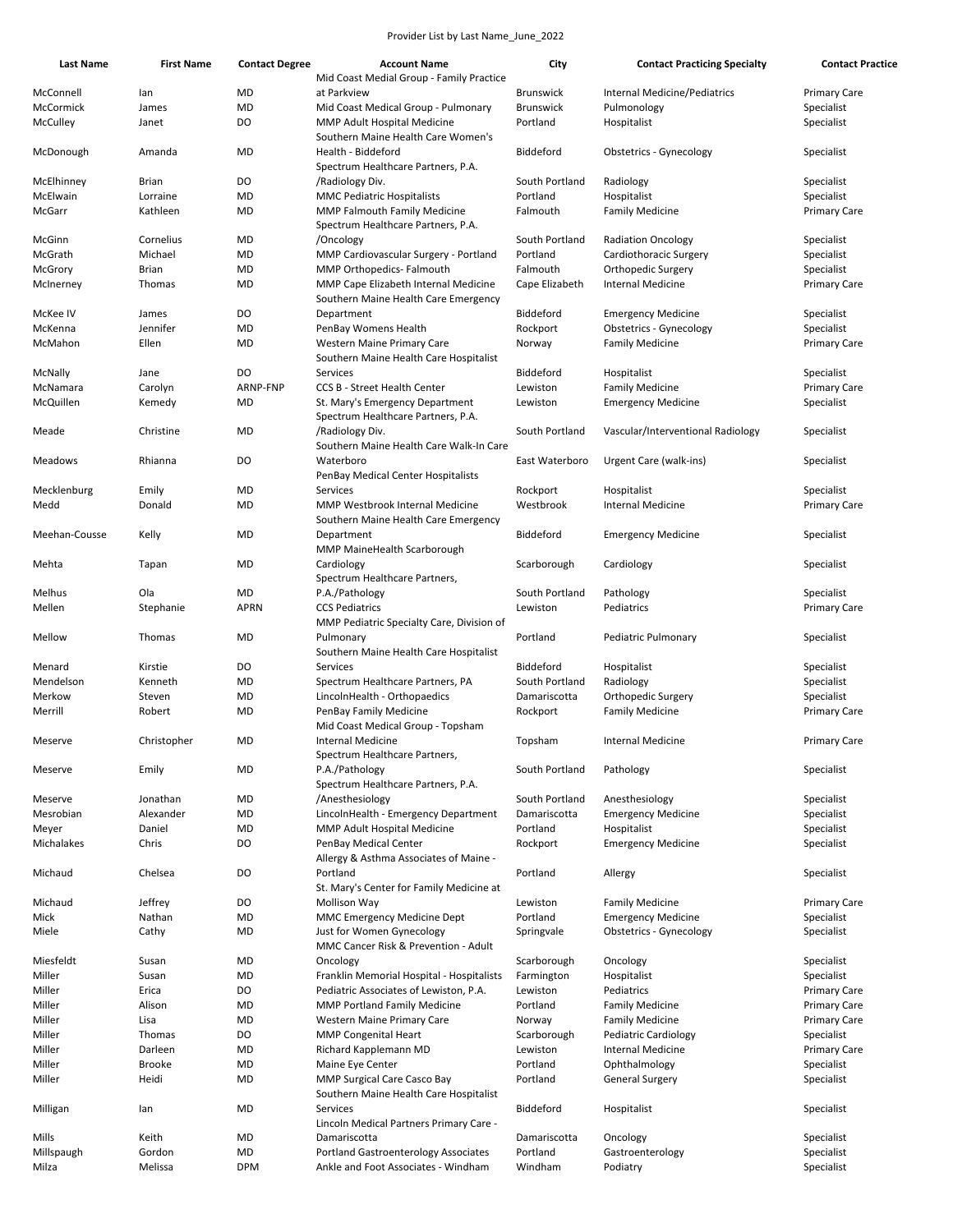Provider List by Last Name_June_2022

| Last Name | First Name | Contact Degree | Account Name | City | Contact Practicing Specialty | Contact Practice |
|---|---|---|---|---|---|---|
| McConnell | Ian | MD | Mid Coast Medial Group - Family Practice at Parkview | Brunswick | Internal Medicine/Pediatrics | Primary Care |
| McCormick | James | MD | Mid Coast Medical Group - Pulmonary | Brunswick | Pulmonology | Specialist |
| McCulley | Janet | DO | MMP Adult Hospital Medicine | Portland | Hospitalist | Specialist |
| McDonough | Amanda | MD | Southern Maine Health Care Women's Health - Biddeford | Biddeford | Obstetrics - Gynecology | Specialist |
| McElhinney | Brian | DO | Spectrum Healthcare Partners, P.A. /Radiology Div. | South Portland | Radiology | Specialist |
| McElwain | Lorraine | MD | MMC Pediatric Hospitalists | Portland | Hospitalist | Specialist |
| McGarr | Kathleen | MD | MMP Falmouth Family Medicine | Falmouth | Family Medicine | Primary Care |
| McGinn | Cornelius | MD | Spectrum Healthcare Partners, P.A. /Oncology | South Portland | Radiation Oncology | Specialist |
| McGrath | Michael | MD | MMP Cardiovascular Surgery - Portland | Portland | Cardiothoracic Surgery | Specialist |
| McGrory | Brian | MD | MMP Orthopedics- Falmouth | Falmouth | Orthopedic Surgery | Specialist |
| McInerney | Thomas | MD | MMP Cape Elizabeth Internal Medicine | Cape Elizabeth | Internal Medicine | Primary Care |
| McKee IV | James | DO | Southern Maine Health Care Emergency Department | Biddeford | Emergency Medicine | Specialist |
| McKenna | Jennifer | MD | PenBay Womens Health | Rockport | Obstetrics - Gynecology | Specialist |
| McMahon | Ellen | MD | Western Maine Primary Care | Norway | Family Medicine | Primary Care |
| McNally | Jane | DO | Southern Maine Health Care Hospitalist Services | Biddeford | Hospitalist | Specialist |
| McNamara | Carolyn | ARNP-FNP | CCS B - Street Health Center | Lewiston | Family Medicine | Primary Care |
| McQuillen | Kemedy | MD | St. Mary's Emergency Department | Lewiston | Emergency Medicine | Specialist |
| Meade | Christine | MD | Spectrum Healthcare Partners, P.A. /Radiology Div. | South Portland | Vascular/Interventional Radiology | Specialist |
| Meadows | Rhianna | DO | Southern Maine Health Care Walk-In Care Waterboro | East Waterboro | Urgent Care (walk-ins) | Specialist |
| Mecklenburg | Emily | MD | PenBay Medical Center Hospitalists Services | Rockport | Hospitalist | Specialist |
| Medd | Donald | MD | MMP Westbrook Internal Medicine | Westbrook | Internal Medicine | Primary Care |
| Meehan-Cousse | Kelly | MD | Southern Maine Health Care Emergency Department | Biddeford | Emergency Medicine | Specialist |
| Mehta | Tapan | MD | MMP MaineHealth Scarborough Cardiology | Scarborough | Cardiology | Specialist |
| Melhus | Ola | MD | Spectrum Healthcare Partners, P.A./Pathology | South Portland | Pathology | Specialist |
| Mellen | Stephanie | APRN | CCS Pediatrics | Lewiston | Pediatrics | Primary Care |
| Mellow | Thomas | MD | MMP Pediatric Specialty Care, Division of Pulmonary | Portland | Pediatric Pulmonary | Specialist |
| Menard | Kirstie | DO | Southern Maine Health Care Hospitalist Services | Biddeford | Hospitalist | Specialist |
| Mendelson | Kenneth | MD | Spectrum Healthcare Partners, PA | South Portland | Radiology | Specialist |
| Merkow | Steven | MD | LincolnHealth - Orthopaedics | Damariscotta | Orthopedic Surgery | Specialist |
| Merrill | Robert | MD | PenBay Family Medicine | Rockport | Family Medicine | Primary Care |
| Meserve | Christopher | MD | Mid Coast Medical Group - Topsham Internal Medicine | Topsham | Internal Medicine | Primary Care |
| Meserve | Emily | MD | Spectrum Healthcare Partners, P.A./Pathology | South Portland | Pathology | Specialist |
| Meserve | Jonathan | MD | Spectrum Healthcare Partners, P.A. /Anesthesiology | South Portland | Anesthesiology | Specialist |
| Mesrobian | Alexander | MD | LincolnHealth - Emergency Department | Damariscotta | Emergency Medicine | Specialist |
| Meyer | Daniel | MD | MMP Adult Hospital Medicine | Portland | Hospitalist | Specialist |
| Michalakes | Chris | DO | PenBay Medical Center | Rockport | Emergency Medicine | Specialist |
| Michaud | Chelsea | DO | Allergy & Asthma Associates of Maine - Portland | Portland | Allergy | Specialist |
| Michaud | Jeffrey | DO | St. Mary's Center for Family Medicine at Mollison Way | Lewiston | Family Medicine | Primary Care |
| Mick | Nathan | MD | MMC Emergency Medicine Dept | Portland | Emergency Medicine | Specialist |
| Miele | Cathy | MD | Just for Women Gynecology | Springvale | Obstetrics - Gynecology | Specialist |
| Miesfeldt | Susan | MD | MMC Cancer Risk & Prevention - Adult Oncology | Scarborough | Oncology | Specialist |
| Miller | Susan | MD | Franklin Memorial Hospital - Hospitalists | Farmington | Hospitalist | Specialist |
| Miller | Erica | DO | Pediatric Associates of Lewiston, P.A. | Lewiston | Pediatrics | Primary Care |
| Miller | Alison | MD | MMP Portland Family Medicine | Portland | Family Medicine | Primary Care |
| Miller | Lisa | MD | Western Maine Primary Care | Norway | Family Medicine | Primary Care |
| Miller | Thomas | DO | MMP Congenital Heart | Scarborough | Pediatric Cardiology | Specialist |
| Miller | Darleen | MD | Richard Kapplemann MD | Lewiston | Internal Medicine | Primary Care |
| Miller | Brooke | MD | Maine Eye Center | Portland | Ophthalmology | Specialist |
| Miller | Heidi | MD | MMP Surgical Care Casco Bay | Portland | General Surgery | Specialist |
| Milligan | Ian | MD | Southern Maine Health Care Hospitalist Services | Biddeford | Hospitalist | Specialist |
| Mills | Keith | MD | Lincoln Medical Partners Primary Care - Damariscotta | Damariscotta | Oncology | Specialist |
| Millspaugh | Gordon | MD | Portland Gastroenterology Associates | Portland | Gastroenterology | Specialist |
| Milza | Melissa | DPM | Ankle and Foot Associates - Windham | Windham | Podiatry | Specialist |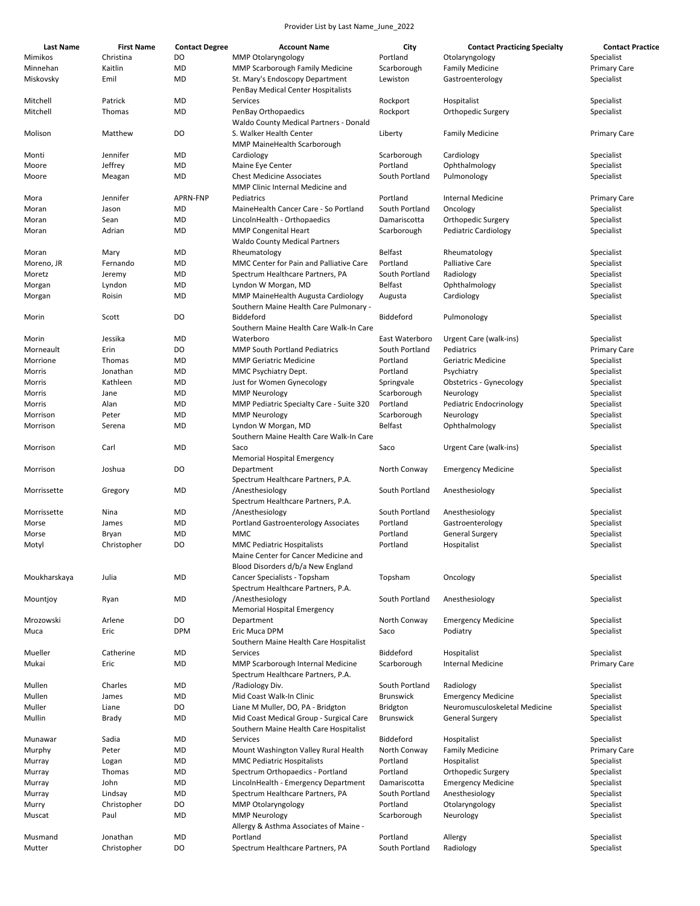Provider List by Last Name_June_2022

| Last Name | First Name | Contact Degree | Account Name | City | Contact Practicing Specialty | Contact Practice |
|---|---|---|---|---|---|---|
| Mimikos | Christina | DO | MMP Otolaryngology | Portland | Otolaryngology | Specialist |
| Minnehan | Kaitlin | MD | MMP Scarborough Family Medicine | Scarborough | Family Medicine | Primary Care |
| Miskovsky | Emil | MD | St. Mary's Endoscopy Department | Lewiston | Gastroenterology | Specialist |
| Mitchell | Patrick | MD | PenBay Medical Center Hospitalists Services | Rockport | Hospitalist | Specialist |
| Mitchell | Thomas | MD | PenBay Orthopaedics | Rockport | Orthopedic Surgery | Specialist |
| Molison | Matthew | DO | Waldo County Medical Partners - Donald S. Walker Health Center | Liberty | Family Medicine | Primary Care |
| Monti | Jennifer | MD | MMP MaineHealth Scarborough Cardiology | Scarborough | Cardiology | Specialist |
| Moore | Jeffrey | MD | Maine Eye Center | Portland | Ophthalmology | Specialist |
| Moore | Meagan | MD | Chest Medicine Associates | South Portland | Pulmonology | Specialist |
| Mora | Jennifer | APRN-FNP | MMP Clinic Internal Medicine and Pediatrics | Portland | Internal Medicine | Primary Care |
| Moran | Jason | MD | MaineHealth Cancer Care - So Portland | South Portland | Oncology | Specialist |
| Moran | Sean | MD | LincolnHealth - Orthopaedics | Damariscotta | Orthopedic Surgery | Specialist |
| Moran | Adrian | MD | MMP Congenital Heart | Scarborough | Pediatric Cardiology | Specialist |
| Moran | Mary | MD | Waldo County Medical Partners Rheumatology | Belfast | Rheumatology | Specialist |
| Moreno, JR | Fernando | MD | MMC Center for Pain and Palliative Care | Portland | Palliative Care | Specialist |
| Moretz | Jeremy | MD | Spectrum Healthcare Partners, PA | South Portland | Radiology | Specialist |
| Morgan | Lyndon | MD | Lyndon W Morgan, MD | Belfast | Ophthalmology | Specialist |
| Morgan | Roisin | MD | MMP MaineHealth Augusta Cardiology | Augusta | Cardiology | Specialist |
| Morin | Scott | DO | Southern Maine Health Care Pulmonary - Biddeford | Biddeford | Pulmonology | Specialist |
| Morin | Jessika | MD | Southern Maine Health Care Walk-In Care Waterboro | East Waterboro | Urgent Care (walk-ins) | Specialist |
| Morneault | Erin | DO | MMP South Portland Pediatrics | South Portland | Pediatrics | Primary Care |
| Morrione | Thomas | MD | MMP Geriatric Medicine | Portland | Geriatric Medicine | Specialist |
| Morris | Jonathan | MD | MMC Psychiatry Dept. | Portland | Psychiatry | Specialist |
| Morris | Kathleen | MD | Just for Women Gynecology | Springvale | Obstetrics - Gynecology | Specialist |
| Morris | Jane | MD | MMP Neurology | Scarborough | Neurology | Specialist |
| Morris | Alan | MD | MMP Pediatric Specialty Care - Suite 320 | Portland | Pediatric Endocrinology | Specialist |
| Morrison | Peter | MD | MMP Neurology | Scarborough | Neurology | Specialist |
| Morrison | Serena | MD | Lyndon W Morgan, MD | Belfast | Ophthalmology | Specialist |
| Morrison | Carl | MD | Southern Maine Health Care Walk-In Care Saco | Saco | Urgent Care (walk-ins) | Specialist |
| Morrison | Joshua | DO | Memorial Hospital Emergency Department | North Conway | Emergency Medicine | Specialist |
| Morrissette | Gregory | MD | Spectrum Healthcare Partners, P.A. /Anesthesiology | South Portland | Anesthesiology | Specialist |
| Morrissette | Nina | MD | Spectrum Healthcare Partners, P.A. /Anesthesiology | South Portland | Anesthesiology | Specialist |
| Morse | James | MD | Portland Gastroenterology Associates | Portland | Gastroenterology | Specialist |
| Morse | Bryan | MD | MMC | Portland | General Surgery | Specialist |
| Motyl | Christopher | DO | MMC Pediatric Hospitalists | Portland | Hospitalist | Specialist |
| Moukharskaya | Julia | MD | Maine Center for Cancer Medicine and Blood Disorders d/b/a New England Cancer Specialists - Topsham | Topsham | Oncology | Specialist |
| Mountjoy | Ryan | MD | Spectrum Healthcare Partners, P.A. /Anesthesiology | South Portland | Anesthesiology | Specialist |
| Mrozowski | Arlene | DO | Memorial Hospital Emergency Department | North Conway | Emergency Medicine | Specialist |
| Muca | Eric | DPM | Eric Muca DPM | Saco | Podiatry | Specialist |
| Mueller | Catherine | MD | Southern Maine Health Care Hospitalist Services | Biddeford | Hospitalist | Specialist |
| Mukai | Eric | MD | MMP Scarborough Internal Medicine | Scarborough | Internal Medicine | Primary Care |
| Mullen | Charles | MD | Spectrum Healthcare Partners, P.A. /Radiology Div. | South Portland | Radiology | Specialist |
| Mullen | James | MD | Mid Coast Walk-In Clinic | Brunswick | Emergency Medicine | Specialist |
| Muller | Liane | DO | Liane M Muller, DO, PA - Bridgton | Bridgton | Neuromusculoskeletal Medicine | Specialist |
| Mullin | Brady | MD | Mid Coast Medical Group - Surgical Care | Brunswick | General Surgery | Specialist |
| Munawar | Sadia | MD | Southern Maine Health Care Hospitalist Services | Biddeford | Hospitalist | Specialist |
| Murphy | Peter | MD | Mount Washington Valley Rural Health | North Conway | Family Medicine | Primary Care |
| Murray | Logan | MD | MMC Pediatric Hospitalists | Portland | Hospitalist | Specialist |
| Murray | Thomas | MD | Spectrum Orthopaedics - Portland | Portland | Orthopedic Surgery | Specialist |
| Murray | John | MD | LincolnHealth - Emergency Department | Damariscotta | Emergency Medicine | Specialist |
| Murray | Lindsay | MD | Spectrum Healthcare Partners, PA | South Portland | Anesthesiology | Specialist |
| Murry | Christopher | DO | MMP Otolaryngology | Portland | Otolaryngology | Specialist |
| Muscat | Paul | MD | MMP Neurology | Scarborough | Neurology | Specialist |
| Musmand | Jonathan | MD | Allergy & Asthma Associates of Maine - Portland | Portland | Allergy | Specialist |
| Mutter | Christopher | DO | Spectrum Healthcare Partners, PA | South Portland | Radiology | Specialist |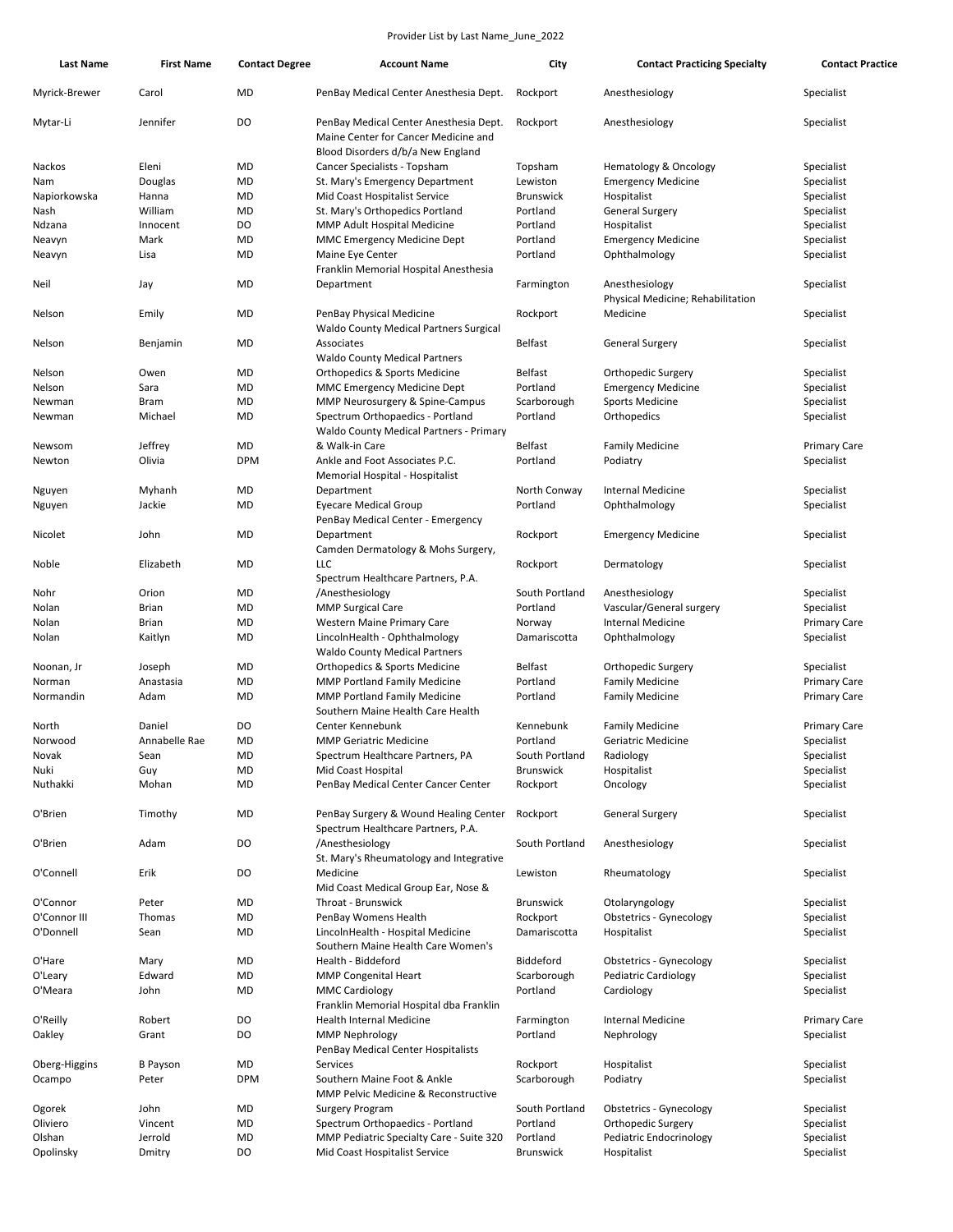Provider List by Last Name_June_2022

| Last Name | First Name | Contact Degree | Account Name | City | Contact Practicing Specialty | Contact Practice |
|---|---|---|---|---|---|---|
| Myrick-Brewer | Carol | MD | PenBay Medical Center Anesthesia Dept. | Rockport | Anesthesiology | Specialist |
| Mytar-Li | Jennifer | DO | PenBay Medical Center Anesthesia Dept. | Rockport | Anesthesiology | Specialist |
| Nackos | Eleni | MD | Maine Center for Cancer Medicine and Blood Disorders d/b/a New England Cancer Specialists - Topsham | Topsham | Hematology & Oncology | Specialist |
| Nam | Douglas | MD | St. Mary's Emergency Department | Lewiston | Emergency Medicine | Specialist |
| Napiorkowska | Hanna | MD | Mid Coast Hospitalist Service | Brunswick | Hospitalist | Specialist |
| Nash | William | MD | St. Mary's Orthopedics Portland | Portland | General Surgery | Specialist |
| Ndzana | Innocent | DO | MMP Adult Hospital Medicine | Portland | Hospitalist | Specialist |
| Neavyn | Mark | MD | MMC Emergency Medicine Dept | Portland | Emergency Medicine | Specialist |
| Neavyn | Lisa | MD | Maine Eye Center | Portland | Ophthalmology | Specialist |
| Neil | Jay | MD | Franklin Memorial Hospital Anesthesia Department | Farmington | Anesthesiology | Specialist |
| Nelson | Emily | MD | PenBay Physical Medicine | Rockport | Physical Medicine; Rehabilitation Medicine | Specialist |
| Nelson | Benjamin | MD | Waldo County Medical Partners Surgical Associates | Belfast | General Surgery | Specialist |
| Nelson | Owen | MD | Waldo County Medical Partners Orthopedics & Sports Medicine | Belfast | Orthopedic Surgery | Specialist |
| Nelson | Sara | MD | MMC Emergency Medicine Dept | Portland | Emergency Medicine | Specialist |
| Newman | Bram | MD | MMP Neurosurgery & Spine-Campus | Scarborough | Sports Medicine | Specialist |
| Newman | Michael | MD | Spectrum Orthopaedics - Portland | Portland | Orthopedics | Specialist |
| Newsom | Jeffrey | MD | Waldo County Medical Partners - Primary & Walk-in Care | Belfast | Family Medicine | Primary Care |
| Newton | Olivia | DPM | Ankle and Foot Associates P.C. | Portland | Podiatry | Specialist |
| Nguyen | Myhanh | MD | Memorial Hospital - Hospitalist Department | North Conway | Internal Medicine | Specialist |
| Nguyen | Jackie | MD | Eyecare Medical Group | Portland | Ophthalmology | Specialist |
| Nicolet | John | MD | PenBay Medical Center - Emergency Department | Rockport | Emergency Medicine | Specialist |
| Noble | Elizabeth | MD | Camden Dermatology & Mohs Surgery, LLC | Rockport | Dermatology | Specialist |
| Nohr | Orion | MD | Spectrum Healthcare Partners, P.A. /Anesthesiology | South Portland | Anesthesiology | Specialist |
| Nolan | Brian | MD | MMP Surgical Care | Portland | Vascular/General surgery | Specialist |
| Nolan | Brian | MD | Western Maine Primary Care | Norway | Internal Medicine | Primary Care |
| Nolan | Kaitlyn | MD | LincolnHealth - Ophthalmology | Damariscotta | Ophthalmology | Specialist |
| Noonan, Jr | Joseph | MD | Waldo County Medical Partners Orthopedics & Sports Medicine | Belfast | Orthopedic Surgery | Specialist |
| Norman | Anastasia | MD | MMP Portland Family Medicine | Portland | Family Medicine | Primary Care |
| Normandin | Adam | MD | MMP Portland Family Medicine | Portland | Family Medicine | Primary Care |
| North | Daniel | DO | Southern Maine Health Care Health Center Kennebunk | Kennebunk | Family Medicine | Primary Care |
| Norwood | Annabelle Rae | MD | MMP Geriatric Medicine | Portland | Geriatric Medicine | Specialist |
| Novak | Sean | MD | Spectrum Healthcare Partners, PA | South Portland | Radiology | Specialist |
| Nuki | Guy | MD | Mid Coast Hospital | Brunswick | Hospitalist | Specialist |
| Nuthakki | Mohan | MD | PenBay Medical Center Cancer Center | Rockport | Oncology | Specialist |
| O'Brien | Timothy | MD | PenBay Surgery & Wound Healing Center | Rockport | General Surgery | Specialist |
| O'Brien | Adam | DO | Spectrum Healthcare Partners, P.A. /Anesthesiology | South Portland | Anesthesiology | Specialist |
| O'Connell | Erik | DO | St. Mary's Rheumatology and Integrative Medicine | Lewiston | Rheumatology | Specialist |
| O'Connor | Peter | MD | Mid Coast Medical Group Ear, Nose & Throat - Brunswick | Brunswick | Otolaryngology | Specialist |
| O'Connor III | Thomas | MD | PenBay Womens Health | Rockport | Obstetrics - Gynecology | Specialist |
| O'Donnell | Sean | MD | LincolnHealth - Hospital Medicine | Damariscotta | Hospitalist | Specialist |
| O'Hare | Mary | MD | Southern Maine Health Care Women's Health - Biddeford | Biddeford | Obstetrics - Gynecology | Specialist |
| O'Leary | Edward | MD | MMP Congenital Heart | Scarborough | Pediatric Cardiology | Specialist |
| O'Meara | John | MD | MMC Cardiology | Portland | Cardiology | Specialist |
| O'Reilly | Robert | DO | Franklin Memorial Hospital dba Franklin Health Internal Medicine | Farmington | Internal Medicine | Primary Care |
| Oakley | Grant | DO | MMP Nephrology | Portland | Nephrology | Specialist |
| Oberg-Higgins | B Payson | MD | PenBay Medical Center Hospitalists Services | Rockport | Hospitalist | Specialist |
| Ocampo | Peter | DPM | Southern Maine Foot & Ankle | Scarborough | Podiatry | Specialist |
| Ogorek | John | MD | MMP Pelvic Medicine & Reconstructive Surgery Program | South Portland | Obstetrics - Gynecology | Specialist |
| Oliviero | Vincent | MD | Spectrum Orthopaedics - Portland | Portland | Orthopedic Surgery | Specialist |
| Olshan | Jerrold | MD | MMP Pediatric Specialty Care - Suite 320 | Portland | Pediatric Endocrinology | Specialist |
| Opolinsky | Dmitry | DO | Mid Coast Hospitalist Service | Brunswick | Hospitalist | Specialist |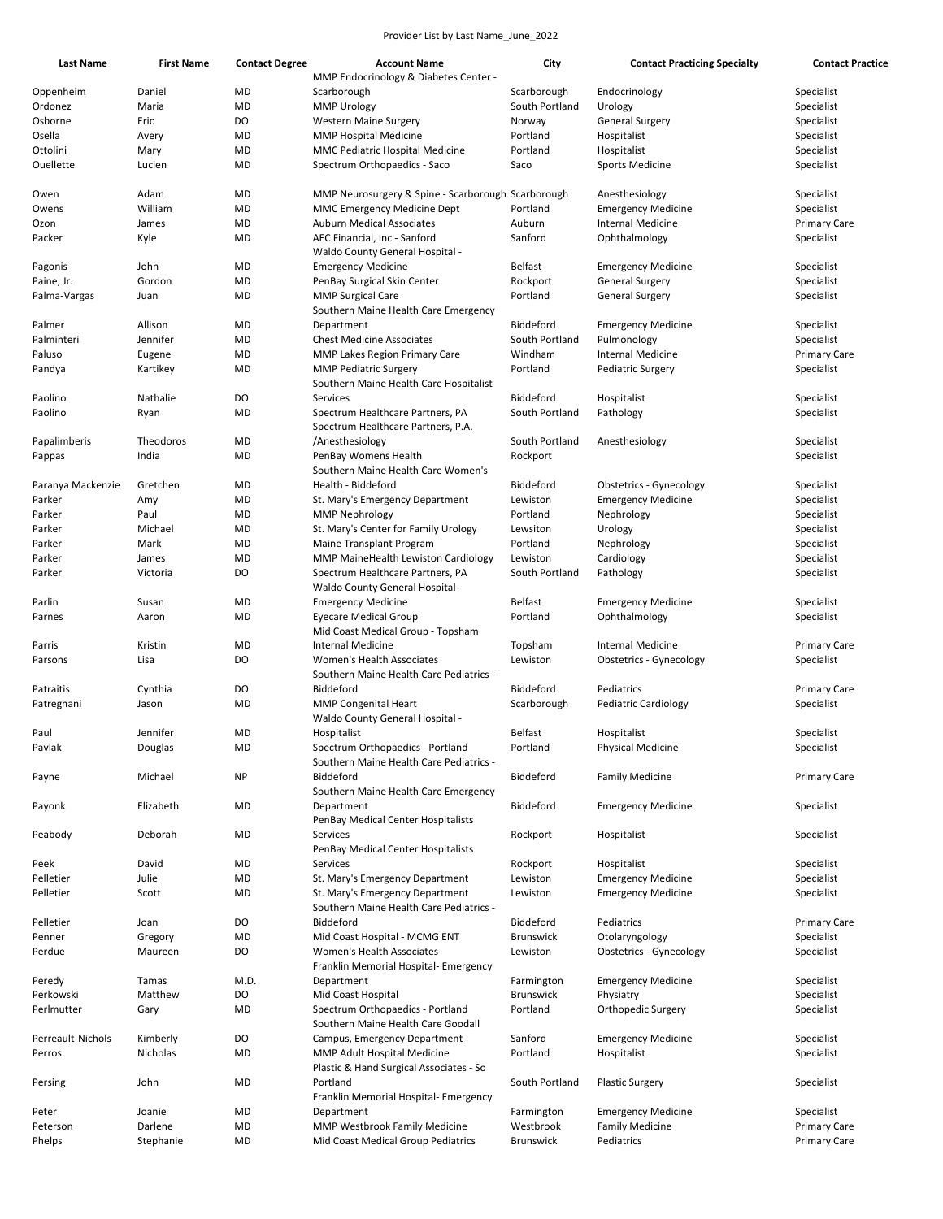Provider List by Last Name_June_2022

| Last Name | First Name | Contact Degree | Account Name | City | Contact Practicing Specialty | Contact Practice |
|---|---|---|---|---|---|---|
| Oppenheim | Daniel | MD | MMP Endocrinology & Diabetes Center - Scarborough | Scarborough | Endocrinology | Specialist |
| Ordonez | Maria | MD | MMP Urology | South Portland | Urology | Specialist |
| Osborne | Eric | DO | Western Maine Surgery | Norway | General Surgery | Specialist |
| Osella | Avery | MD | MMP Hospital Medicine | Portland | Hospitalist | Specialist |
| Ottolini | Mary | MD | MMC Pediatric Hospital Medicine | Portland | Hospitalist | Specialist |
| Ouellette | Lucien | MD | Spectrum Orthopaedics - Saco | Saco | Sports Medicine | Specialist |
| Owen | Adam | MD | MMP Neurosurgery & Spine - Scarborough | Scarborough | Anesthesiology | Specialist |
| Owens | William | MD | MMC Emergency Medicine Dept | Portland | Emergency Medicine | Specialist |
| Ozon | James | MD | Auburn Medical Associates | Auburn | Internal Medicine | Primary Care |
| Packer | Kyle | MD | AEC Financial, Inc - Sanford | Sanford | Ophthalmology | Specialist |
| Pagonis | John | MD | Waldo County General Hospital - Emergency Medicine | Belfast | Emergency Medicine | Specialist |
| Paine, Jr. | Gordon | MD | PenBay Surgical Skin Center | Rockport | General Surgery | Specialist |
| Palma-Vargas | Juan | MD | MMP Surgical Care | Portland | General Surgery | Specialist |
| Palmer | Allison | MD | Southern Maine Health Care Emergency Department | Biddeford | Emergency Medicine | Specialist |
| Palminteri | Jennifer | MD | Chest Medicine Associates | South Portland | Pulmonology | Specialist |
| Paluso | Eugene | MD | MMP Lakes Region Primary Care | Windham | Internal Medicine | Primary Care |
| Pandya | Kartikey | MD | MMP Pediatric Surgery | Portland | Pediatric Surgery | Specialist |
| Paolino | Nathalie | DO | Southern Maine Health Care Hospitalist Services | Biddeford | Hospitalist | Specialist |
| Paolino | Ryan | MD | Spectrum Healthcare Partners, PA | South Portland | Pathology | Specialist |
| Papalimberis | Theodoros | MD | Spectrum Healthcare Partners, P.A. /Anesthesiology | South Portland | Anesthesiology | Specialist |
| Pappas | India | MD | PenBay Womens Health | Rockport | | Specialist |
| Paranya Mackenzie | Gretchen | MD | Southern Maine Health Care Women's Health - Biddeford | Biddeford | Obstetrics - Gynecology | Specialist |
| Parker | Amy | MD | St. Mary's Emergency Department | Lewiston | Emergency Medicine | Specialist |
| Parker | Paul | MD | MMP Nephrology | Portland | Nephrology | Specialist |
| Parker | Michael | MD | St. Mary's Center for Family Urology | Lewsiton | Urology | Specialist |
| Parker | Mark | MD | Maine Transplant Program | Portland | Nephrology | Specialist |
| Parker | James | MD | MMP MaineHealth Lewiston Cardiology | Lewiston | Cardiology | Specialist |
| Parker | Victoria | DO | Spectrum Healthcare Partners, PA | South Portland | Pathology | Specialist |
| Parlin | Susan | MD | Waldo County General Hospital - Emergency Medicine | Belfast | Emergency Medicine | Specialist |
| Parnes | Aaron | MD | Eyecare Medical Group | Portland | Ophthalmology | Specialist |
| Parris | Kristin | MD | Mid Coast Medical Group - Topsham Internal Medicine | Topsham | Internal Medicine | Primary Care |
| Parsons | Lisa | DO | Women's Health Associates | Lewiston | Obstetrics - Gynecology | Specialist |
| Patraitis | Cynthia | DO | Southern Maine Health Care Pediatrics - Biddeford | Biddeford | Pediatrics | Primary Care |
| Patregnani | Jason | MD | MMP Congenital Heart | Scarborough | Pediatric Cardiology | Specialist |
| Paul | Jennifer | MD | Waldo County General Hospital - Hospitalist | Belfast | Hospitalist | Specialist |
| Pavlak | Douglas | MD | Spectrum Orthopaedics - Portland | Portland | Physical Medicine | Specialist |
| Payne | Michael | NP | Southern Maine Health Care Pediatrics - Biddeford | Biddeford | Family Medicine | Primary Care |
| Payonk | Elizabeth | MD | Southern Maine Health Care Emergency Department | Biddeford | Emergency Medicine | Specialist |
| Peabody | Deborah | MD | PenBay Medical Center Hospitalists Services | Rockport | Hospitalist | Specialist |
| Peek | David | MD | PenBay Medical Center Hospitalists Services | Rockport | Hospitalist | Specialist |
| Pelletier | Julie | MD | St. Mary's Emergency Department | Lewiston | Emergency Medicine | Specialist |
| Pelletier | Scott | MD | St. Mary's Emergency Department | Lewiston | Emergency Medicine | Specialist |
| Pelletier | Joan | DO | Southern Maine Health Care Pediatrics - Biddeford | Biddeford | Pediatrics | Primary Care |
| Penner | Gregory | MD | Mid Coast Hospital - MCMG ENT | Brunswick | Otolaryngology | Specialist |
| Perdue | Maureen | DO | Women's Health Associates | Lewiston | Obstetrics - Gynecology | Specialist |
| Peredy | Tamas | M.D. | Franklin Memorial Hospital- Emergency Department | Farmington | Emergency Medicine | Specialist |
| Perkowski | Matthew | DO | Mid Coast Hospital | Brunswick | Physiatry | Specialist |
| Perlmutter | Gary | MD | Spectrum Orthopaedics - Portland | Portland | Orthopedic Surgery | Specialist |
| Perreault-Nichols | Kimberly | DO | Southern Maine Health Care Goodall Campus, Emergency Department | Sanford | Emergency Medicine | Specialist |
| Perros | Nicholas | MD | MMP Adult Hospital Medicine | Portland | Hospitalist | Specialist |
| Persing | John | MD | Plastic & Hand Surgical Associates - So Portland | South Portland | Plastic Surgery | Specialist |
| Peter | Joanie | MD | Franklin Memorial Hospital- Emergency Department | Farmington | Emergency Medicine | Specialist |
| Peterson | Darlene | MD | MMP Westbrook Family Medicine | Westbrook | Family Medicine | Primary Care |
| Phelps | Stephanie | MD | Mid Coast Medical Group Pediatrics | Brunswick | Pediatrics | Primary Care |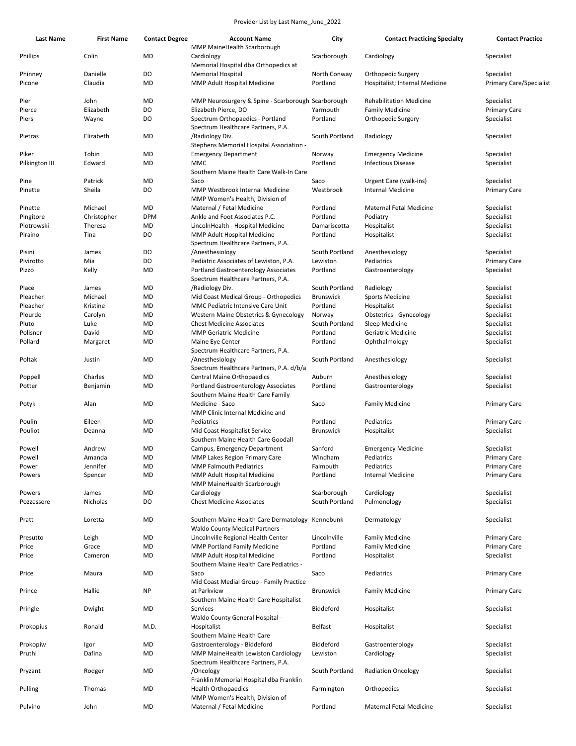Provider List by Last Name_June_2022

| Last Name | First Name | Contact Degree | Account Name | City | Contact Practicing Specialty | Contact Practice |
|---|---|---|---|---|---|---|
| Phillips | Colin | MD | MMP MaineHealth Scarborough Cardiology | Scarborough | Cardiology | Specialist |
| Phinney | Danielle | DO | Memorial Hospital dba Orthopedics at Memorial Hospital | North Conway | Orthopedic Surgery | Specialist |
| Picone | Claudia | MD | MMP Adult Hospital Medicine | Portland | Hospitalist; Internal Medicine | Primary Care/Specialist |
| Pier | John | MD | MMP Neurosurgery & Spine - Scarborough | Scarborough | Rehabilitation Medicine | Specialist |
| Pierce | Elizabeth | DO | Elizabeth Pierce, DO | Yarmouth | Family Medicine | Primary Care |
| Piers | Wayne | DO | Spectrum Orthopaedics - Portland | Portland | Orthopedic Surgery | Specialist |
| Pietras | Elizabeth | MD | Spectrum Healthcare Partners, P.A. /Radiology Div. | South Portland | Radiology | Specialist |
| Piker | Tobin | MD | Stephens Memorial Hospital Association - Emergency Department | Norway | Emergency Medicine | Specialist |
| Pilkington III | Edward | MD | MMC | Portland | Infectious Disease | Specialist |
| Pine | Patrick | MD | Southern Maine Health Care Walk-In Care Saco | Saco | Urgent Care (walk-ins) | Specialist |
| Pinette | Sheila | DO | MMP Westbrook Internal Medicine | Westbrook | Internal Medicine | Primary Care |
| Pinette | Michael | MD | MMP Women's Health, Division of Maternal / Fetal Medicine | Portland | Maternal Fetal Medicine | Specialist |
| Pingitore | Christopher | DPM | Ankle and Foot Associates P.C. | Portland | Podiatry | Specialist |
| Piotrowski | Theresa | MD | LincolnHealth - Hospital Medicine | Damariscotta | Hospitalist | Specialist |
| Piraino | Tina | DO | MMP Adult Hospital Medicine | Portland | Hospitalist | Specialist |
| Pisini | James | DO | Spectrum Healthcare Partners, P.A. /Anesthesiology | South Portland | Anesthesiology | Specialist |
| Pivirotto | Mia | DO | Pediatric Associates of Lewiston, P.A. | Lewiston | Pediatrics | Primary Care |
| Pizzo | Kelly | MD | Portland Gastroenterology Associates | Portland | Gastroenterology | Specialist |
| Place | James | MD | Spectrum Healthcare Partners, P.A. /Radiology Div. | South Portland | Radiology | Specialist |
| Pleacher | Michael | MD | Mid Coast Medical Group - Orthopedics | Brunswick | Sports Medicine | Specialist |
| Pleacher | Kristine | MD | MMC Pediatric Intensive Care Unit | Portland | Hospitalist | Specialist |
| Plourde | Carolyn | MD | Western Maine Obstetrics & Gynecology | Norway | Obstetrics - Gynecology | Specialist |
| Pluto | Luke | MD | Chest Medicine Associates | South Portland | Sleep Medicine | Specialist |
| Polisner | David | MD | MMP Geriatric Medicine | Portland | Geriatric Medicine | Specialist |
| Pollard | Margaret | MD | Maine Eye Center | Portland | Ophthalmology | Specialist |
| Poltak | Justin | MD | Spectrum Healthcare Partners, P.A. /Anesthesiology | South Portland | Anesthesiology | Specialist |
| Poppell | Charles | MD | Spectrum Healthcare Partners, P.A. d/b/a Central Maine Orthopaedics | Auburn | Anesthesiology | Specialist |
| Potter | Benjamin | MD | Portland Gastroenterology Associates | Portland | Gastroenterology | Specialist |
| Potyk | Alan | MD | Southern MaineHealth Care Family Medicine - Saco | Saco | Family Medicine | Primary Care |
| Poulin | Eileen | MD | MMP Clinic Internal Medicine and Pediatrics | Portland | Pediatrics | Primary Care |
| Pouliot | Deanna | MD | Mid Coast Hospitalist Service | Brunswick | Hospitalist | Specialist |
| Powell | Andrew | MD | Southern Maine Health Care Goodall Campus, Emergency Department | Sanford | Emergency Medicine | Specialist |
| Powell | Amanda | MD | MMP Lakes Region Primary Care | Windham | Pediatrics | Primary Care |
| Power | Jennifer | MD | MMP Falmouth Pediatrics | Falmouth | Pediatrics | Primary Care |
| Powers | Spencer | MD | MMP Adult Hospital Medicine | Portland | Internal Medicine | Primary Care |
| Powers | James | MD | MMP MaineHealth Scarborough Cardiology | Scarborough | Cardiology | Specialist |
| Pozzessere | Nicholas | DO | Chest Medicine Associates | South Portland | Pulmonology | Specialist |
| Pratt | Loretta | MD | Southern Maine Health Care Dermatology | Kennebunk | Dermatology | Specialist |
| Presutto | Leigh | MD | Waldo County Medical Partners - Lincolnville Regional Health Center | Lincolnville | Family Medicine | Primary Care |
| Price | Grace | MD | MMP Portland Family Medicine | Portland | Family Medicine | Primary Care |
| Price | Cameron | MD | MMP Adult Hospital Medicine | Portland | Hospitalist | Specialist |
| Price | Maura | MD | Southern Maine Health Care Pediatrics - Saco | Saco | Pediatrics | Primary Care |
| Prince | Hallie | NP | Mid Coast Medial Group - Family Practice at Parkview | Brunswick | Family Medicine | Primary Care |
| Pringle | Dwight | MD | Southern Maine Health Care Hospitalist Services | Biddeford | Hospitalist | Specialist |
| Prokopius | Ronald | M.D. | Waldo County General Hospital - Hospitalist | Belfast | Hospitalist | Specialist |
| Prokopiw | Igor | MD | Southern Maine Health Care Gastroenterology - Biddeford | Biddeford | Gastroenterology | Specialist |
| Pruthi | Dafina | MD | MMP MaineHealth Lewiston Cardiology | Lewiston | Cardiology | Specialist |
| Pryzant | Rodger | MD | Spectrum Healthcare Partners, P.A. /Oncology | South Portland | Radiation Oncology | Specialist |
| Pulling | Thomas | MD | Franklin Memorial Hospital dba Franklin Health Orthopaedics | Farmington | Orthopedics | Specialist |
| Pulvino | John | MD | MMP Women's Health, Division of Maternal / Fetal Medicine | Portland | Maternal Fetal Medicine | Specialist |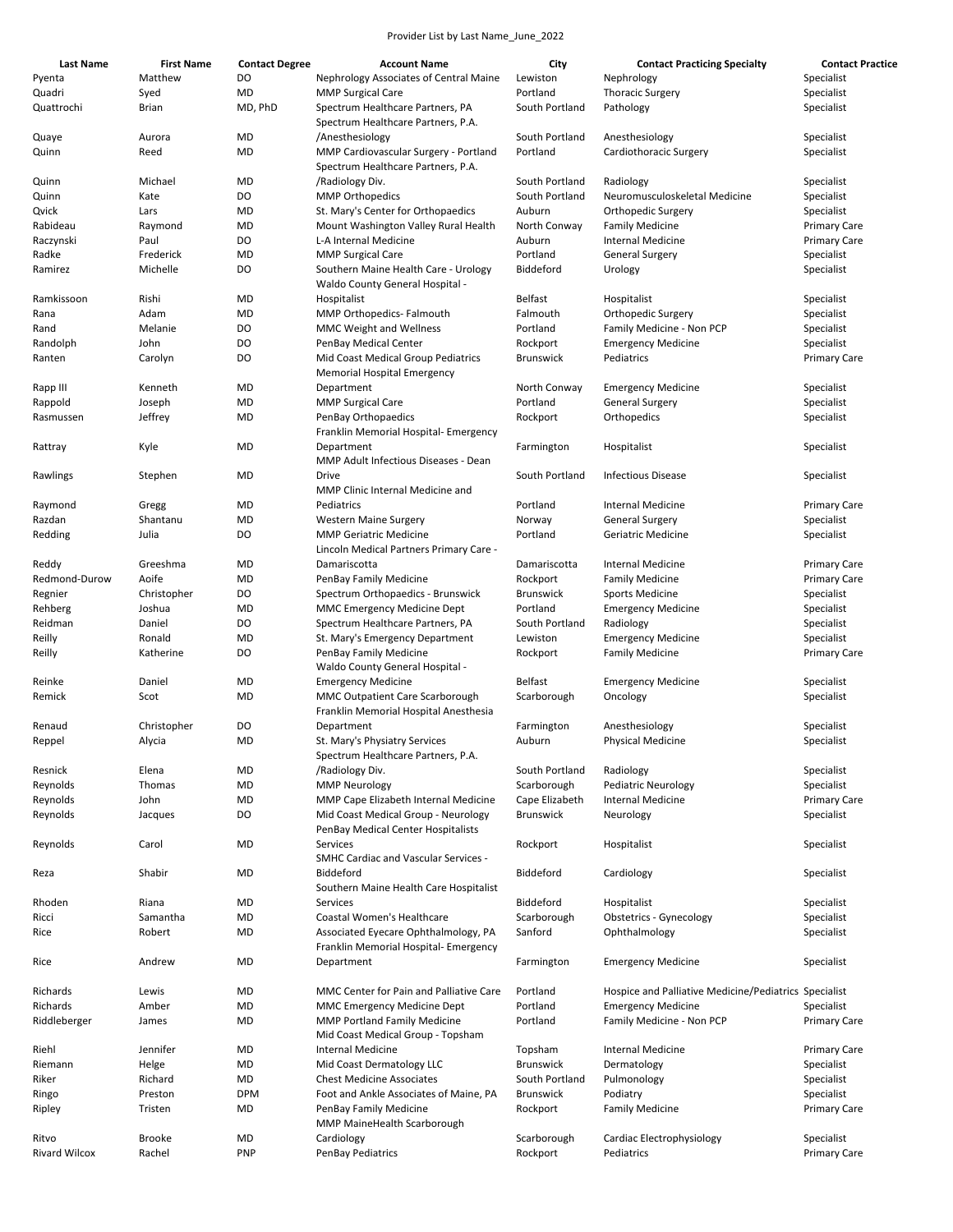Provider List by Last Name_June_2022

| Last Name | First Name | Contact Degree | Account Name | City | Contact Practicing Specialty | Contact Practice |
|---|---|---|---|---|---|---|
| Pyenta | Matthew | DO | Nephrology Associates of Central Maine | Lewiston | Nephrology | Specialist |
| Quadri | Syed | MD | MMP Surgical Care | Portland | Thoracic Surgery | Specialist |
| Quattrochi | Brian | MD, PhD | Spectrum Healthcare Partners, PA | South Portland | Pathology | Specialist |
| Quaye | Aurora | MD | Spectrum Healthcare Partners, P.A. /Anesthesiology | South Portland | Anesthesiology | Specialist |
| Quinn | Reed | MD | MMP Cardiovascular Surgery - Portland | Portland | Cardiothoracic Surgery | Specialist |
| Quinn | Michael | MD | Spectrum Healthcare Partners, P.A. /Radiology Div. | South Portland | Radiology | Specialist |
| Quinn | Kate | DO | MMP Orthopedics | South Portland | Neuromusculoskeletal Medicine | Specialist |
| Qvick | Lars | MD | St. Mary's Center for Orthopaedics | Auburn | Orthopedic Surgery | Specialist |
| Rabideau | Raymond | MD | Mount Washington Valley Rural Health | North Conway | Family Medicine | Primary Care |
| Raczynski | Paul | DO | L-A Internal Medicine | Auburn | Internal Medicine | Primary Care |
| Radke | Frederick | MD | MMP Surgical Care | Portland | General Surgery | Specialist |
| Ramirez | Michelle | DO | Southern Maine Health Care - Urology | Biddeford | Urology | Specialist |
| Ramkissoon | Rishi | MD | Waldo County General Hospital - Hospitalist | Belfast | Hospitalist | Specialist |
| Rana | Adam | MD | MMP Orthopedics- Falmouth | Falmouth | Orthopedic Surgery | Specialist |
| Rand | Melanie | DO | MMC Weight and Wellness | Portland | Family Medicine - Non PCP | Specialist |
| Randolph | John | DO | PenBay Medical Center | Rockport | Emergency Medicine | Specialist |
| Ranten | Carolyn | DO | Mid Coast Medical Group Pediatrics | Brunswick | Pediatrics | Primary Care |
| Rapp III | Kenneth | MD | Memorial Hospital Emergency Department | North Conway | Emergency Medicine | Specialist |
| Rappold | Joseph | MD | MMP Surgical Care | Portland | General Surgery | Specialist |
| Rasmussen | Jeffrey | MD | PenBay Orthopaedics | Rockport | Orthopedics | Specialist |
| Rattray | Kyle | MD | Franklin Memorial Hospital- Emergency Department | Farmington | Hospitalist | Specialist |
| Rawlings | Stephen | MD | MMP Adult Infectious Diseases - Dean Drive | South Portland | Infectious Disease | Specialist |
| Raymond | Gregg | MD | MMP Clinic Internal Medicine and Pediatrics | Portland | Internal Medicine | Primary Care |
| Razdan | Shantanu | MD | Western Maine Surgery | Norway | General Surgery | Specialist |
| Redding | Julia | DO | MMP Geriatric Medicine | Portland | Geriatric Medicine | Specialist |
| Reddy | Greeshma | MD | Lincoln Medical Partners Primary Care - Damariscotta | Damariscotta | Internal Medicine | Primary Care |
| Redmond-Durow | Aoife | MD | PenBay Family Medicine | Rockport | Family Medicine | Primary Care |
| Regnier | Christopher | DO | Spectrum Orthopaedics - Brunswick | Brunswick | Sports Medicine | Specialist |
| Rehberg | Joshua | MD | MMC Emergency Medicine Dept | Portland | Emergency Medicine | Specialist |
| Reidman | Daniel | DO | Spectrum Healthcare Partners, PA | South Portland | Radiology | Specialist |
| Reilly | Ronald | MD | St. Mary's Emergency Department | Lewiston | Emergency Medicine | Specialist |
| Reilly | Katherine | DO | PenBay Family Medicine | Rockport | Family Medicine | Primary Care |
| Reinke | Daniel | MD | Waldo County General Hospital - Emergency Medicine | Belfast | Emergency Medicine | Specialist |
| Remick | Scot | MD | MMC Outpatient Care Scarborough | Scarborough | Oncology | Specialist |
| Renaud | Christopher | DO | Franklin Memorial Hospital Anesthesia Department | Farmington | Anesthesiology | Specialist |
| Reppel | Alycia | MD | St. Mary's Physiatry Services | Auburn | Physical Medicine | Specialist |
| Resnick | Elena | MD | Spectrum Healthcare Partners, P.A. /Radiology Div. | South Portland | Radiology | Specialist |
| Reynolds | Thomas | MD | MMP Neurology | Scarborough | Pediatric Neurology | Specialist |
| Reynolds | John | MD | MMP Cape Elizabeth Internal Medicine | Cape Elizabeth | Internal Medicine | Primary Care |
| Reynolds | Jacques | DO | Mid Coast Medical Group - Neurology | Brunswick | Neurology | Specialist |
| Reynolds | Carol | MD | PenBay Medical Center Hospitalists Services | Rockport | Hospitalist | Specialist |
| Reza | Shabir | MD | SMHC Cardiac and Vascular Services - Biddeford | Biddeford | Cardiology | Specialist |
| Rhoden | Riana | MD | Southern Maine Health Care Hospitalist Services | Biddeford | Hospitalist | Specialist |
| Ricci | Samantha | MD | Coastal Women's Healthcare | Scarborough | Obstetrics - Gynecology | Specialist |
| Rice | Robert | MD | Associated Eyecare Ophthalmology, PA | Sanford | Ophthalmology | Specialist |
| Rice | Andrew | MD | Franklin Memorial Hospital- Emergency Department | Farmington | Emergency Medicine | Specialist |
| Richards | Lewis | MD | MMC Center for Pain and Palliative Care | Portland | Hospice and Palliative Medicine/Pediatrics | Specialist |
| Richards | Amber | MD | MMC Emergency Medicine Dept | Portland | Emergency Medicine | Specialist |
| Riddleberger | James | MD | MMP Portland Family Medicine | Portland | Family Medicine - Non PCP | Primary Care |
| Riehl | Jennifer | MD | Mid Coast Medical Group - Topsham Internal Medicine | Topsham | Internal Medicine | Primary Care |
| Riemann | Helge | MD | Mid Coast Dermatology LLC | Brunswick | Dermatology | Specialist |
| Riker | Richard | MD | Chest Medicine Associates | South Portland | Pulmonology | Specialist |
| Ringo | Preston | DPM | Foot and Ankle Associates of Maine, PA | Brunswick | Podiatry | Specialist |
| Ripley | Tristen | MD | PenBay Family Medicine | Rockport | Family Medicine | Primary Care |
| Ritvo | Brooke | MD | MMP MaineHealth Scarborough Cardiology | Scarborough | Cardiac Electrophysiology | Specialist |
| Rivard Wilcox | Rachel | PNP | PenBay Pediatrics | Rockport | Pediatrics | Primary Care |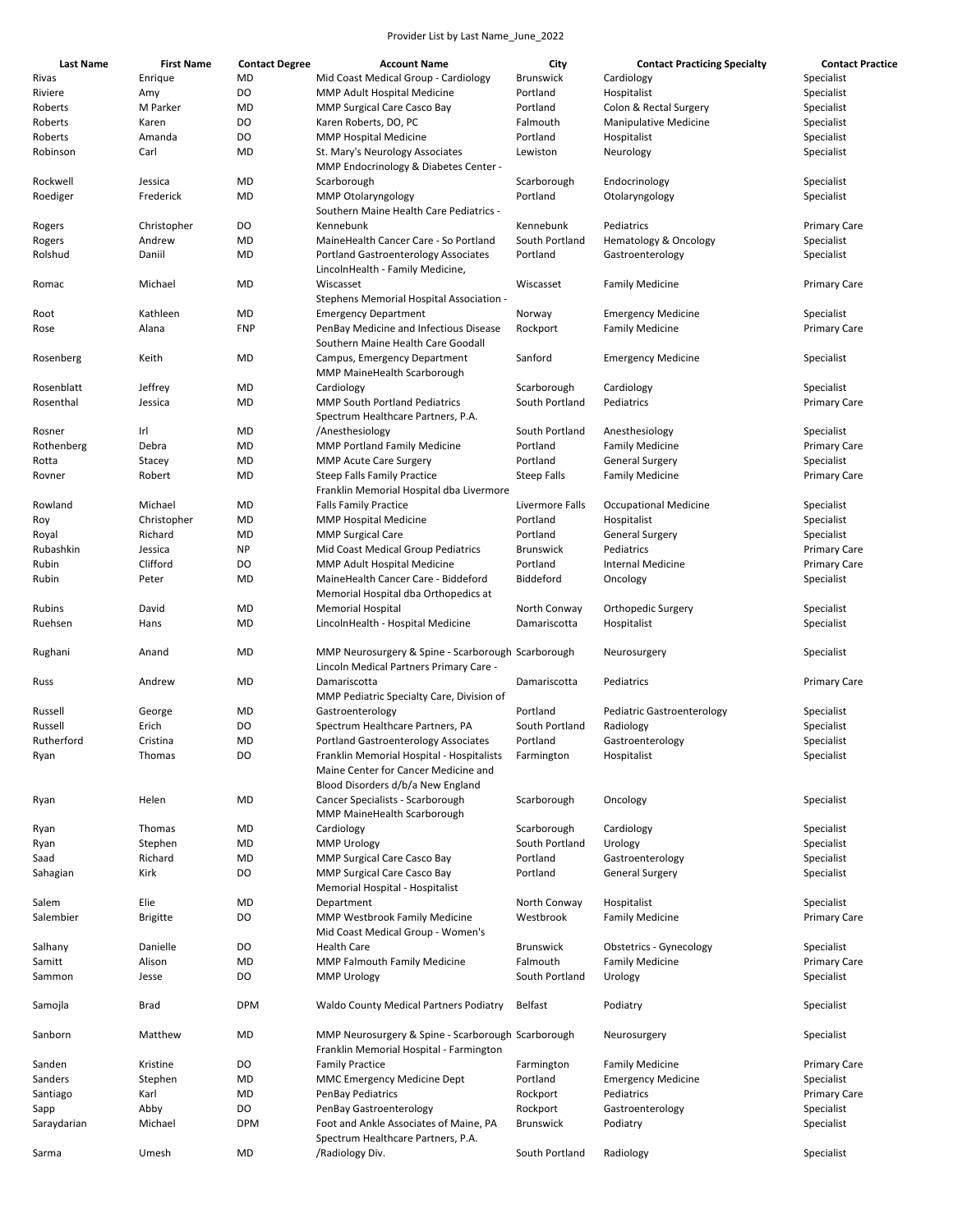Provider List by Last Name_June_2022

| Last Name | First Name | Contact Degree | Account Name | City | Contact Practicing Specialty | Contact Practice |
|---|---|---|---|---|---|---|
| Rivas | Enrique | MD | Mid Coast Medical Group - Cardiology | Brunswick | Cardiology | Specialist |
| Riviere | Amy | DO | MMP Adult Hospital Medicine | Portland | Hospitalist | Specialist |
| Roberts | M Parker | MD | MMP Surgical Care Casco Bay | Portland | Colon & Rectal Surgery | Specialist |
| Roberts | Karen | DO | Karen Roberts, DO, PC | Falmouth | Manipulative Medicine | Specialist |
| Roberts | Amanda | DO | MMP Hospital Medicine | Portland | Hospitalist | Specialist |
| Robinson | Carl | MD | St. Mary's Neurology Associates | Lewiston | Neurology | Specialist |
| Rockwell | Jessica | MD | MMP Endocrinology & Diabetes Center - Scarborough | Scarborough | Endocrinology | Specialist |
| Roediger | Frederick | MD | MMP Otolaryngology | Portland | Otolaryngology | Specialist |
| Rogers | Christopher | DO | Southern Maine Health Care Pediatrics - Kennebunk | Kennebunk | Pediatrics | Primary Care |
| Rogers | Andrew | MD | MaineHealth Cancer Care - So Portland | South Portland | Hematology & Oncology | Specialist |
| Rolshud | Daniil | MD | Portland Gastroenterology Associates | Portland | Gastroenterology | Specialist |
| Romac | Michael | MD | LincolnHealth - Family Medicine, Wiscasset | Wiscasset | Family Medicine | Primary Care |
| Root | Kathleen | MD | Stephens Memorial Hospital Association - Emergency Department | Norway | Emergency Medicine | Specialist |
| Rose | Alana | FNP | PenBay Medicine and Infectious Disease | Rockport | Family Medicine | Primary Care |
| Rosenberg | Keith | MD | Southern Maine Health Care Goodall Campus, Emergency Department | Sanford | Emergency Medicine | Specialist |
| Rosenblatt | Jeffrey | MD | MMP MaineHealth Scarborough Cardiology | Scarborough | Cardiology | Specialist |
| Rosenthal | Jessica | MD | MMP South Portland Pediatrics | South Portland | Pediatrics | Primary Care |
| Rosner | Irl | MD | Spectrum Healthcare Partners, P.A. /Anesthesiology | South Portland | Anesthesiology | Specialist |
| Rothenberg | Debra | MD | MMP Portland Family Medicine | Portland | Family Medicine | Primary Care |
| Rotta | Stacey | MD | MMP Acute Care Surgery | Portland | General Surgery | Specialist |
| Rovner | Robert | MD | Steep Falls Family Practice | Steep Falls | Family Medicine | Primary Care |
| Rowland | Michael | MD | Franklin Memorial Hospital dba Livermore Falls Family Practice | Livermore Falls | Occupational Medicine | Specialist |
| Roy | Christopher | MD | MMP Hospital Medicine | Portland | Hospitalist | Specialist |
| Royal | Richard | MD | MMP Surgical Care | Portland | General Surgery | Specialist |
| Rubashkin | Jessica | NP | Mid Coast Medical Group Pediatrics | Brunswick | Pediatrics | Primary Care |
| Rubin | Clifford | DO | MMP Adult Hospital Medicine | Portland | Internal Medicine | Primary Care |
| Rubin | Peter | MD | MaineHealth Cancer Care - Biddeford | Biddeford | Oncology | Specialist |
| Rubins | David | MD | Memorial Hospital dba Orthopedics at Memorial Hospital | North Conway | Orthopedic Surgery | Specialist |
| Ruehsen | Hans | MD | LincolnHealth - Hospital Medicine | Damariscotta | Hospitalist | Specialist |
| Rughani | Anand | MD | MMP Neurosurgery & Spine - Scarborough | Scarborough | Neurosurgery | Specialist |
| Russ | Andrew | MD | Lincoln Medical Partners Primary Care - Damariscotta | Damariscotta | Pediatrics | Primary Care |
| Russell | George | MD | MMP Pediatric Specialty Care, Division of Gastroenterology | Portland | Pediatric Gastroenterology | Specialist |
| Russell | Erich | DO | Spectrum Healthcare Partners, PA | South Portland | Radiology | Specialist |
| Rutherford | Cristina | MD | Portland Gastroenterology Associates | Portland | Gastroenterology | Specialist |
| Ryan | Thomas | DO | Franklin Memorial Hospital - Hospitalists | Farmington | Hospitalist | Specialist |
| Ryan | Helen | MD | Maine Center for Cancer Medicine and Blood Disorders d/b/a New England Cancer Specialists - Scarborough | Scarborough | Oncology | Specialist |
| Ryan | Thomas | MD | MMP MaineHealth Scarborough Cardiology | Scarborough | Cardiology | Specialist |
| Ryan | Stephen | MD | MMP Urology | South Portland | Urology | Specialist |
| Saad | Richard | MD | MMP Surgical Care Casco Bay | Portland | Gastroenterology | Specialist |
| Sahagian | Kirk | DO | MMP Surgical Care Casco Bay | Portland | General Surgery | Specialist |
| Salem | Elie | MD | Memorial Hospital - Hospitalist Department | North Conway | Hospitalist | Specialist |
| Salembier | Brigitte | DO | MMP Westbrook Family Medicine | Westbrook | Family Medicine | Primary Care |
| Salhany | Danielle | DO | Mid Coast Medical Group - Women's Health Care | Brunswick | Obstetrics - Gynecology | Specialist |
| Samitt | Alison | MD | MMP Falmouth Family Medicine | Falmouth | Family Medicine | Primary Care |
| Sammon | Jesse | DO | MMP Urology | South Portland | Urology | Specialist |
| Samojla | Brad | DPM | Waldo County Medical Partners Podiatry | Belfast | Podiatry | Specialist |
| Sanborn | Matthew | MD | MMP Neurosurgery & Spine - Scarborough | Scarborough | Neurosurgery | Specialist |
| Sanden | Kristine | DO | Franklin Memorial Hospital - Farmington Family Practice | Farmington | Family Medicine | Primary Care |
| Sanders | Stephen | MD | MMC Emergency Medicine Dept | Portland | Emergency Medicine | Specialist |
| Santiago | Karl | MD | PenBay Pediatrics | Rockport | Pediatrics | Primary Care |
| Sapp | Abby | DO | PenBay Gastroenterology | Rockport | Gastroenterology | Specialist |
| Saraydarian | Michael | DPM | Foot and Ankle Associates of Maine, PA | Brunswick | Podiatry | Specialist |
| Sarma | Umesh | MD | Spectrum Healthcare Partners, P.A. /Radiology Div. | South Portland | Radiology | Specialist |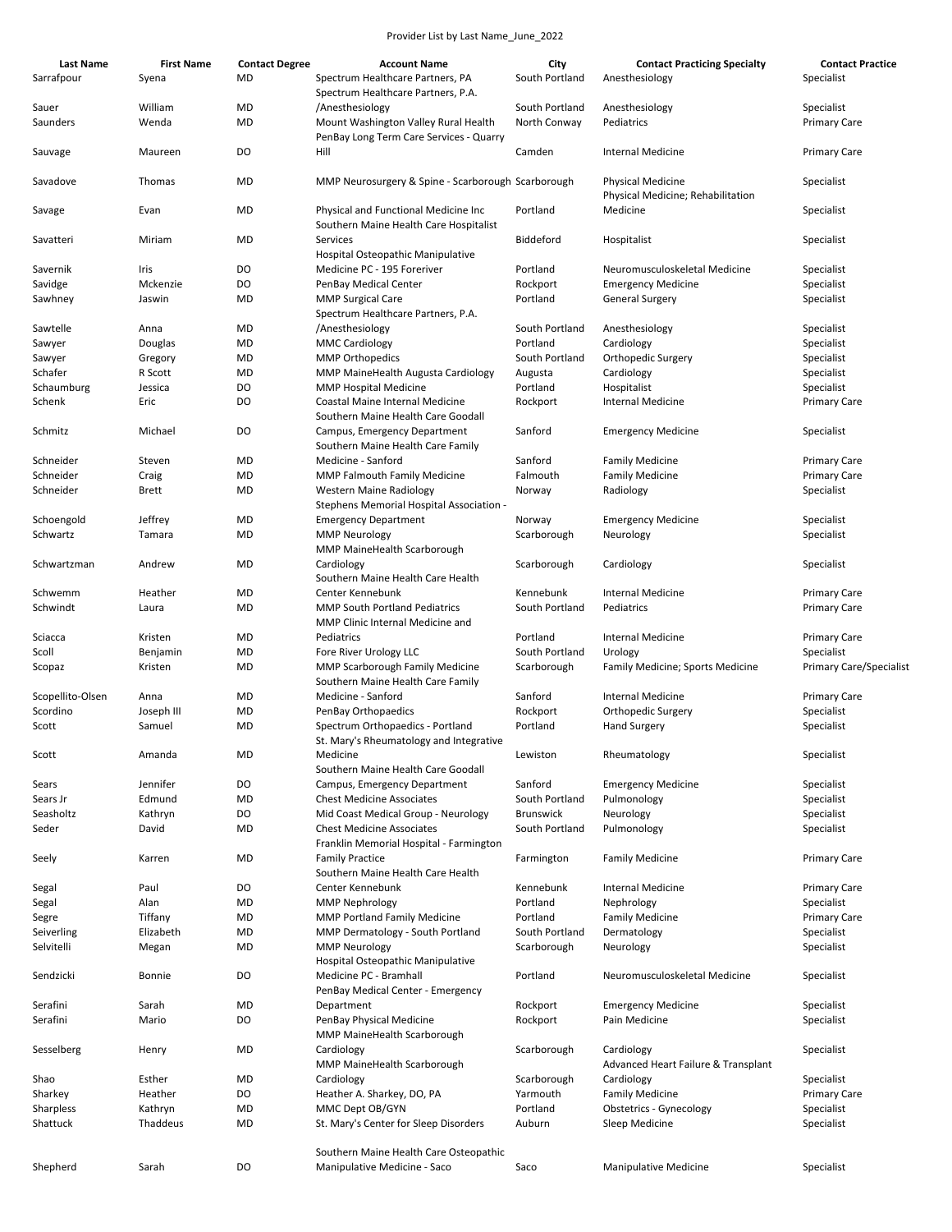Provider List by Last Name_June_2022

| Last Name | First Name | Contact Degree | Account Name | City | Contact Practicing Specialty | Contact Practice |
|---|---|---|---|---|---|---|
| Sarrafpour | Syena | MD | Spectrum Healthcare Partners, PA | South Portland | Anesthesiology | Specialist |
| Sauer | William | MD | Spectrum Healthcare Partners, P.A. /Anesthesiology | South Portland | Anesthesiology | Specialist |
| Saunders | Wenda | MD | Mount Washington Valley Rural Health | North Conway | Pediatrics | Primary Care |
| Sauvage | Maureen | DO | PenBay Long Term Care Services - Quarry Hill | Camden | Internal Medicine | Primary Care |
| Savadove | Thomas | MD | MMP Neurosurgery & Spine - Scarborough | Scarborough | Physical Medicine | Specialist |
| Savage | Evan | MD | Physical and Functional Medicine Inc | Portland | Physical Medicine; Rehabilitation Medicine | Specialist |
| Savatteri | Miriam | MD | Southern Maine Health Care Hospitalist Services | Biddeford | Hospitalist | Specialist |
| Savernik | Iris | DO | Hospital Osteopathic Manipulative Medicine PC - 195 Foreriver | Portland | Neuromusculoskeletal Medicine | Specialist |
| Savidge | Mckenzie | DO | PenBay Medical Center | Rockport | Emergency Medicine | Specialist |
| Sawhney | Jaswin | MD | MMP Surgical Care | Portland | General Surgery | Specialist |
| Sawtelle | Anna | MD | Spectrum Healthcare Partners, P.A. /Anesthesiology | South Portland | Anesthesiology | Specialist |
| Sawyer | Douglas | MD | MMC Cardiology | Portland | Cardiology | Specialist |
| Sawyer | Gregory | MD | MMP Orthopedics | South Portland | Orthopedic Surgery | Specialist |
| Schafer | R Scott | MD | MMP MaineHealth Augusta Cardiology | Augusta | Cardiology | Specialist |
| Schaumburg | Jessica | DO | MMP Hospital Medicine | Portland | Hospitalist | Specialist |
| Schenk | Eric | DO | Coastal Maine Internal Medicine | Rockport | Internal Medicine | Primary Care |
| Schmitz | Michael | DO | Southern Maine Health Care Goodall Campus, Emergency Department | Sanford | Emergency Medicine | Specialist |
| Schneider | Steven | MD | Southern Maine Health Care Family Medicine - Sanford | Sanford | Family Medicine | Primary Care |
| Schneider | Craig | MD | MMP Falmouth Family Medicine | Falmouth | Family Medicine | Primary Care |
| Schneider | Brett | MD | Western Maine Radiology | Norway | Radiology | Specialist |
| Schoengold | Jeffrey | MD | Stephens Memorial Hospital Association - Emergency Department | Norway | Emergency Medicine | Specialist |
| Schwartz | Tamara | MD | MMP Neurology | Scarborough | Neurology | Specialist |
| Schwartzman | Andrew | MD | MMP MaineHealth Scarborough Cardiology | Scarborough | Cardiology | Specialist |
| Schwemm | Heather | MD | Southern Maine Health Care Health Center Kennebunk | Kennebunk | Internal Medicine | Primary Care |
| Schwindt | Laura | MD | MMP South Portland Pediatrics | South Portland | Pediatrics | Primary Care |
| Sciacca | Kristen | MD | MMP Clinic Internal Medicine and Pediatrics | Portland | Internal Medicine | Primary Care |
| Scoll | Benjamin | MD | Fore River Urology LLC | South Portland | Urology | Specialist |
| Scopaz | Kristen | MD | MMP Scarborough Family Medicine | Scarborough | Family Medicine; Sports Medicine | Primary Care/Specialist |
| Scopellito-Olsen | Anna | MD | Southern Maine Health Care Family Medicine - Sanford | Sanford | Internal Medicine | Primary Care |
| Scordino | Joseph III | MD | PenBay Orthopaedics | Rockport | Orthopedic Surgery | Specialist |
| Scott | Samuel | MD | Spectrum Orthopaedics - Portland | Portland | Hand Surgery | Specialist |
| Scott | Amanda | MD | St. Mary's Rheumatology and Integrative Medicine | Lewiston | Rheumatology | Specialist |
| Sears | Jennifer | DO | Southern Maine Health Care Goodall Campus, Emergency Department | Sanford | Emergency Medicine | Specialist |
| Sears Jr | Edmund | MD | Chest Medicine Associates | South Portland | Pulmonology | Specialist |
| Seasholtz | Kathryn | DO | Mid Coast Medical Group - Neurology | Brunswick | Neurology | Specialist |
| Seder | David | MD | Chest Medicine Associates | South Portland | Pulmonology | Specialist |
| Seely | Karren | MD | Franklin Memorial Hospital - Farmington Family Practice | Farmington | Family Medicine | Primary Care |
| Segal | Paul | DO | Southern Maine Health Care Health Center Kennebunk | Kennebunk | Internal Medicine | Primary Care |
| Segal | Alan | MD | MMP Nephrology | Portland | Nephrology | Specialist |
| Segre | Tiffany | MD | MMP Portland Family Medicine | Portland | Family Medicine | Primary Care |
| Seiverling | Elizabeth | MD | MMP Dermatology - South Portland | South Portland | Dermatology | Specialist |
| Selvitelli | Megan | MD | MMP Neurology | Scarborough | Neurology | Specialist |
| Sendzicki | Bonnie | DO | Hospital Osteopathic Manipulative Medicine PC - Bramhall | Portland | Neuromusculoskeletal Medicine | Specialist |
| Serafini | Sarah | MD | PenBay Medical Center - Emergency Department | Rockport | Emergency Medicine | Specialist |
| Serafini | Mario | DO | PenBay Physical Medicine | Rockport | Pain Medicine | Specialist |
| Sesselberg | Henry | MD | MMP MaineHealth Scarborough Cardiology | Scarborough | Cardiology | Specialist |
| Shao | Esther | MD | MMP MaineHealth Scarborough Cardiology | Scarborough | Advanced Heart Failure & Transplant Cardiology | Specialist |
| Sharkey | Heather | DO | Heather A. Sharkey, DO, PA | Yarmouth | Family Medicine | Primary Care |
| Sharpless | Kathryn | MD | MMC Dept OB/GYN | Portland | Obstetrics - Gynecology | Specialist |
| Shattuck | Thaddeus | MD | St. Mary's Center for Sleep Disorders | Auburn | Sleep Medicine | Specialist |
| Shepherd | Sarah | DO | Southern Maine Health Care Osteopathic Manipulative Medicine - Saco | Saco | Manipulative Medicine | Specialist |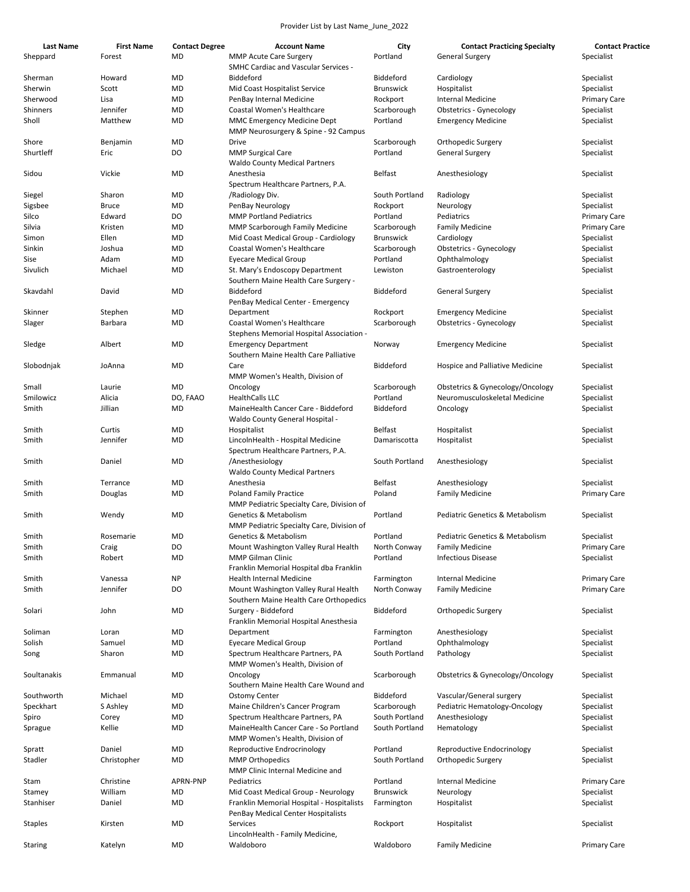Provider List by Last Name_June_2022

| Last Name | First Name | Contact Degree | Account Name | City | Contact Practicing Specialty | Contact Practice |
|---|---|---|---|---|---|---|
| Sheppard | Forest | MD | MMP Acute Care Surgery | Portland | General Surgery | Specialist |
| Sherman | Howard | MD | SMHC Cardiac and Vascular Services - Biddeford | Biddeford | Cardiology | Specialist |
| Sherwin | Scott | MD | Mid Coast Hospitalist Service | Brunswick | Hospitalist | Specialist |
| Sherwood | Lisa | MD | PenBay Internal Medicine | Rockport | Internal Medicine | Primary Care |
| Shinners | Jennifer | MD | Coastal Women's Healthcare | Scarborough | Obstetrics - Gynecology | Specialist |
| Sholl | Matthew | MD | MMC Emergency Medicine Dept | Portland | Emergency Medicine | Specialist |
| Shore | Benjamin | MD | MMP Neurosurgery & Spine - 92 Campus Drive | Scarborough | Orthopedic Surgery | Specialist |
| Shurtleff | Eric | DO | MMP Surgical Care | Portland | General Surgery | Specialist |
| Sidou | Vickie | MD | Waldo County Medical Partners Anesthesia | Belfast | Anesthesiology | Specialist |
| Siegel | Sharon | MD | Spectrum Healthcare Partners, P.A. /Radiology Div. | South Portland | Radiology | Specialist |
| Sigsbee | Bruce | MD | PenBay Neurology | Rockport | Neurology | Specialist |
| Silco | Edward | DO | MMP Portland Pediatrics | Portland | Pediatrics | Primary Care |
| Silvia | Kristen | MD | MMP Scarborough Family Medicine | Scarborough | Family Medicine | Primary Care |
| Simon | Ellen | MD | Mid Coast Medical Group - Cardiology | Brunswick | Cardiology | Specialist |
| Sinkin | Joshua | MD | Coastal Women's Healthcare | Scarborough | Obstetrics - Gynecology | Specialist |
| Sise | Adam | MD | Eyecare Medical Group | Portland | Ophthalmology | Specialist |
| Sivulich | Michael | MD | St. Mary's Endoscopy Department | Lewiston | Gastroenterology | Specialist |
| Skavdahl | David | MD | Southern Maine Health Care Surgery - Biddeford | Biddeford | General Surgery | Specialist |
| Skinner | Stephen | MD | PenBay Medical Center - Emergency Department | Rockport | Emergency Medicine | Specialist |
| Slager | Barbara | MD | Coastal Women's Healthcare | Scarborough | Obstetrics - Gynecology | Specialist |
| Sledge | Albert | MD | Stephens Memorial Hospital Association - Emergency Department | Norway | Emergency Medicine | Specialist |
| Slobodnjak | JoAnna | MD | Southern Maine Health Care Palliative Care | Biddeford | Hospice and Palliative Medicine | Specialist |
| Small | Laurie | MD | MMP Women's Health, Division of Oncology | Scarborough | Obstetrics & Gynecology/Oncology | Specialist |
| Smilowicz | Alicia | DO, FAAO | HealthCalls LLC | Portland | Neuromusculoskeletal Medicine | Specialist |
| Smith | Jillian | MD | MaineHealth Cancer Care - Biddeford | Biddeford | Oncology | Specialist |
| Smith | Curtis | MD | Waldo County General Hospital - Hospitalist | Belfast | Hospitalist | Specialist |
| Smith | Jennifer | MD | LincolnHealth - Hospital Medicine | Damariscotta | Hospitalist | Specialist |
| Smith | Daniel | MD | Spectrum Healthcare Partners, P.A. /Anesthesiology | South Portland | Anesthesiology | Specialist |
| Smith | Terrance | MD | Waldo County Medical Partners Anesthesia | Belfast | Anesthesiology | Specialist |
| Smith | Douglas | MD | Poland Family Practice | Poland | Family Medicine | Primary Care |
| Smith | Wendy | MD | MMP Pediatric Specialty Care, Division of Genetics & Metabolism | Portland | Pediatric Genetics & Metabolism | Specialist |
| Smith | Rosemarie | MD | MMP Pediatric Specialty Care, Division of Genetics & Metabolism | Portland | Pediatric Genetics & Metabolism | Specialist |
| Smith | Craig | DO | Mount Washington Valley Rural Health | North Conway | Family Medicine | Primary Care |
| Smith | Robert | MD | MMP Gilman Clinic | Portland | Infectious Disease | Specialist |
| Smith | Vanessa | NP | Franklin Memorial Hospital dba Franklin Health Internal Medicine | Farmington | Internal Medicine | Primary Care |
| Smith | Jennifer | DO | Mount Washington Valley Rural Health | North Conway | Family Medicine | Primary Care |
| Solari | John | MD | Southern Maine Health Care Orthopedics Surgery - Biddeford | Biddeford | Orthopedic Surgery | Specialist |
| Soliman | Loran | MD | Franklin Memorial Hospital Anesthesia Department | Farmington | Anesthesiology | Specialist |
| Solish | Samuel | MD | Eyecare Medical Group | Portland | Ophthalmology | Specialist |
| Song | Sharon | MD | Spectrum Healthcare Partners, PA | South Portland | Pathology | Specialist |
| Soultanakis | Emmanual | MD | MMP Women's Health, Division of Oncology | Scarborough | Obstetrics & Gynecology/Oncology | Specialist |
| Southworth | Michael | MD | Southern Maine Health Care Wound and Ostomy Center | Biddeford | Vascular/General surgery | Specialist |
| Speckhart | S Ashley | MD | Maine Children's Cancer Program | Scarborough | Pediatric Hematology-Oncology | Specialist |
| Spiro | Corey | MD | Spectrum Healthcare Partners, PA | South Portland | Anesthesiology | Specialist |
| Sprague | Kellie | MD | MaineHealth Cancer Care - So Portland | South Portland | Hematology | Specialist |
| Spratt | Daniel | MD | MMP Women's Health, Division of Reproductive Endrocrinology | Portland | Reproductive Endocrinology | Specialist |
| Stadler | Christopher | MD | MMP Orthopedics | South Portland | Orthopedic Surgery | Specialist |
| Stam | Christine | APRN-PNP | MMP Clinic Internal Medicine and Pediatrics | Portland | Internal Medicine | Primary Care |
| Stamey | William | MD | Mid Coast Medical Group - Neurology | Brunswick | Neurology | Specialist |
| Stanhiser | Daniel | MD | Franklin Memorial Hospital - Hospitalists | Farmington | Hospitalist | Specialist |
| Staples | Kirsten | MD | PenBay Medical Center Hospitalists Services | Rockport | Hospitalist | Specialist |
| Staring | Katelyn | MD | LincolnHealth - Family Medicine, Waldoboro | Waldoboro | Family Medicine | Primary Care |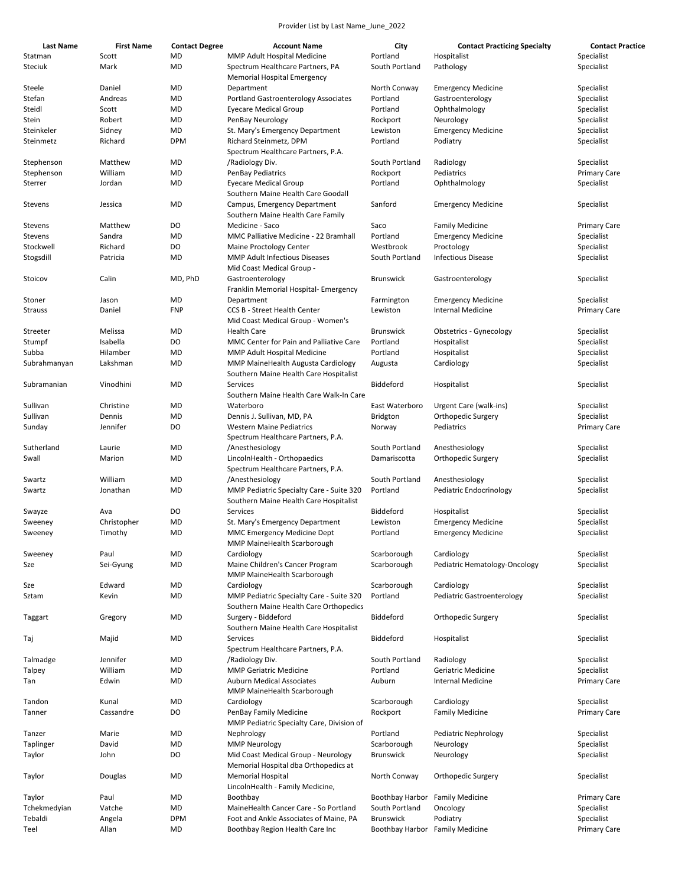Provider List by Last Name_June_2022

| Last Name | First Name | Contact Degree | Account Name | City | Contact Practicing Specialty | Contact Practice |
|---|---|---|---|---|---|---|
| Statman | Scott | MD | MMP Adult Hospital Medicine | Portland | Hospitalist | Specialist |
| Steciuk | Mark | MD | Spectrum Healthcare Partners, PA | South Portland | Pathology | Specialist |
| Steele | Daniel | MD | Memorial Hospital Emergency Department | North Conway | Emergency Medicine | Specialist |
| Stefan | Andreas | MD | Portland Gastroenterology Associates | Portland | Gastroenterology | Specialist |
| Steidl | Scott | MD | Eyecare Medical Group | Portland | Ophthalmology | Specialist |
| Stein | Robert | MD | PenBay Neurology | Rockport | Neurology | Specialist |
| Steinkeler | Sidney | MD | St. Mary's Emergency Department | Lewiston | Emergency Medicine | Specialist |
| Steinmetz | Richard | DPM | Richard Steinmetz, DPM | Portland | Podiatry | Specialist |
| Stephenson | Matthew | MD | Spectrum Healthcare Partners, P.A. /Radiology Div. | South Portland | Radiology | Specialist |
| Stephenson | William | MD | PenBay Pediatrics | Rockport | Pediatrics | Primary Care |
| Sterrer | Jordan | MD | Eyecare Medical Group | Portland | Ophthalmology | Specialist |
| Stevens | Jessica | MD | Southern Maine Health Care Goodall Campus, Emergency Department | Sanford | Emergency Medicine | Specialist |
| Stevens | Matthew | DO | Southern Maine Health Care Family Medicine - Saco | Saco | Family Medicine | Primary Care |
| Stevens | Sandra | MD | MMC Palliative Medicine - 22 Bramhall | Portland | Emergency Medicine | Specialist |
| Stockwell | Richard | DO | Maine Proctology Center | Westbrook | Proctology | Specialist |
| Stogsdill | Patricia | MD | MMP Adult Infectious Diseases | South Portland | Infectious Disease | Specialist |
| Stoicov | Calin | MD, PhD | Mid Coast Medical Group - Gastroenterology | Brunswick | Gastroenterology | Specialist |
| Stoner | Jason | MD | Franklin Memorial Hospital- Emergency Department | Farmington | Emergency Medicine | Specialist |
| Strauss | Daniel | FNP | CCS B - Street Health Center | Lewiston | Internal Medicine | Primary Care |
| Streeter | Melissa | MD | Mid Coast Medical Group - Women's Health Care | Brunswick | Obstetrics - Gynecology | Specialist |
| Stumpf | Isabella | DO | MMC Center for Pain and Palliative Care | Portland | Hospitalist | Specialist |
| Subba | Hilamber | MD | MMP Adult Hospital Medicine | Portland | Hospitalist | Specialist |
| Subrahmanyan | Lakshman | MD | MMP MaineHealth Augusta Cardiology | Augusta | Cardiology | Specialist |
| Subramanian | Vinodhini | MD | Southern Maine Health Care Hospitalist Services | Biddeford | Hospitalist | Specialist |
| Sullivan | Christine | MD | Southern Maine Health Care Walk-In Care Waterboro | East Waterboro | Urgent Care (walk-ins) | Specialist |
| Sullivan | Dennis | MD | Dennis J. Sullivan, MD, PA | Bridgton | Orthopedic Surgery | Specialist |
| Sunday | Jennifer | DO | Western Maine Pediatrics | Norway | Pediatrics | Primary Care |
| Sutherland | Laurie | MD | Spectrum Healthcare Partners, P.A. /Anesthesiology | South Portland | Anesthesiology | Specialist |
| Swall | Marion | MD | LincolnHealth - Orthopaedics | Damariscotta | Orthopedic Surgery | Specialist |
| Swartz | William | MD | Spectrum Healthcare Partners, P.A. /Anesthesiology | South Portland | Anesthesiology | Specialist |
| Swartz | Jonathan | MD | MMP Pediatric Specialty Care - Suite 320 | Portland | Pediatric Endocrinology | Specialist |
| Swayze | Ava | DO | Southern Maine Health Care Hospitalist Services | Biddeford | Hospitalist | Specialist |
| Sweeney | Christopher | MD | St. Mary's Emergency Department | Lewiston | Emergency Medicine | Specialist |
| Sweeney | Timothy | MD | MMC Emergency Medicine Dept | Portland | Emergency Medicine | Specialist |
| Sweeney | Paul | MD | MMP MaineHealth Scarborough Cardiology | Scarborough | Cardiology | Specialist |
| Sze | Sei-Gyung | MD | Maine Children's Cancer Program | Scarborough | Pediatric Hematology-Oncology | Specialist |
| Sze | Edward | MD | MMP MaineHealth Scarborough Cardiology | Scarborough | Cardiology | Specialist |
| Sztam | Kevin | MD | MMP Pediatric Specialty Care - Suite 320 | Portland | Pediatric Gastroenterology | Specialist |
| Taggart | Gregory | MD | Southern Maine Health Care Orthopedics Surgery - Biddeford | Biddeford | Orthopedic Surgery | Specialist |
| Taj | Majid | MD | Southern Maine Health Care Hospitalist Services | Biddeford | Hospitalist | Specialist |
| Talmadge | Jennifer | MD | Spectrum Healthcare Partners, P.A. /Radiology Div. | South Portland | Radiology | Specialist |
| Talpey | William | MD | MMP Geriatric Medicine | Portland | Geriatric Medicine | Specialist |
| Tan | Edwin | MD | Auburn Medical Associates | Auburn | Internal Medicine | Primary Care |
| Tandon | Kunal | MD | MMP MaineHealth Scarborough Cardiology | Scarborough | Cardiology | Specialist |
| Tanner | Cassandre | DO | PenBay Family Medicine | Rockport | Family Medicine | Primary Care |
| Tanzer | Marie | MD | MMP Pediatric Specialty Care, Division of Nephrology | Portland | Pediatric Nephrology | Specialist |
| Taplinger | David | MD | MMP Neurology | Scarborough | Neurology | Specialist |
| Taylor | John | DO | Mid Coast Medical Group - Neurology | Brunswick | Neurology | Specialist |
| Taylor | Douglas | MD | Memorial Hospital dba Orthopedics at Memorial Hospital | North Conway | Orthopedic Surgery | Specialist |
| Taylor | Paul | MD | LincolnHealth - Family Medicine, Boothbay | Boothbay Harbor | Family Medicine | Primary Care |
| Tchekmedyian | Vatche | MD | MaineHealth Cancer Care - So Portland | South Portland | Oncology | Specialist |
| Tebaldi | Angela | DPM | Foot and Ankle Associates of Maine, PA | Brunswick | Podiatry | Specialist |
| Teel | Allan | MD | Boothbay Region Health Care Inc | Boothbay Harbor | Family Medicine | Primary Care |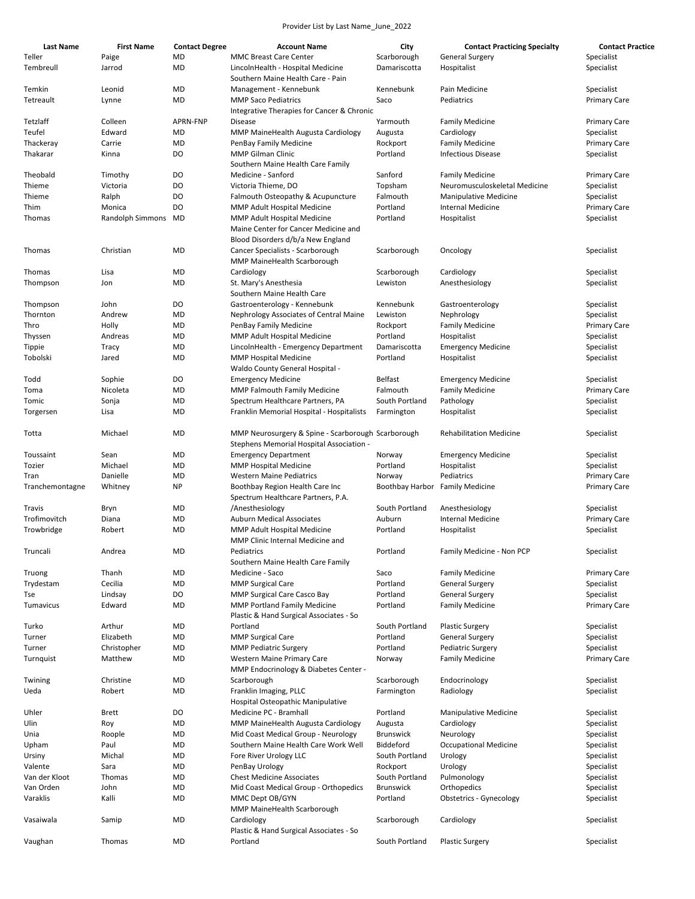Provider List by Last Name_June_2022

| Last Name | First Name | Contact Degree | Account Name | City | Contact Practicing Specialty | Contact Practice |
|---|---|---|---|---|---|---|
| Teller | Paige | MD | MMC Breast Care Center | Scarborough | General Surgery | Specialist |
| Tembreull | Jarrod | MD | LincolnHealth - Hospital Medicine | Damariscotta | Hospitalist | Specialist |
| Temkin | Leonid | MD | Southern Maine Health Care - Pain Management - Kennebunk | Kennebunk | Pain Medicine | Specialist |
| Tetreault | Lynne | MD | MMP Saco Pediatrics | Saco | Pediatrics | Primary Care |
| Tetzlaff | Colleen | APRN-FNP | Integrative Therapies for Cancer & Chronic Disease | Yarmouth | Family Medicine | Primary Care |
| Teufel | Edward | MD | MMP MaineHealth Augusta Cardiology | Augusta | Cardiology | Specialist |
| Thackeray | Carrie | MD | PenBay Family Medicine | Rockport | Family Medicine | Primary Care |
| Thakarar | Kinna | DO | MMP Gilman Clinic | Portland | Infectious Disease | Specialist |
| Theobald | Timothy | DO | Southern Maine Health Care Family Medicine - Sanford | Sanford | Family Medicine | Primary Care |
| Thieme | Victoria | DO | Victoria Thieme, DO | Topsham | Neuromusculoskeletal Medicine | Specialist |
| Thieme | Ralph | DO | Falmouth Osteopathy & Acupuncture | Falmouth | Manipulative Medicine | Specialist |
| Thim | Monica | DO | MMP Adult Hospital Medicine | Portland | Internal Medicine | Primary Care |
| Thomas | Randolph Simmons | MD | MMP Adult Hospital Medicine | Portland | Hospitalist | Specialist |
| Thomas | Christian | MD | Maine Center for Cancer Medicine and Blood Disorders d/b/a New England Cancer Specialists - Scarborough | Scarborough | Oncology | Specialist |
| Thomas | Lisa | MD | MMP MaineHealth Scarborough Cardiology | Scarborough | Cardiology | Specialist |
| Thompson | Jon | MD | St. Mary's Anesthesia | Lewiston | Anesthesiology | Specialist |
| Thompson | John | DO | Southern Maine Health Care Gastroenterology - Kennebunk | Kennebunk | Gastroenterology | Specialist |
| Thornton | Andrew | MD | Nephrology Associates of Central Maine | Lewiston | Nephrology | Specialist |
| Thro | Holly | MD | PenBay Family Medicine | Rockport | Family Medicine | Primary Care |
| Thyssen | Andreas | MD | MMP Adult Hospital Medicine | Portland | Hospitalist | Specialist |
| Tippie | Tracy | MD | LincolnHealth - Emergency Department | Damariscotta | Emergency Medicine | Specialist |
| Tobolski | Jared | MD | MMP Hospital Medicine | Portland | Hospitalist | Specialist |
| Todd | Sophie | DO | Waldo County General Hospital - Emergency Medicine | Belfast | Emergency Medicine | Specialist |
| Toma | Nicoleta | MD | MMP Falmouth Family Medicine | Falmouth | Family Medicine | Primary Care |
| Tomic | Sonja | MD | Spectrum Healthcare Partners, PA | South Portland | Pathology | Specialist |
| Torgersen | Lisa | MD | Franklin Memorial Hospital - Hospitalists | Farmington | Hospitalist | Specialist |
| Totta | Michael | MD | MMP Neurosurgery & Spine - Scarborough | Scarborough | Rehabilitation Medicine | Specialist |
| Toussaint | Sean | MD | Stephens Memorial Hospital Association - Emergency Department | Norway | Emergency Medicine | Specialist |
| Tozier | Michael | MD | MMP Hospital Medicine | Portland | Hospitalist | Specialist |
| Tran | Danielle | MD | Western Maine Pediatrics | Norway | Pediatrics | Primary Care |
| Tranchemontagne | Whitney | NP | Boothbay Region Health Care Inc | Boothbay Harbor | Family Medicine | Primary Care |
| Travis | Bryn | MD | Spectrum Healthcare Partners, P.A. /Anesthesiology | South Portland | Anesthesiology | Specialist |
| Trofimovitch | Diana | MD | Auburn Medical Associates | Auburn | Internal Medicine | Primary Care |
| Trowbridge | Robert | MD | MMP Adult Hospital Medicine | Portland | Hospitalist | Specialist |
| Truncali | Andrea | MD | MMP Clinic Internal Medicine and Pediatrics | Portland | Family Medicine - Non PCP | Specialist |
| Truong | Thanh | MD | Southern Maine Health Care Family Medicine - Saco | Saco | Family Medicine | Primary Care |
| Trydestam | Cecilia | MD | MMP Surgical Care | Portland | General Surgery | Specialist |
| Tse | Lindsay | DO | MMP Surgical Care Casco Bay | Portland | General Surgery | Specialist |
| Tumavicus | Edward | MD | MMP Portland Family Medicine | Portland | Family Medicine | Primary Care |
| Turko | Arthur | MD | Plastic & Hand Surgical Associates - So Portland | South Portland | Plastic Surgery | Specialist |
| Turner | Elizabeth | MD | MMP Surgical Care | Portland | General Surgery | Specialist |
| Turner | Christopher | MD | MMP Pediatric Surgery | Portland | Pediatric Surgery | Specialist |
| Turnquist | Matthew | MD | Western Maine Primary Care | Norway | Family Medicine | Primary Care |
| Twining | Christine | MD | MMP Endocrinology & Diabetes Center - Scarborough | Scarborough | Endocrinology | Specialist |
| Ueda | Robert | MD | Franklin Imaging, PLLC | Farmington | Radiology | Specialist |
| Uhler | Brett | DO | Hospital Osteopathic Manipulative Medicine PC - Bramhall | Portland | Manipulative Medicine | Specialist |
| Ulin | Roy | MD | MMP MaineHealth Augusta Cardiology | Augusta | Cardiology | Specialist |
| Unia | Roople | MD | Mid Coast Medical Group - Neurology | Brunswick | Neurology | Specialist |
| Upham | Paul | MD | Southern Maine Health Care Work Well | Biddeford | Occupational Medicine | Specialist |
| Ursiny | Michal | MD | Fore River Urology LLC | South Portland | Urology | Specialist |
| Valente | Sara | MD | PenBay Urology | Rockport | Urology | Specialist |
| Van der Kloot | Thomas | MD | Chest Medicine Associates | South Portland | Pulmonology | Specialist |
| Van Orden | John | MD | Mid Coast Medical Group - Orthopedics | Brunswick | Orthopedics | Specialist |
| Varaklis | Kalli | MD | MMC Dept OB/GYN | Portland | Obstetrics - Gynecology | Specialist |
| Vasaiwala | Samip | MD | MMP MaineHealth Scarborough Cardiology | Scarborough | Cardiology | Specialist |
| Vaughan | Thomas | MD | Plastic & Hand Surgical Associates - So Portland | South Portland | Plastic Surgery | Specialist |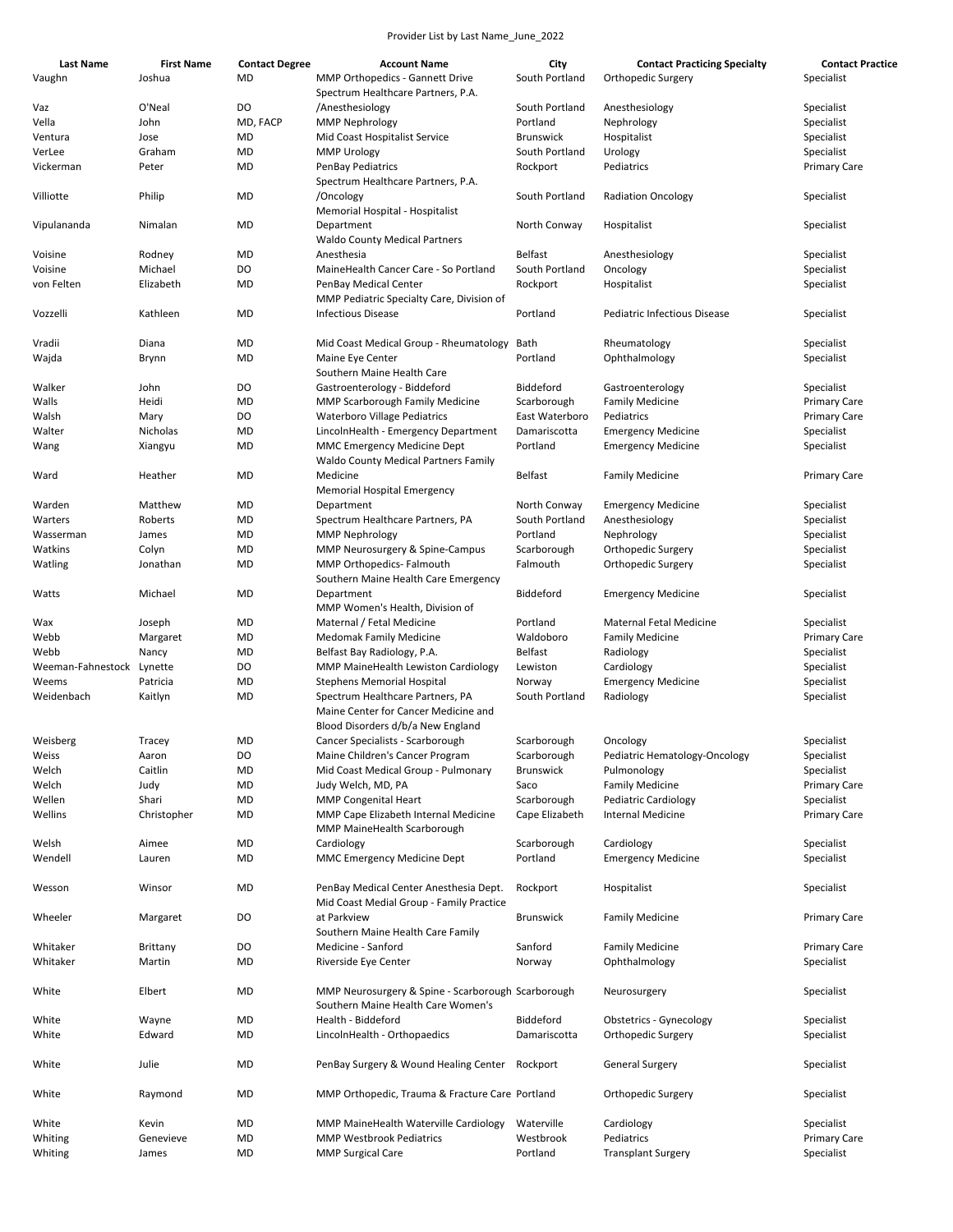Provider List by Last Name_June_2022

| Last Name | First Name | Contact Degree | Account Name | City | Contact Practicing Specialty | Contact Practice |
|---|---|---|---|---|---|---|
| Vaughn | Joshua | MD | MMP Orthopedics - Gannett Drive | South Portland | Orthopedic Surgery | Specialist |
| Vaz | O'Neal | DO | Spectrum Healthcare Partners, P.A. /Anesthesiology | South Portland | Anesthesiology | Specialist |
| Vella | John | MD, FACP | MMP Nephrology | Portland | Nephrology | Specialist |
| Ventura | Jose | MD | Mid Coast Hospitalist Service | Brunswick | Hospitalist | Specialist |
| VerLee | Graham | MD | MMP Urology | South Portland | Urology | Specialist |
| Vickerman | Peter | MD | PenBay Pediatrics | Rockport | Pediatrics | Primary Care |
| Villiotte | Philip | MD | Spectrum Healthcare Partners, P.A. /Oncology | South Portland | Radiation Oncology | Specialist |
| Vipulananda | Nimalan | MD | Memorial Hospital - Hospitalist Department | North Conway | Hospitalist | Specialist |
| Voisine | Rodney | MD | Waldo County Medical Partners Anesthesia | Belfast | Anesthesiology | Specialist |
| Voisine | Michael | DO | MaineHealth Cancer Care - So Portland | South Portland | Oncology | Specialist |
| von Felten | Elizabeth | MD | PenBay Medical Center | Rockport | Hospitalist | Specialist |
| Vozzelli | Kathleen | MD | MMP Pediatric Specialty Care, Division of Infectious Disease | Portland | Pediatric Infectious Disease | Specialist |
| Vradii | Diana | MD | Mid Coast Medical Group - Rheumatology | Bath | Rheumatology | Specialist |
| Wajda | Brynn | MD | Maine Eye Center | Portland | Ophthalmology | Specialist |
| Walker | John | DO | Southern Maine Health Care Gastroenterology - Biddeford | Biddeford | Gastroenterology | Specialist |
| Walls | Heidi | MD | MMP Scarborough Family Medicine | Scarborough | Family Medicine | Primary Care |
| Walsh | Mary | DO | Waterboro Village Pediatrics | East Waterboro | Pediatrics | Primary Care |
| Walter | Nicholas | MD | LincolnHealth - Emergency Department | Damariscotta | Emergency Medicine | Specialist |
| Wang | Xiangyu | MD | MMC Emergency Medicine Dept | Portland | Emergency Medicine | Specialist |
| Ward | Heather | MD | Waldo County Medical Partners Family Medicine | Belfast | Family Medicine | Primary Care |
| Warden | Matthew | MD | Memorial Hospital Emergency Department | North Conway | Emergency Medicine | Specialist |
| Warters | Roberts | MD | Spectrum Healthcare Partners, PA | South Portland | Anesthesiology | Specialist |
| Wasserman | James | MD | MMP Nephrology | Portland | Nephrology | Specialist |
| Watkins | Colyn | MD | MMP Neurosurgery & Spine-Campus | Scarborough | Orthopedic Surgery | Specialist |
| Watling | Jonathan | MD | MMP Orthopedics- Falmouth | Falmouth | Orthopedic Surgery | Specialist |
| Watts | Michael | MD | Southern Maine Health Care Emergency Department | Biddeford | Emergency Medicine | Specialist |
| Wax | Joseph | MD | MMP Women's Health, Division of Maternal / Fetal Medicine | Portland | Maternal Fetal Medicine | Specialist |
| Webb | Margaret | MD | Medomak Family Medicine | Waldoboro | Family Medicine | Primary Care |
| Webb | Nancy | MD | Belfast Bay Radiology, P.A. | Belfast | Radiology | Specialist |
| Weeman-Fahnestock | Lynette | DO | MMP MaineHealth Lewiston Cardiology | Lewiston | Cardiology | Specialist |
| Weems | Patricia | MD | Stephens Memorial Hospital | Norway | Emergency Medicine | Specialist |
| Weidenbach | Kaitlyn | MD | Spectrum Healthcare Partners, PA | South Portland | Radiology | Specialist |
| Weisberg | Tracey | MD | Maine Center for Cancer Medicine and Blood Disorders d/b/a New England Cancer Specialists - Scarborough | Scarborough | Oncology | Specialist |
| Weiss | Aaron | DO | Maine Children's Cancer Program | Scarborough | Pediatric Hematology-Oncology | Specialist |
| Welch | Caitlin | MD | Mid Coast Medical Group - Pulmonary | Brunswick | Pulmonology | Specialist |
| Welch | Judy | MD | Judy Welch, MD, PA | Saco | Family Medicine | Primary Care |
| Wellen | Shari | MD | MMP Congenital Heart | Scarborough | Pediatric Cardiology | Specialist |
| Wellins | Christopher | MD | MMP Cape Elizabeth Internal Medicine | Cape Elizabeth | Internal Medicine | Primary Care |
| Welsh | Aimee | MD | MMP MaineHealth Scarborough Cardiology | Scarborough | Cardiology | Specialist |
| Wendell | Lauren | MD | MMC Emergency Medicine Dept | Portland | Emergency Medicine | Specialist |
| Wesson | Winsor | MD | PenBay Medical Center Anesthesia Dept. | Rockport | Hospitalist | Specialist |
| Wheeler | Margaret | DO | Mid Coast Medial Group - Family Practice at Parkview | Brunswick | Family Medicine | Primary Care |
| Whitaker | Brittany | DO | Southern Maine Health Care Family Medicine - Sanford | Sanford | Family Medicine | Primary Care |
| Whitaker | Martin | MD | Riverside Eye Center | Norway | Ophthalmology | Specialist |
| White | Elbert | MD | MMP Neurosurgery & Spine - Scarborough | Scarborough | Neurosurgery | Specialist |
| White | Wayne | MD | Southern Maine Health Care Women's Health - Biddeford | Biddeford | Obstetrics - Gynecology | Specialist |
| White | Edward | MD | LincolnHealth - Orthopaedics | Damariscotta | Orthopedic Surgery | Specialist |
| White | Julie | MD | PenBay Surgery & Wound Healing Center | Rockport | General Surgery | Specialist |
| White | Raymond | MD | MMP Orthopedic, Trauma & Fracture Care | Portland | Orthopedic Surgery | Specialist |
| White | Kevin | MD | MMP MaineHealth Waterville Cardiology | Waterville | Cardiology | Specialist |
| Whiting | Genevieve | MD | MMP Westbrook Pediatrics | Westbrook | Pediatrics | Primary Care |
| Whiting | James | MD | MMP Surgical Care | Portland | Transplant Surgery | Specialist |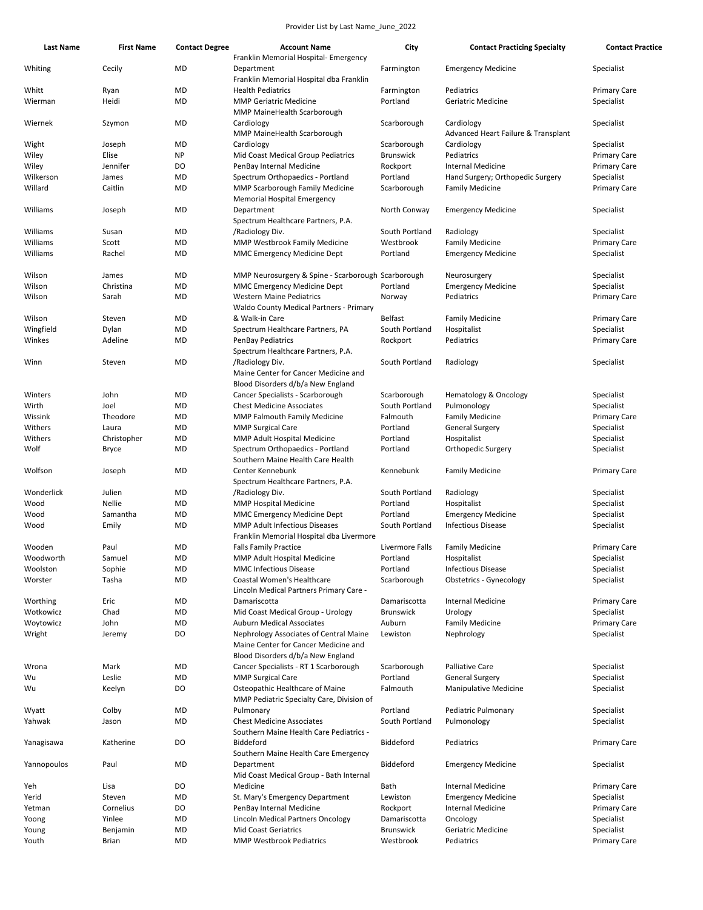Provider List by Last Name_June_2022

| Last Name | First Name | Contact Degree | Account Name | City | Contact Practicing Specialty | Contact Practice |
|---|---|---|---|---|---|---|
| Whiting | Cecily | MD | Franklin Memorial Hospital- Emergency Department | Farmington | Emergency Medicine | Specialist |
| Whitt | Ryan | MD | Franklin Memorial Hospital dba Franklin Health Pediatrics | Farmington | Pediatrics | Primary Care |
| Wierman | Heidi | MD | MMP Geriatric Medicine | Portland | Geriatric Medicine | Specialist |
| Wiernek | Szymon | MD | MMP MaineHealth Scarborough Cardiology | Scarborough | Cardiology | Specialist |
| Wight | Joseph | MD | MMP MaineHealth Scarborough Cardiology | Scarborough | Advanced Heart Failure & Transplant Cardiology | Specialist |
| Wiley | Elise | NP | Mid Coast Medical Group Pediatrics | Brunswick | Pediatrics | Primary Care |
| Wiley | Jennifer | DO | PenBay Internal Medicine | Rockport | Internal Medicine | Primary Care |
| Wilkerson | James | MD | Spectrum Orthopaedics - Portland | Portland | Hand Surgery; Orthopedic Surgery | Specialist |
| Willard | Caitlin | MD | MMP Scarborough Family Medicine | Scarborough | Family Medicine | Primary Care |
| Williams | Joseph | MD | Memorial Hospital Emergency Department | North Conway | Emergency Medicine | Specialist |
| Williams | Susan | MD | Spectrum Healthcare Partners, P.A. /Radiology Div. | South Portland | Radiology | Specialist |
| Williams | Scott | MD | MMP Westbrook Family Medicine | Westbrook | Family Medicine | Primary Care |
| Williams | Rachel | MD | MMC Emergency Medicine Dept | Portland | Emergency Medicine | Specialist |
| Wilson | James | MD | MMP Neurosurgery & Spine - Scarborough | Scarborough | Neurosurgery | Specialist |
| Wilson | Christina | MD | MMC Emergency Medicine Dept | Portland | Emergency Medicine | Specialist |
| Wilson | Sarah | MD | Western Maine Pediatrics | Norway | Pediatrics | Primary Care |
| Wilson | Steven | MD | Waldo County Medical Partners - Primary & Walk-in Care | Belfast | Family Medicine | Primary Care |
| Wingfield | Dylan | MD | Spectrum Healthcare Partners, PA | South Portland | Hospitalist | Specialist |
| Winkes | Adeline | MD | PenBay Pediatrics | Rockport | Pediatrics | Primary Care |
| Winn | Steven | MD | Spectrum Healthcare Partners, P.A. /Radiology Div. | South Portland | Radiology | Specialist |
| Winters | John | MD | Maine Center for Cancer Medicine and Blood Disorders d/b/a New England Cancer Specialists - Scarborough | Scarborough | Hematology & Oncology | Specialist |
| Wirth | Joel | MD | Chest Medicine Associates | South Portland | Pulmonology | Specialist |
| Wissink | Theodore | MD | MMP Falmouth Family Medicine | Falmouth | Family Medicine | Primary Care |
| Withers | Laura | MD | MMP Surgical Care | Portland | General Surgery | Specialist |
| Withers | Christopher | MD | MMP Adult Hospital Medicine | Portland | Hospitalist | Specialist |
| Wolf | Bryce | MD | Spectrum Orthopaedics - Portland | Portland | Orthopedic Surgery | Specialist |
| Wolfson | Joseph | MD | Southern Maine Health Care Health Center Kennebunk | Kennebunk | Family Medicine | Primary Care |
| Wonderlick | Julien | MD | Spectrum Healthcare Partners, P.A. /Radiology Div. | South Portland | Radiology | Specialist |
| Wood | Nellie | MD | MMP Hospital Medicine | Portland | Hospitalist | Specialist |
| Wood | Samantha | MD | MMC Emergency Medicine Dept | Portland | Emergency Medicine | Specialist |
| Wood | Emily | MD | MMP Adult Infectious Diseases | South Portland | Infectious Disease | Specialist |
| Wooden | Paul | MD | Franklin Memorial Hospital dba Livermore Falls Family Practice | Livermore Falls | Family Medicine | Primary Care |
| Woodworth | Samuel | MD | MMP Adult Hospital Medicine | Portland | Hospitalist | Specialist |
| Woolston | Sophie | MD | MMC Infectious Disease | Portland | Infectious Disease | Specialist |
| Worster | Tasha | MD | Coastal Women's Healthcare | Scarborough | Obstetrics - Gynecology | Specialist |
| Worthing | Eric | MD | Lincoln Medical Partners Primary Care - Damariscotta | Damariscotta | Internal Medicine | Primary Care |
| Wotkowicz | Chad | MD | Mid Coast Medical Group - Urology | Brunswick | Urology | Specialist |
| Woytowicz | John | MD | Auburn Medical Associates | Auburn | Family Medicine | Primary Care |
| Wright | Jeremy | DO | Nephrology Associates of Central Maine | Lewiston | Nephrology | Specialist |
| Wrona | Mark | MD | Maine Center for Cancer Medicine and Blood Disorders d/b/a New England Cancer Specialists - RT 1 Scarborough | Scarborough | Palliative Care | Specialist |
| Wu | Leslie | MD | MMP Surgical Care | Portland | General Surgery | Specialist |
| Wu | Keelyn | DO | Osteopathic Healthcare of Maine | Falmouth | Manipulative Medicine | Specialist |
| Wyatt | Colby | MD | MMP Pediatric Specialty Care, Division of Pulmonary | Portland | Pediatric Pulmonary | Specialist |
| Yahwak | Jason | MD | Chest Medicine Associates | South Portland | Pulmonology | Specialist |
| Yanagisawa | Katherine | DO | Southern Maine Health Care Pediatrics - Biddeford | Biddeford | Pediatrics | Primary Care |
| Yannopoulos | Paul | MD | Southern Maine Health Care Emergency Department | Biddeford | Emergency Medicine | Specialist |
| Yeh | Lisa | DO | Mid Coast Medical Group - Bath Internal Medicine | Bath | Internal Medicine | Primary Care |
| Yerid | Steven | MD | St. Mary's Emergency Department | Lewiston | Emergency Medicine | Specialist |
| Yetman | Cornelius | DO | PenBay Internal Medicine | Rockport | Internal Medicine | Primary Care |
| Yoong | Yinlee | MD | Lincoln Medical Partners Oncology | Damariscotta | Oncology | Specialist |
| Young | Benjamin | MD | Mid Coast Geriatrics | Brunswick | Geriatric Medicine | Specialist |
| Youth | Brian | MD | MMP Westbrook Pediatrics | Westbrook | Pediatrics | Primary Care |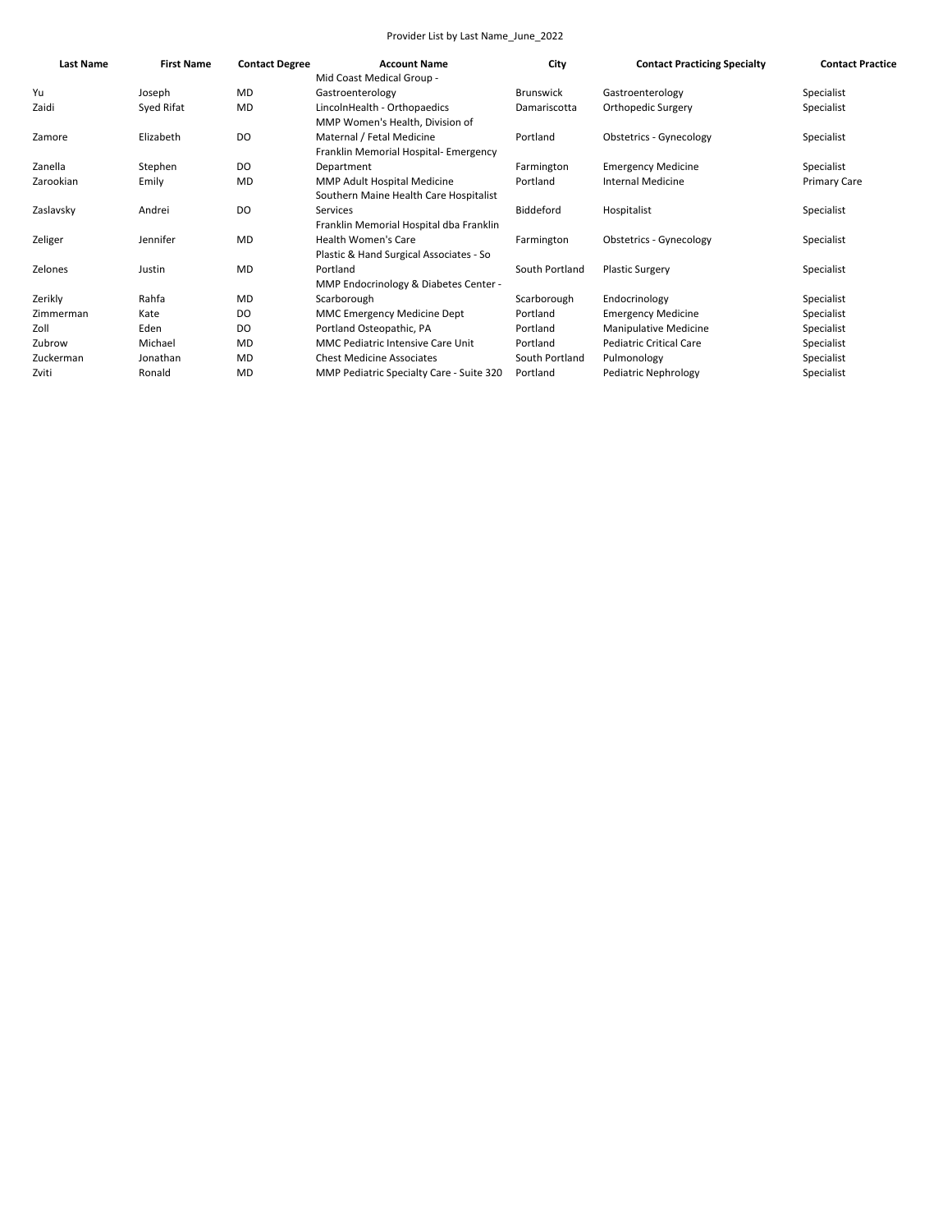Provider List by Last Name_June_2022

| Last Name | First Name | Contact Degree | Account Name | City | Contact Practicing Specialty | Contact Practice |
|---|---|---|---|---|---|---|
| Yu | Joseph | MD | Mid Coast Medical Group - Gastroenterology | Brunswick | Gastroenterology | Specialist |
| Zaidi | Syed Rifat | MD | LincolnHealth - Orthopaedics | Damariscotta | Orthopedic Surgery | Specialist |
| Zamore | Elizabeth | DO | MMP Women's Health, Division of Maternal / Fetal Medicine | Portland | Obstetrics - Gynecology | Specialist |
| Zanella | Stephen | DO | Franklin Memorial Hospital- Emergency Department | Farmington | Emergency Medicine | Specialist |
| Zarookian | Emily | MD | MMP Adult Hospital Medicine | Portland | Internal Medicine | Primary Care |
| Zaslavsky | Andrei | DO | Southern Maine Health Care Hospitalist Services | Biddeford | Hospitalist | Specialist |
| Zeliger | Jennifer | MD | Franklin Memorial Hospital dba Franklin Health Women's Care | Farmington | Obstetrics - Gynecology | Specialist |
| Zelones | Justin | MD | Plastic & Hand Surgical Associates - So Portland | South Portland | Plastic Surgery | Specialist |
| Zerikly | Rahfa | MD | MMP Endocrinology & Diabetes Center - Scarborough | Scarborough | Endocrinology | Specialist |
| Zimmerman | Kate | DO | MMC Emergency Medicine Dept | Portland | Emergency Medicine | Specialist |
| Zoll | Eden | DO | Portland Osteopathic, PA | Portland | Manipulative Medicine | Specialist |
| Zubrow | Michael | MD | MMC Pediatric Intensive Care Unit | Portland | Pediatric Critical Care | Specialist |
| Zuckerman | Jonathan | MD | Chest Medicine Associates | South Portland | Pulmonology | Specialist |
| Zviti | Ronald | MD | MMP Pediatric Specialty Care - Suite 320 | Portland | Pediatric Nephrology | Specialist |